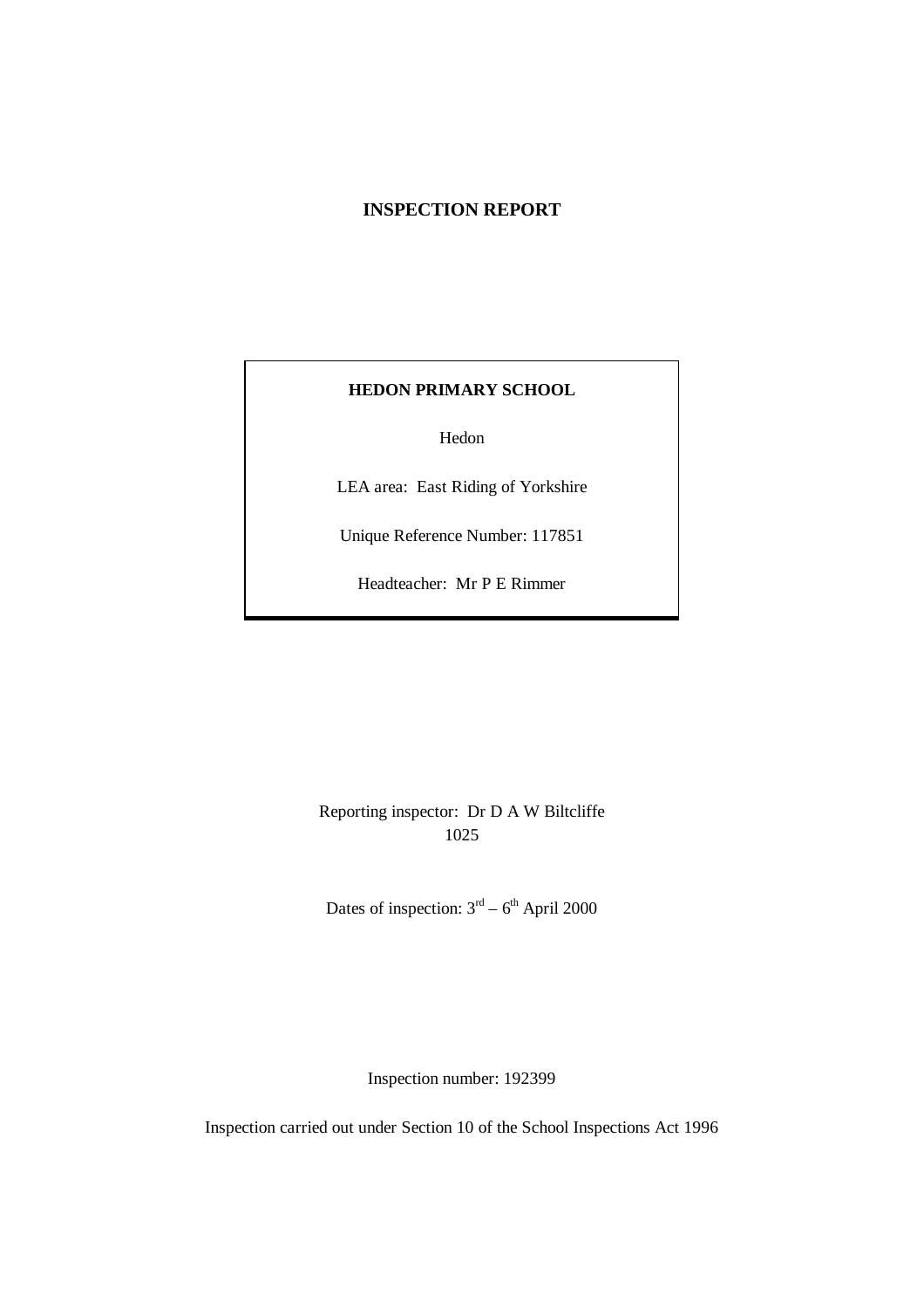# INSPECTION REPORT

**HEDON PRIMARY SCHOOL**

Hedon

LEA area: East Riding of Yorkshire

Unique Reference Number: 117851

Headteacher: Mr P E Rimmer

Reporting inspector: Dr D A W Biltcliffe
1025

Dates of inspection: 3rd – 6th April 2000

Inspection number: 192399

Inspection carried out under Section 10 of the School Inspections Act 1996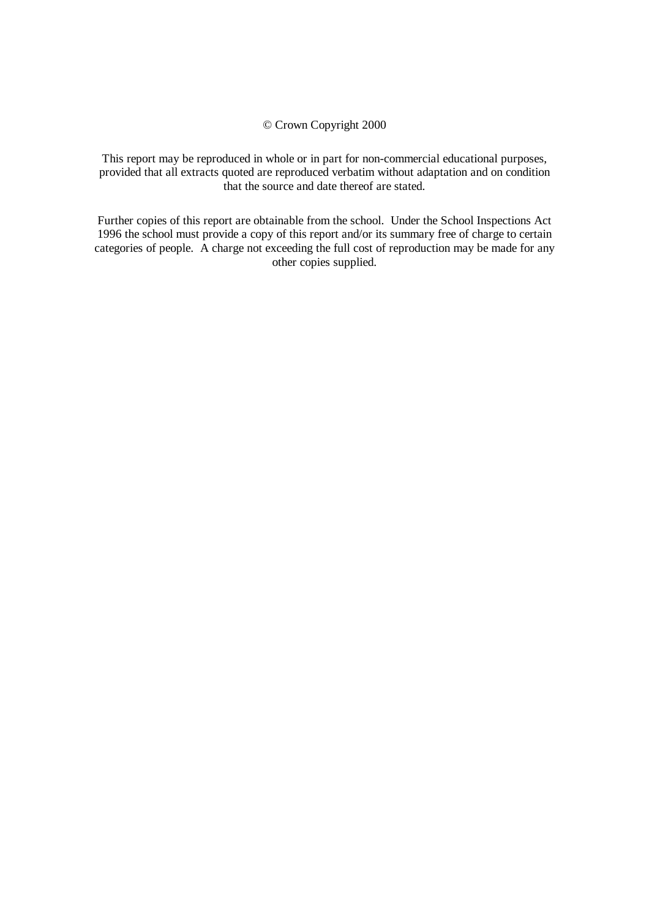© Crown Copyright 2000

This report may be reproduced in whole or in part for non-commercial educational purposes, provided that all extracts quoted are reproduced verbatim without adaptation and on condition that the source and date thereof are stated.

Further copies of this report are obtainable from the school. Under the School Inspections Act 1996 the school must provide a copy of this report and/or its summary free of charge to certain categories of people. A charge not exceeding the full cost of reproduction may be made for any other copies supplied.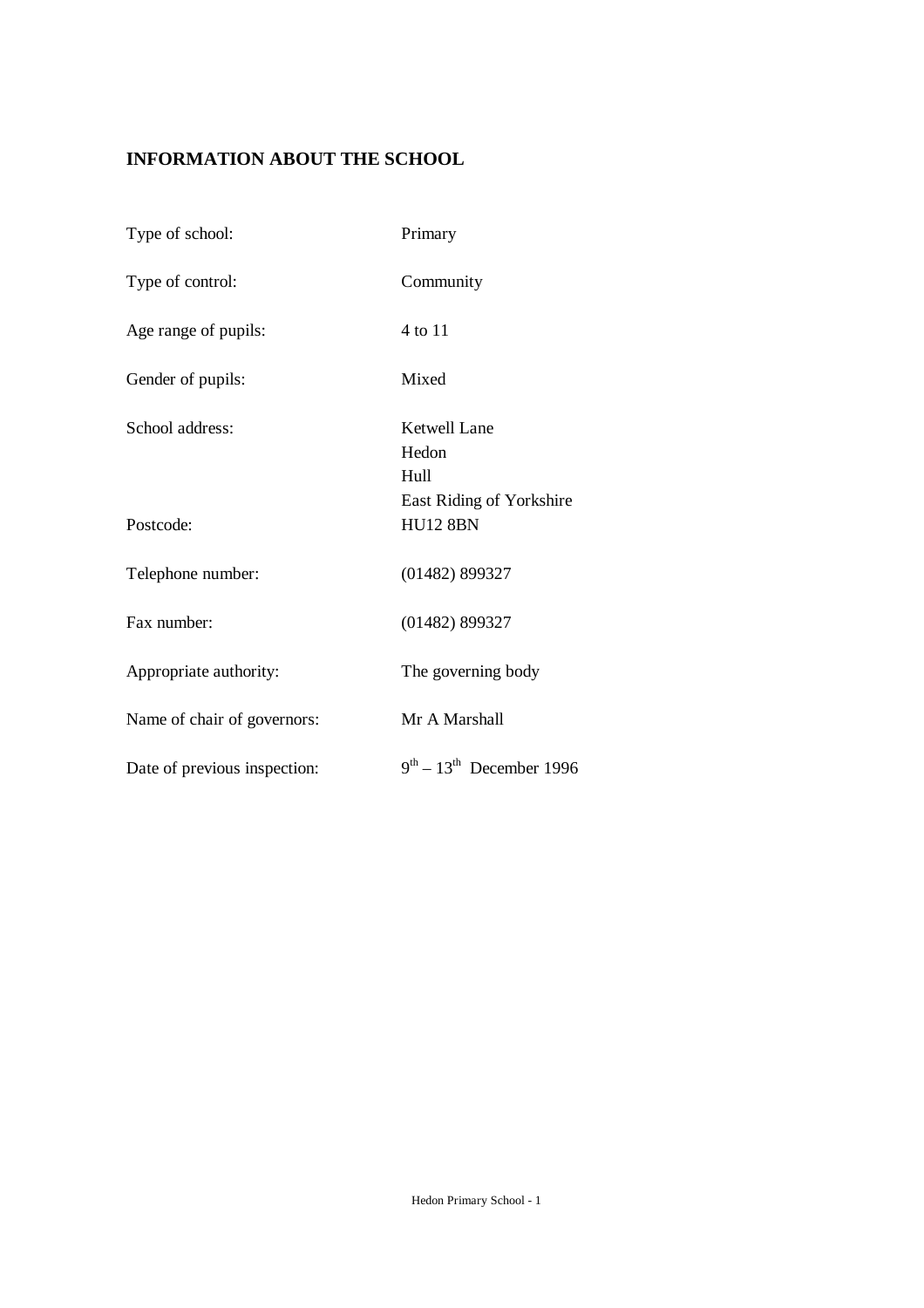## INFORMATION ABOUT THE SCHOOL

| | |
|---|---|
| Type of school: | Primary |
| Type of control: | Community |
| Age range of pupils: | 4 to 11 |
| Gender of pupils: | Mixed |
| School address: | Ketwell Lane<br>Hedon<br>Hull<br>East Riding of Yorkshire |
| Postcode: | HU12 8BN |
| Telephone number: | (01482) 899327 |
| Fax number: | (01482) 899327 |
| Appropriate authority: | The governing body |
| Name of chair of governors: | Mr A Marshall |
| Date of previous inspection: | 9th – 13th December 1996 |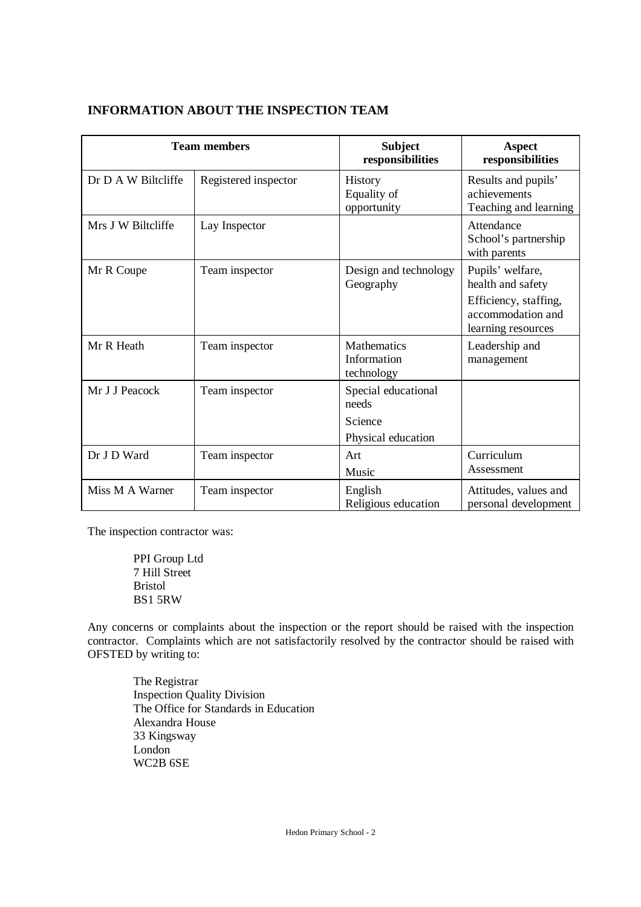## INFORMATION ABOUT THE INSPECTION TEAM

| Team members | | Subject responsibilities | Aspect responsibilities |
|---|---|---|---|
| Dr D A W Biltcliffe | Registered inspector | History<br>Equality of opportunity | Results and pupils' achievements<br>Teaching and learning |
| Mrs J W Biltcliffe | Lay Inspector | | Attendance<br>School's partnership with parents |
| Mr R Coupe | Team inspector | Design and technology<br>Geography | Pupils' welfare, health and safety<br>Efficiency, staffing, accommodation and learning resources |
| Mr R Heath | Team inspector | Mathematics<br>Information technology | Leadership and management |
| Mr J J Peacock | Team inspector | Special educational needs<br>Science<br>Physical education | |
| Dr J D Ward | Team inspector | Art<br>Music | Curriculum<br>Assessment |
| Miss M A Warner | Team inspector | English<br>Religious education | Attitudes, values and personal development |

The inspection contractor was:

PI Group Ltd
7 Hill Street
Bristol
BS1 5RW

Any concerns or complaints about the inspection or the report should be raised with the inspection contractor. Complaints which are not satisfactorily resolved by the contractor should be raised with OFSTED by writing to:

The Registrar
Inspection Quality Division
The Office for Standards in Education
Alexandra House
33 Kingsway
London
WC2B 6SE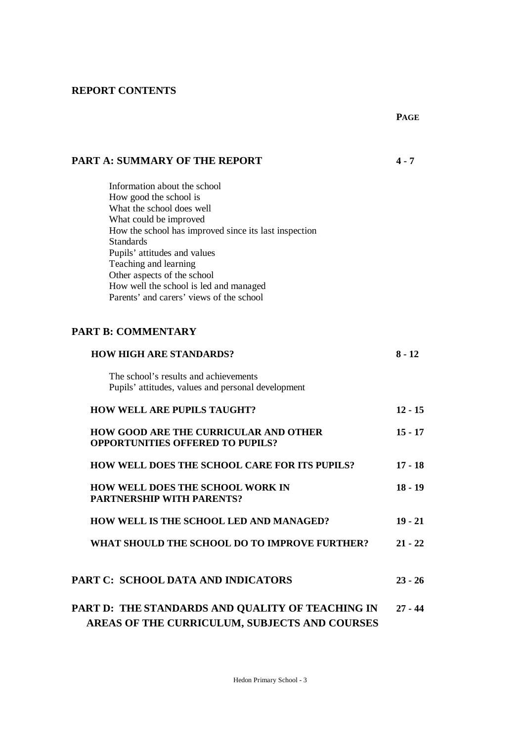## REPORT CONTENTS

| | PAGE |
|---|---|
| **PART A: SUMMARY OF THE REPORT** | **4 - 7** |
| Information about the school<br>How good the school is<br>What the school does well<br>What could be improved<br>How the school has improved since its last inspection<br>Standards<br>Pupils' attitudes and values<br>Teaching and learning<br>Other aspects of the school<br>How well the school is led and managed<br>Parents' and carers' views of the school | |
| **PART B: COMMENTARY** | |
| **HOW HIGH ARE STANDARDS?** | **8 - 12** |
| The school's results and achievements<br>Pupils' attitudes, values and personal development | |
| **HOW WELL ARE PUPILS TAUGHT?** | **12 - 15** |
| **HOW GOOD ARE THE CURRICULAR AND OTHER OPPORTUNITIES OFFERED TO PUPILS?** | **15 - 17** |
| **HOW WELL DOES THE SCHOOL CARE FOR ITS PUPILS?** | **17 - 18** |
| **HOW WELL DOES THE SCHOOL WORK IN PARTNERSHIP WITH PARENTS?** | **18 - 19** |
| **HOW WELL IS THE SCHOOL LED AND MANAGED?** | **19 - 21** |
| **WHAT SHOULD THE SCHOOL DO TO IMPROVE FURTHER?** | **21 - 22** |
| **PART C: SCHOOL DATA AND INDICATORS** | **23 - 26** |
| **PART D: THE STANDARDS AND QUALITY OF TEACHING IN AREAS OF THE CURRICULUM, SUBJECTS AND COURSES** | **27 - 44** |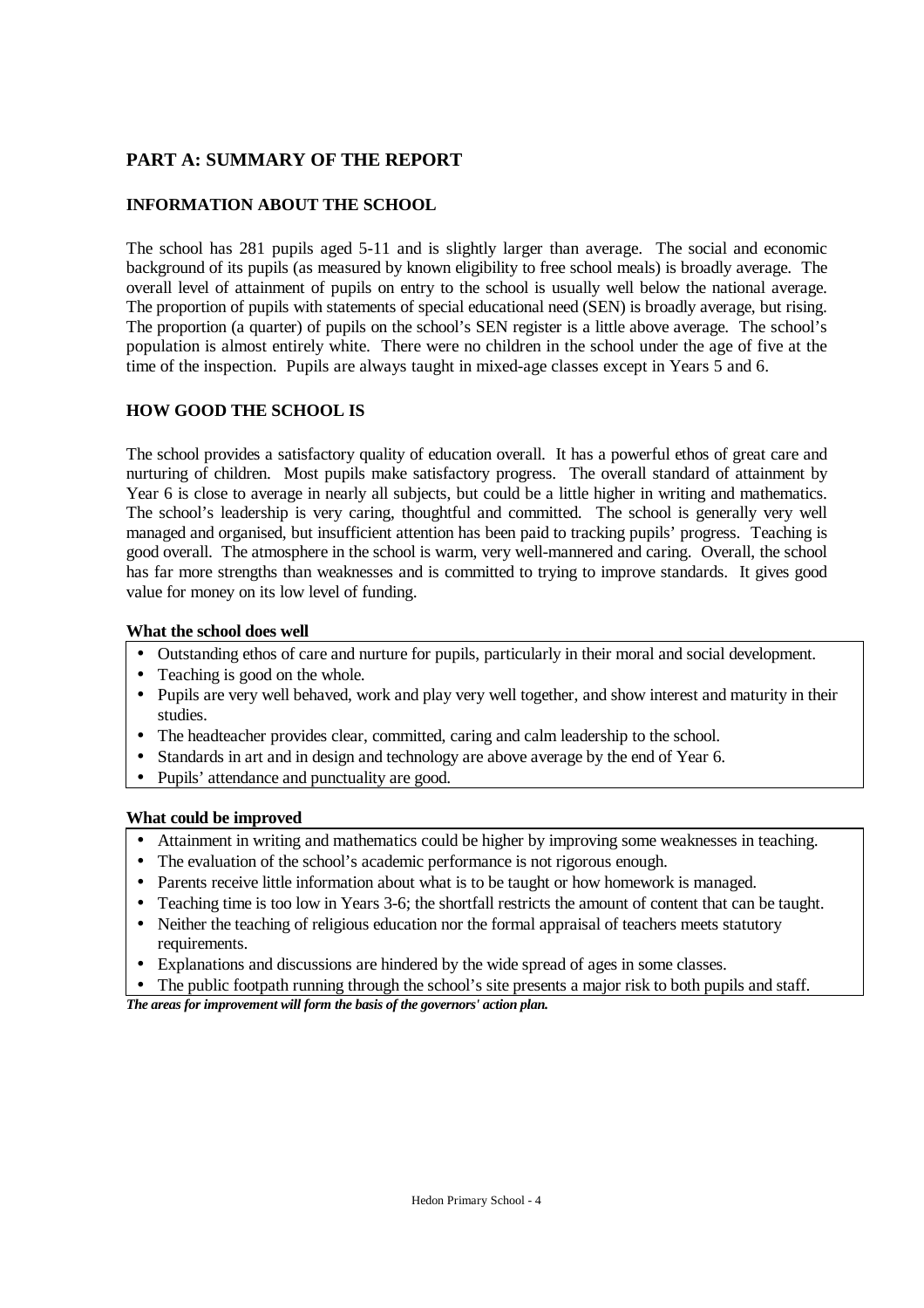## PART A: SUMMARY OF THE REPORT

### INFORMATION ABOUT THE SCHOOL

The school has 281 pupils aged 5-11 and is slightly larger than average. The social and economic background of its pupils (as measured by known eligibility to free school meals) is broadly average. The overall level of attainment of pupils on entry to the school is usually well below the national average. The proportion of pupils with statements of special educational need (SEN) is broadly average, but rising. The proportion (a quarter) of pupils on the school's SEN register is a little above average. The school's population is almost entirely white. There were no children in the school under the age of five at the time of the inspection. Pupils are always taught in mixed-age classes except in Years 5 and 6.

### HOW GOOD THE SCHOOL IS

The school provides a satisfactory quality of education overall. It has a powerful ethos of great care and nurturing of children. Most pupils make satisfactory progress. The overall standard of attainment by Year 6 is close to average in nearly all subjects, but could be a little higher in writing and mathematics. The school's leadership is very caring, thoughtful and committed. The school is generally very well managed and organised, but insufficient attention has been paid to tracking pupils' progress. Teaching is good overall. The atmosphere in the school is warm, very well-mannered and caring. Overall, the school has far more strengths than weaknesses and is committed to trying to improve standards. It gives good value for money on its low level of funding.

**What the school does well**

- Outstanding ethos of care and nurture for pupils, particularly in their moral and social development.
- Teaching is good on the whole.
- Pupils are very well behaved, work and play very well together, and show interest and maturity in their studies.
- The headteacher provides clear, committed, caring and calm leadership to the school.
- Standards in art and in design and technology are above average by the end of Year 6.
- Pupils' attendance and punctuality are good.

**What could be improved**

- Attainment in writing and mathematics could be higher by improving some weaknesses in teaching.
- The evaluation of the school's academic performance is not rigorous enough.
- Parents receive little information about what is to be taught or how homework is managed.
- Teaching time is too low in Years 3-6; the shortfall restricts the amount of content that can be taught.
- Neither the teaching of religious education nor the formal appraisal of teachers meets statutory requirements.
- Explanations and discussions are hindered by the wide spread of ages in some classes.
- The public footpath running through the school's site presents a major risk to both pupils and staff.

***The areas for improvement will form the basis of the governors' action plan.***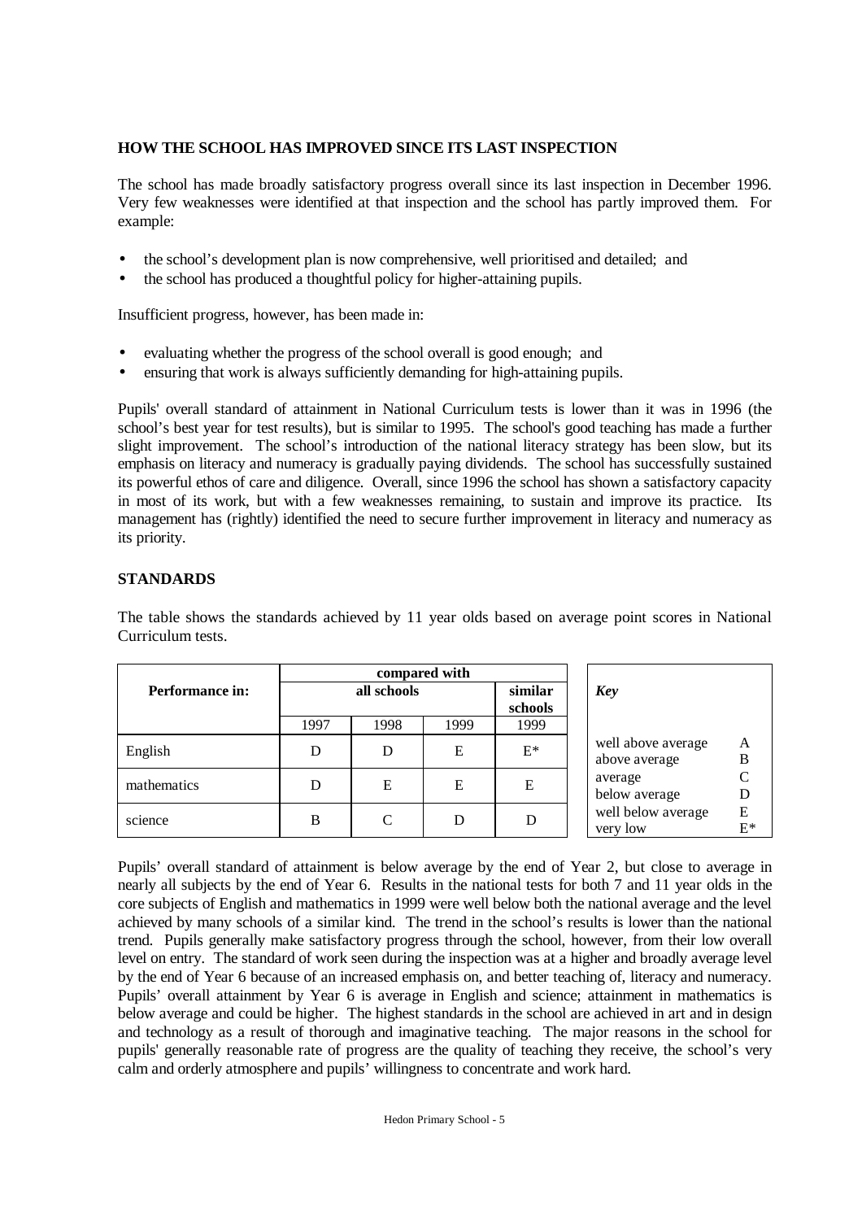## HOW THE SCHOOL HAS IMPROVED SINCE ITS LAST INSPECTION

The school has made broadly satisfactory progress overall since its last inspection in December 1996. Very few weaknesses were identified at that inspection and the school has partly improved them. For example:

- the school's development plan is now comprehensive, well prioritised and detailed; and
- the school has produced a thoughtful policy for higher-attaining pupils.

Insufficient progress, however, has been made in:

- evaluating whether the progress of the school overall is good enough; and
- ensuring that work is always sufficiently demanding for high-attaining pupils.

Pupils' overall standard of attainment in National Curriculum tests is lower than it was in 1996 (the school's best year for test results), but is similar to 1995. The school's good teaching has made a further slight improvement. The school's introduction of the national literacy strategy has been slow, but its emphasis on literacy and numeracy is gradually paying dividends. The school has successfully sustained its powerful ethos of care and diligence. Overall, since 1996 the school has shown a satisfactory capacity in most of its work, but with a few weaknesses remaining, to sustain and improve its practice. Its management has (rightly) identified the need to secure further improvement in literacy and numeracy as its priority.

## STANDARDS

The table shows the standards achieved by 11 year olds based on average point scores in National Curriculum tests.

| Performance in: | compared with | | | |
|---|---|---|---|---|
| | all schools | | | similar schools |
| | 1997 | 1998 | 1999 | 1999 |
| English | D | D | E | E* |
| mathematics | D | E | E | E |
| science | B | C | D | D |

| *Key* | |
|---|---|
| well above average | A |
| above average | B |
| average | C |
| below average | D |
| well below average | E |
| very low | E* |

Pupils' overall standard of attainment is below average by the end of Year 2, but close to average in nearly all subjects by the end of Year 6. Results in the national tests for both 7 and 11 year olds in the core subjects of English and mathematics in 1999 were well below both the national average and the level achieved by many schools of a similar kind. The trend in the school's results is lower than the national trend. Pupils generally make satisfactory progress through the school, however, from their low overall level on entry. The standard of work seen during the inspection was at a higher and broadly average level by the end of Year 6 because of an increased emphasis on, and better teaching of, literacy and numeracy. Pupils' overall attainment by Year 6 is average in English and science; attainment in mathematics is below average and could be higher. The highest standards in the school are achieved in art and in design and technology as a result of thorough and imaginative teaching. The major reasons in the school for pupils' generally reasonable rate of progress are the quality of teaching they receive, the school's very calm and orderly atmosphere and pupils' willingness to concentrate and work hard.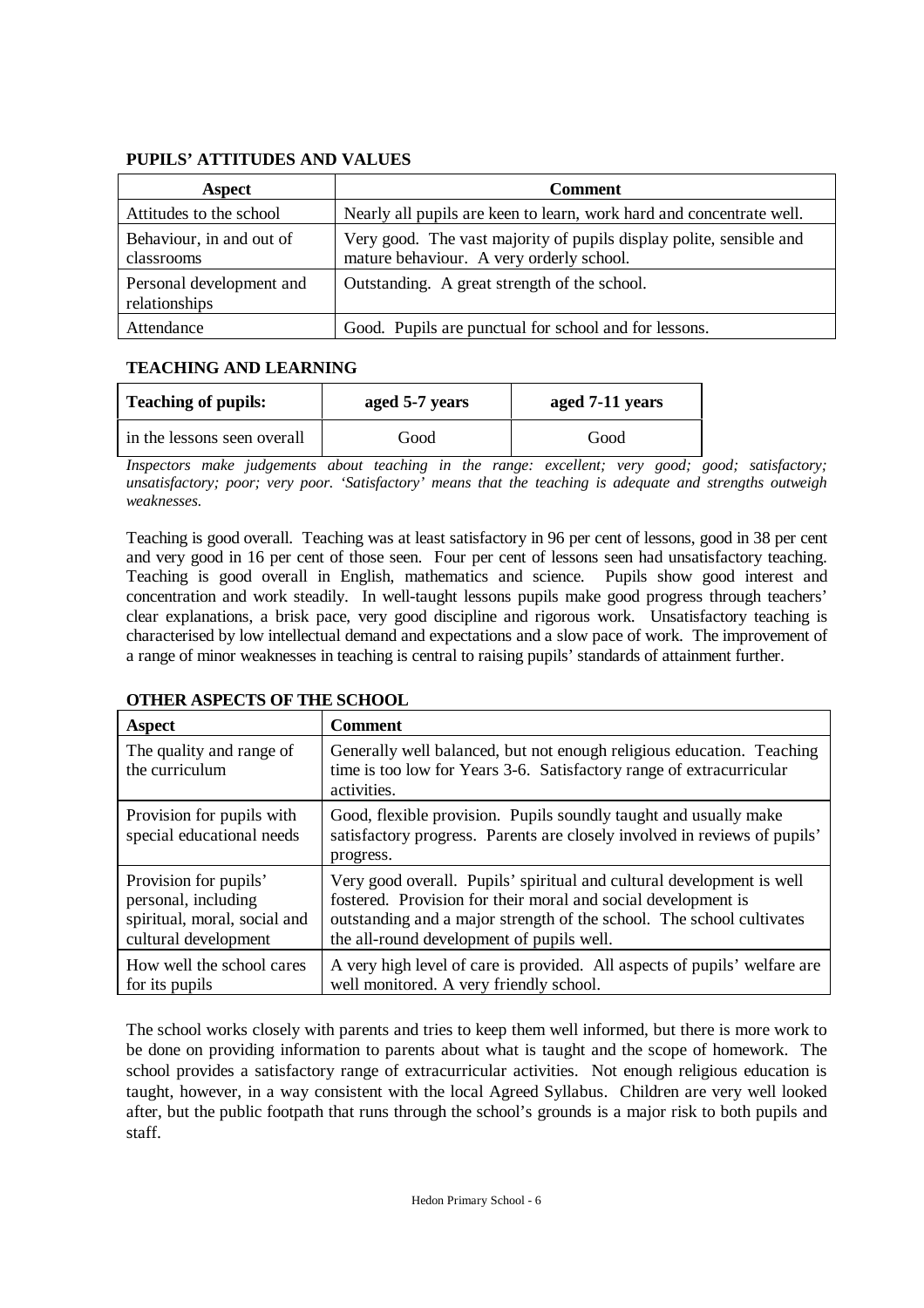**PUPILS' ATTITUDES AND VALUES**

| Aspect | Comment |
|---|---|
| Attitudes to the school | Nearly all pupils are keen to learn, work hard and concentrate well. |
| Behaviour, in and out of classrooms | Very good. The vast majority of pupils display polite, sensible and mature behaviour. A very orderly school. |
| Personal development and relationships | Outstanding. A great strength of the school. |
| Attendance | Good. Pupils are punctual for school and for lessons. |

**TEACHING AND LEARNING**

| Teaching of pupils: | aged 5-7 years | aged 7-11 years |
|---|---|---|
| in the lessons seen overall | Good | Good |

*Inspectors make judgements about teaching in the range: excellent; very good; good; satisfactory; unsatisfactory; poor; very poor. 'Satisfactory' means that the teaching is adequate and strengths outweigh weaknesses.*

Teaching is good overall. Teaching was at least satisfactory in 96 per cent of lessons, good in 38 per cent and very good in 16 per cent of those seen. Four per cent of lessons seen had unsatisfactory teaching. Teaching is good overall in English, mathematics and science. Pupils show good interest and concentration and work steadily. In well-taught lessons pupils make good progress through teachers' clear explanations, a brisk pace, very good discipline and rigorous work. Unsatisfactory teaching is characterised by low intellectual demand and expectations and a slow pace of work. The improvement of a range of minor weaknesses in teaching is central to raising pupils' standards of attainment further.

**OTHER ASPECTS OF THE SCHOOL**

| Aspect | Comment |
|---|---|
| The quality and range of the curriculum | Generally well balanced, but not enough religious education. Teaching time is too low for Years 3-6. Satisfactory range of extracurricular activities. |
| Provision for pupils with special educational needs | Good, flexible provision. Pupils soundly taught and usually make satisfactory progress. Parents are closely involved in reviews of pupils' progress. |
| Provision for pupils' personal, including spiritual, moral, social and cultural development | Very good overall. Pupils' spiritual and cultural development is well fostered. Provision for their moral and social development is outstanding and a major strength of the school. The school cultivates the all-round development of pupils well. |
| How well the school cares for its pupils | A very high level of care is provided. All aspects of pupils' welfare are well monitored. A very friendly school. |

The school works closely with parents and tries to keep them well informed, but there is more work to be done on providing information to parents about what is taught and the scope of homework. The school provides a satisfactory range of extracurricular activities. Not enough religious education is taught, however, in a way consistent with the local Agreed Syllabus. Children are very well looked after, but the public footpath that runs through the school's grounds is a major risk to both pupils and staff.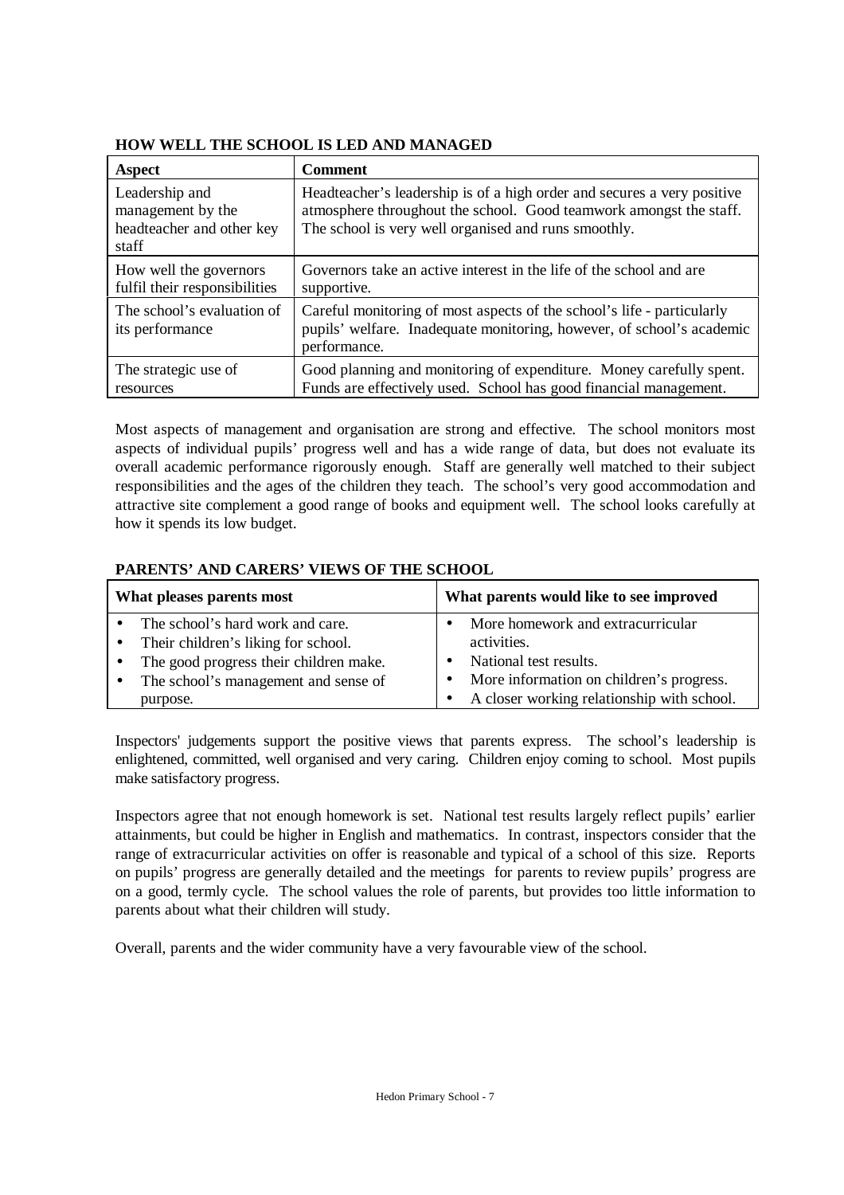## HOW WELL THE SCHOOL IS LED AND MANAGED

| Aspect | Comment |
|---|---|
| Leadership and management by the headteacher and other key staff | Headteacher's leadership is of a high order and secures a very positive atmosphere throughout the school. Good teamwork amongst the staff. The school is very well organised and runs smoothly. |
| How well the governors fulfil their responsibilities | Governors take an active interest in the life of the school and are supportive. |
| The school's evaluation of its performance | Careful monitoring of most aspects of the school's life - particularly pupils' welfare. Inadequate monitoring, however, of school's academic performance. |
| The strategic use of resources | Good planning and monitoring of expenditure. Money carefully spent. Funds are effectively used. School has good financial management. |

Most aspects of management and organisation are strong and effective. The school monitors most aspects of individual pupils' progress well and has a wide range of data, but does not evaluate its overall academic performance rigorously enough. Staff are generally well matched to their subject responsibilities and the ages of the children they teach. The school's very good accommodation and attractive site complement a good range of books and equipment well. The school looks carefully at how it spends its low budget.

## PARENTS' AND CARERS' VIEWS OF THE SCHOOL

| What pleases parents most | What parents would like to see improved |
|---|---|
| • The school's hard work and care.<br>• Their children's liking for school.<br>• The good progress their children make.<br>• The school's management and sense of purpose. | • More homework and extracurricular activities.<br>• National test results.<br>• More information on children's progress.<br>• A closer working relationship with school. |

Inspectors' judgements support the positive views that parents express. The school's leadership is enlightened, committed, well organised and very caring. Children enjoy coming to school. Most pupils make satisfactory progress.

Inspectors agree that not enough homework is set. National test results largely reflect pupils' earlier attainments, but could be higher in English and mathematics. In contrast, inspectors consider that the range of extracurricular activities on offer is reasonable and typical of a school of this size. Reports on pupils' progress are generally detailed and the meetings for parents to review pupils' progress are on a good, termly cycle. The school values the role of parents, but provides too little information to parents about what their children will study.

Overall, parents and the wider community have a very favourable view of the school.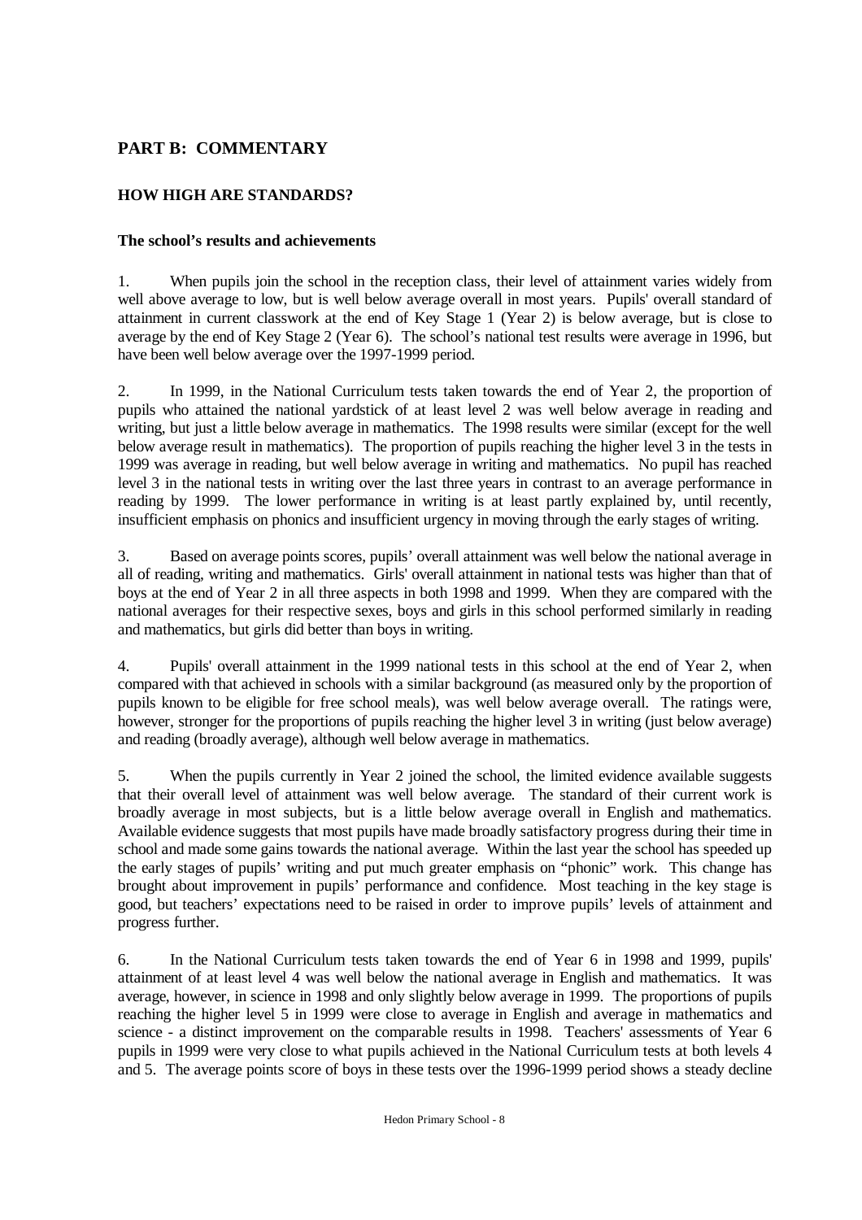## PART B: COMMENTARY

### HOW HIGH ARE STANDARDS?

#### The school's results and achievements

1. When pupils join the school in the reception class, their level of attainment varies widely from well above average to low, but is well below average overall in most years. Pupils' overall standard of attainment in current classwork at the end of Key Stage 1 (Year 2) is below average, but is close to average by the end of Key Stage 2 (Year 6). The school's national test results were average in 1996, but have been well below average over the 1997-1999 period.

2. In 1999, in the National Curriculum tests taken towards the end of Year 2, the proportion of pupils who attained the national yardstick of at least level 2 was well below average in reading and writing, but just a little below average in mathematics. The 1998 results were similar (except for the well below average result in mathematics). The proportion of pupils reaching the higher level 3 in the tests in 1999 was average in reading, but well below average in writing and mathematics. No pupil has reached level 3 in the national tests in writing over the last three years in contrast to an average performance in reading by 1999. The lower performance in writing is at least partly explained by, until recently, insufficient emphasis on phonics and insufficient urgency in moving through the early stages of writing.

3. Based on average points scores, pupils' overall attainment was well below the national average in all of reading, writing and mathematics. Girls' overall attainment in national tests was higher than that of boys at the end of Year 2 in all three aspects in both 1998 and 1999. When they are compared with the national averages for their respective sexes, boys and girls in this school performed similarly in reading and mathematics, but girls did better than boys in writing.

4. Pupils' overall attainment in the 1999 national tests in this school at the end of Year 2, when compared with that achieved in schools with a similar background (as measured only by the proportion of pupils known to be eligible for free school meals), was well below average overall. The ratings were, however, stronger for the proportions of pupils reaching the higher level 3 in writing (just below average) and reading (broadly average), although well below average in mathematics.

5. When the pupils currently in Year 2 joined the school, the limited evidence available suggests that their overall level of attainment was well below average. The standard of their current work is broadly average in most subjects, but is a little below average overall in English and mathematics. Available evidence suggests that most pupils have made broadly satisfactory progress during their time in school and made some gains towards the national average. Within the last year the school has speeded up the early stages of pupils' writing and put much greater emphasis on "phonic" work. This change has brought about improvement in pupils' performance and confidence. Most teaching in the key stage is good, but teachers' expectations need to be raised in order to improve pupils' levels of attainment and progress further.

6. In the National Curriculum tests taken towards the end of Year 6 in 1998 and 1999, pupils' attainment of at least level 4 was well below the national average in English and mathematics. It was average, however, in science in 1998 and only slightly below average in 1999. The proportions of pupils reaching the higher level 5 in 1999 were close to average in English and average in mathematics and science - a distinct improvement on the comparable results in 1998. Teachers' assessments of Year 6 pupils in 1999 were very close to what pupils achieved in the National Curriculum tests at both levels 4 and 5. The average points score of boys in these tests over the 1996-1999 period shows a steady decline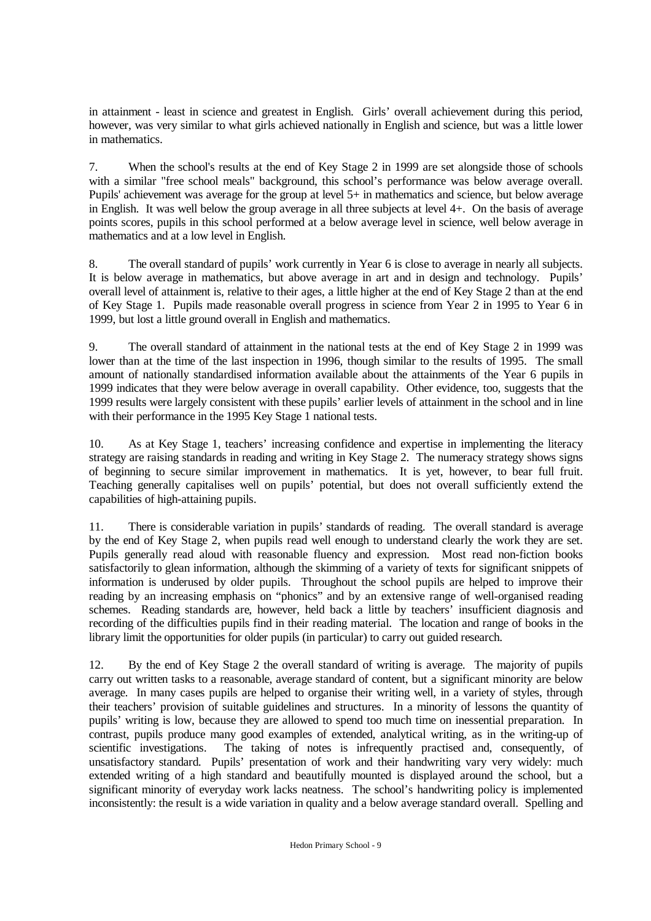in attainment - least in science and greatest in English. Girls' overall achievement during this period, however, was very similar to what girls achieved nationally in English and science, but was a little lower in mathematics.

7. When the school's results at the end of Key Stage 2 in 1999 are set alongside those of schools with a similar "free school meals" background, this school's performance was below average overall. Pupils' achievement was average for the group at level 5+ in mathematics and science, but below average in English. It was well below the group average in all three subjects at level 4+. On the basis of average points scores, pupils in this school performed at a below average level in science, well below average in mathematics and at a low level in English.

8. The overall standard of pupils' work currently in Year 6 is close to average in nearly all subjects. It is below average in mathematics, but above average in art and in design and technology. Pupils' overall level of attainment is, relative to their ages, a little higher at the end of Key Stage 2 than at the end of Key Stage 1. Pupils made reasonable overall progress in science from Year 2 in 1995 to Year 6 in 1999, but lost a little ground overall in English and mathematics.

9. The overall standard of attainment in the national tests at the end of Key Stage 2 in 1999 was lower than at the time of the last inspection in 1996, though similar to the results of 1995. The small amount of nationally standardised information available about the attainments of the Year 6 pupils in 1999 indicates that they were below average in overall capability. Other evidence, too, suggests that the 1999 results were largely consistent with these pupils' earlier levels of attainment in the school and in line with their performance in the 1995 Key Stage 1 national tests.

10. As at Key Stage 1, teachers' increasing confidence and expertise in implementing the literacy strategy are raising standards in reading and writing in Key Stage 2. The numeracy strategy shows signs of beginning to secure similar improvement in mathematics. It is yet, however, to bear full fruit. Teaching generally capitalises well on pupils' potential, but does not overall sufficiently extend the capabilities of high-attaining pupils.

11. There is considerable variation in pupils' standards of reading. The overall standard is average by the end of Key Stage 2, when pupils read well enough to understand clearly the work they are set. Pupils generally read aloud with reasonable fluency and expression. Most read non-fiction books satisfactorily to glean information, although the skimming of a variety of texts for significant snippets of information is underused by older pupils. Throughout the school pupils are helped to improve their reading by an increasing emphasis on "phonics" and by an extensive range of well-organised reading schemes. Reading standards are, however, held back a little by teachers' insufficient diagnosis and recording of the difficulties pupils find in their reading material. The location and range of books in the library limit the opportunities for older pupils (in particular) to carry out guided research.

12. By the end of Key Stage 2 the overall standard of writing is average. The majority of pupils carry out written tasks to a reasonable, average standard of content, but a significant minority are below average. In many cases pupils are helped to organise their writing well, in a variety of styles, through their teachers' provision of suitable guidelines and structures. In a minority of lessons the quantity of pupils' writing is low, because they are allowed to spend too much time on inessential preparation. In contrast, pupils produce many good examples of extended, analytical writing, as in the writing-up of scientific investigations. The taking of notes is infrequently practised and, consequently, of unsatisfactory standard. Pupils' presentation of work and their handwriting vary very widely: much extended writing of a high standard and beautifully mounted is displayed around the school, but a significant minority of everyday work lacks neatness. The school's handwriting policy is implemented inconsistently: the result is a wide variation in quality and a below average standard overall. Spelling and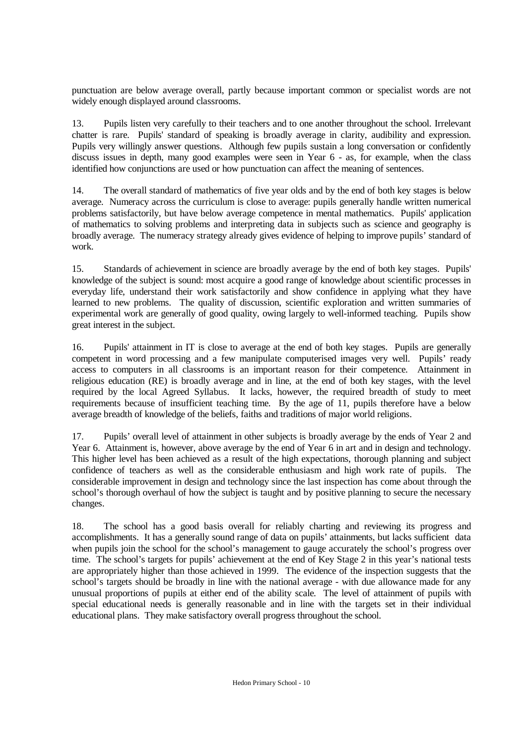punctuation are below average overall, partly because important common or specialist words are not widely enough displayed around classrooms.

13. Pupils listen very carefully to their teachers and to one another throughout the school. Irrelevant chatter is rare. Pupils' standard of speaking is broadly average in clarity, audibility and expression. Pupils very willingly answer questions. Although few pupils sustain a long conversation or confidently discuss issues in depth, many good examples were seen in Year 6 - as, for example, when the class identified how conjunctions are used or how punctuation can affect the meaning of sentences.

14. The overall standard of mathematics of five year olds and by the end of both key stages is below average. Numeracy across the curriculum is close to average: pupils generally handle written numerical problems satisfactorily, but have below average competence in mental mathematics. Pupils' application of mathematics to solving problems and interpreting data in subjects such as science and geography is broadly average. The numeracy strategy already gives evidence of helping to improve pupils' standard of work.

15. Standards of achievement in science are broadly average by the end of both key stages. Pupils' knowledge of the subject is sound: most acquire a good range of knowledge about scientific processes in everyday life, understand their work satisfactorily and show confidence in applying what they have learned to new problems. The quality of discussion, scientific exploration and written summaries of experimental work are generally of good quality, owing largely to well-informed teaching. Pupils show great interest in the subject.

16. Pupils' attainment in IT is close to average at the end of both key stages. Pupils are generally competent in word processing and a few manipulate computerised images very well. Pupils' ready access to computers in all classrooms is an important reason for their competence. Attainment in religious education (RE) is broadly average and in line, at the end of both key stages, with the level required by the local Agreed Syllabus. It lacks, however, the required breadth of study to meet requirements because of insufficient teaching time. By the age of 11, pupils therefore have a below average breadth of knowledge of the beliefs, faiths and traditions of major world religions.

17. Pupils' overall level of attainment in other subjects is broadly average by the ends of Year 2 and Year 6. Attainment is, however, above average by the end of Year 6 in art and in design and technology. This higher level has been achieved as a result of the high expectations, thorough planning and subject confidence of teachers as well as the considerable enthusiasm and high work rate of pupils. The considerable improvement in design and technology since the last inspection has come about through the school's thorough overhaul of how the subject is taught and by positive planning to secure the necessary changes.

18. The school has a good basis overall for reliably charting and reviewing its progress and accomplishments. It has a generally sound range of data on pupils' attainments, but lacks sufficient data when pupils join the school for the school's management to gauge accurately the school's progress over time. The school's targets for pupils' achievement at the end of Key Stage 2 in this year's national tests are appropriately higher than those achieved in 1999. The evidence of the inspection suggests that the school's targets should be broadly in line with the national average - with due allowance made for any unusual proportions of pupils at either end of the ability scale. The level of attainment of pupils with special educational needs is generally reasonable and in line with the targets set in their individual educational plans. They make satisfactory overall progress throughout the school.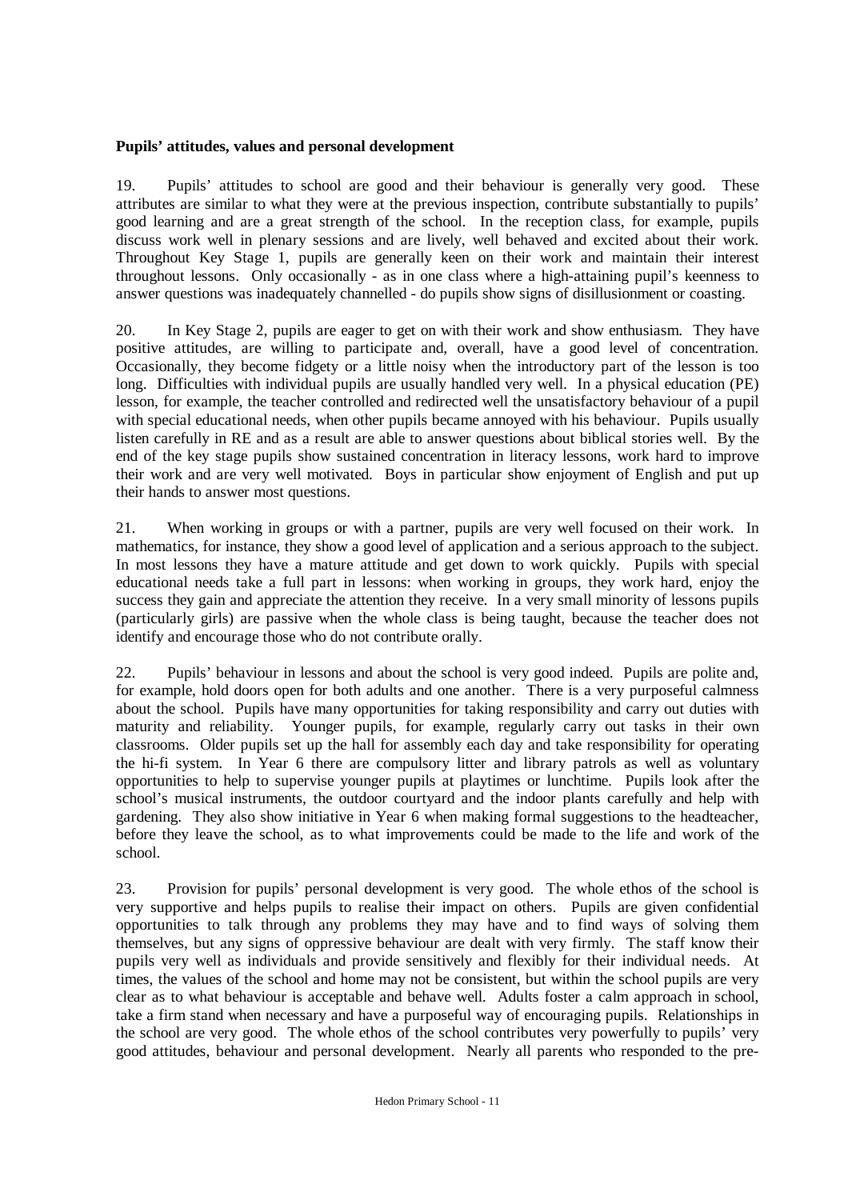**Pupils' attitudes, values and personal development**

19. Pupils' attitudes to school are good and their behaviour is generally very good. These attributes are similar to what they were at the previous inspection, contribute substantially to pupils' good learning and are a great strength of the school. In the reception class, for example, pupils discuss work well in plenary sessions and are lively, well behaved and excited about their work. Throughout Key Stage 1, pupils are generally keen on their work and maintain their interest throughout lessons. Only occasionally - as in one class where a high-attaining pupil's keenness to answer questions was inadequately channelled - do pupils show signs of disillusionment or coasting.

20. In Key Stage 2, pupils are eager to get on with their work and show enthusiasm. They have positive attitudes, are willing to participate and, overall, have a good level of concentration. Occasionally, they become fidgety or a little noisy when the introductory part of the lesson is too long. Difficulties with individual pupils are usually handled very well. In a physical education (PE) lesson, for example, the teacher controlled and redirected well the unsatisfactory behaviour of a pupil with special educational needs, when other pupils became annoyed with his behaviour. Pupils usually listen carefully in RE and as a result are able to answer questions about biblical stories well. By the end of the key stage pupils show sustained concentration in literacy lessons, work hard to improve their work and are very well motivated. Boys in particular show enjoyment of English and put up their hands to answer most questions.

21. When working in groups or with a partner, pupils are very well focused on their work. In mathematics, for instance, they show a good level of application and a serious approach to the subject. In most lessons they have a mature attitude and get down to work quickly. Pupils with special educational needs take a full part in lessons: when working in groups, they work hard, enjoy the success they gain and appreciate the attention they receive. In a very small minority of lessons pupils (particularly girls) are passive when the whole class is being taught, because the teacher does not identify and encourage those who do not contribute orally.

22. Pupils' behaviour in lessons and about the school is very good indeed. Pupils are polite and, for example, hold doors open for both adults and one another. There is a very purposeful calmness about the school. Pupils have many opportunities for taking responsibility and carry out duties with maturity and reliability. Younger pupils, for example, regularly carry out tasks in their own classrooms. Older pupils set up the hall for assembly each day and take responsibility for operating the hi-fi system. In Year 6 there are compulsory litter and library patrols as well as voluntary opportunities to help to supervise younger pupils at playtimes or lunchtime. Pupils look after the school's musical instruments, the outdoor courtyard and the indoor plants carefully and help with gardening. They also show initiative in Year 6 when making formal suggestions to the headteacher, before they leave the school, as to what improvements could be made to the life and work of the school.

23. Provision for pupils' personal development is very good. The whole ethos of the school is very supportive and helps pupils to realise their impact on others. Pupils are given confidential opportunities to talk through any problems they may have and to find ways of solving them themselves, but any signs of oppressive behaviour are dealt with very firmly. The staff know their pupils very well as individuals and provide sensitively and flexibly for their individual needs. At times, the values of the school and home may not be consistent, but within the school pupils are very clear as to what behaviour is acceptable and behave well. Adults foster a calm approach in school, take a firm stand when necessary and have a purposeful way of encouraging pupils. Relationships in the school are very good. The whole ethos of the school contributes very powerfully to pupils' very good attitudes, behaviour and personal development. Nearly all parents who responded to the pre-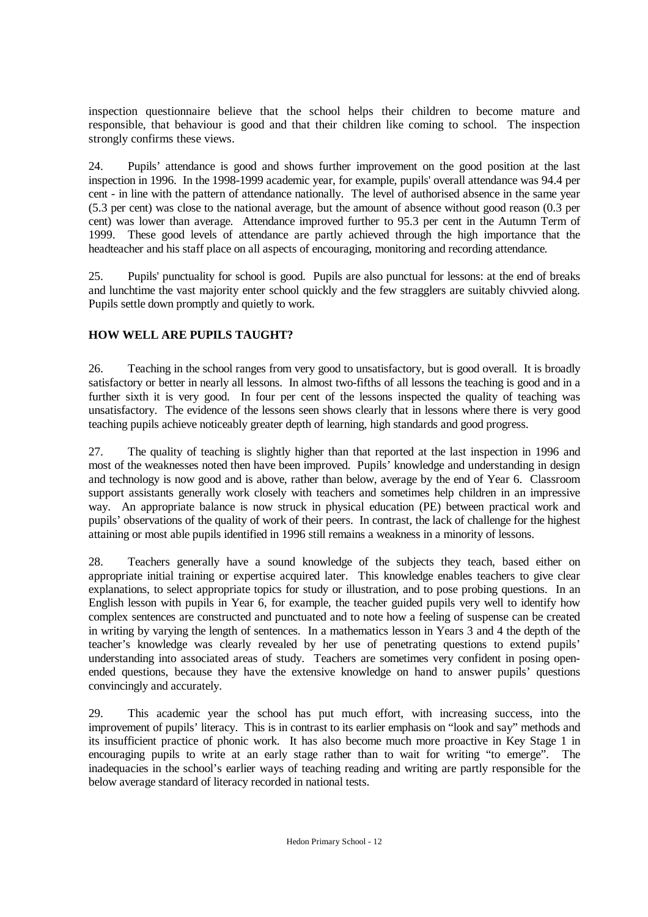inspection questionnaire believe that the school helps their children to become mature and responsible, that behaviour is good and that their children like coming to school. The inspection strongly confirms these views.

24. Pupils' attendance is good and shows further improvement on the good position at the last inspection in 1996. In the 1998-1999 academic year, for example, pupils' overall attendance was 94.4 per cent - in line with the pattern of attendance nationally. The level of authorised absence in the same year (5.3 per cent) was close to the national average, but the amount of absence without good reason (0.3 per cent) was lower than average. Attendance improved further to 95.3 per cent in the Autumn Term of 1999. These good levels of attendance are partly achieved through the high importance that the headteacher and his staff place on all aspects of encouraging, monitoring and recording attendance.

25. Pupils' punctuality for school is good. Pupils are also punctual for lessons: at the end of breaks and lunchtime the vast majority enter school quickly and the few stragglers are suitably chivvied along. Pupils settle down promptly and quietly to work.

## HOW WELL ARE PUPILS TAUGHT?

26. Teaching in the school ranges from very good to unsatisfactory, but is good overall. It is broadly satisfactory or better in nearly all lessons. In almost two-fifths of all lessons the teaching is good and in a further sixth it is very good. In four per cent of the lessons inspected the quality of teaching was unsatisfactory. The evidence of the lessons seen shows clearly that in lessons where there is very good teaching pupils achieve noticeably greater depth of learning, high standards and good progress.

27. The quality of teaching is slightly higher than that reported at the last inspection in 1996 and most of the weaknesses noted then have been improved. Pupils' knowledge and understanding in design and technology is now good and is above, rather than below, average by the end of Year 6. Classroom support assistants generally work closely with teachers and sometimes help children in an impressive way. An appropriate balance is now struck in physical education (PE) between practical work and pupils' observations of the quality of work of their peers. In contrast, the lack of challenge for the highest attaining or most able pupils identified in 1996 still remains a weakness in a minority of lessons.

28. Teachers generally have a sound knowledge of the subjects they teach, based either on appropriate initial training or expertise acquired later. This knowledge enables teachers to give clear explanations, to select appropriate topics for study or illustration, and to pose probing questions. In an English lesson with pupils in Year 6, for example, the teacher guided pupils very well to identify how complex sentences are constructed and punctuated and to note how a feeling of suspense can be created in writing by varying the length of sentences. In a mathematics lesson in Years 3 and 4 the depth of the teacher's knowledge was clearly revealed by her use of penetrating questions to extend pupils' understanding into associated areas of study. Teachers are sometimes very confident in posing open-ended questions, because they have the extensive knowledge on hand to answer pupils' questions convincingly and accurately.

29. This academic year the school has put much effort, with increasing success, into the improvement of pupils' literacy. This is in contrast to its earlier emphasis on "look and say" methods and its insufficient practice of phonic work. It has also become much more proactive in Key Stage 1 in encouraging pupils to write at an early stage rather than to wait for writing "to emerge". The inadequacies in the school's earlier ways of teaching reading and writing are partly responsible for the below average standard of literacy recorded in national tests.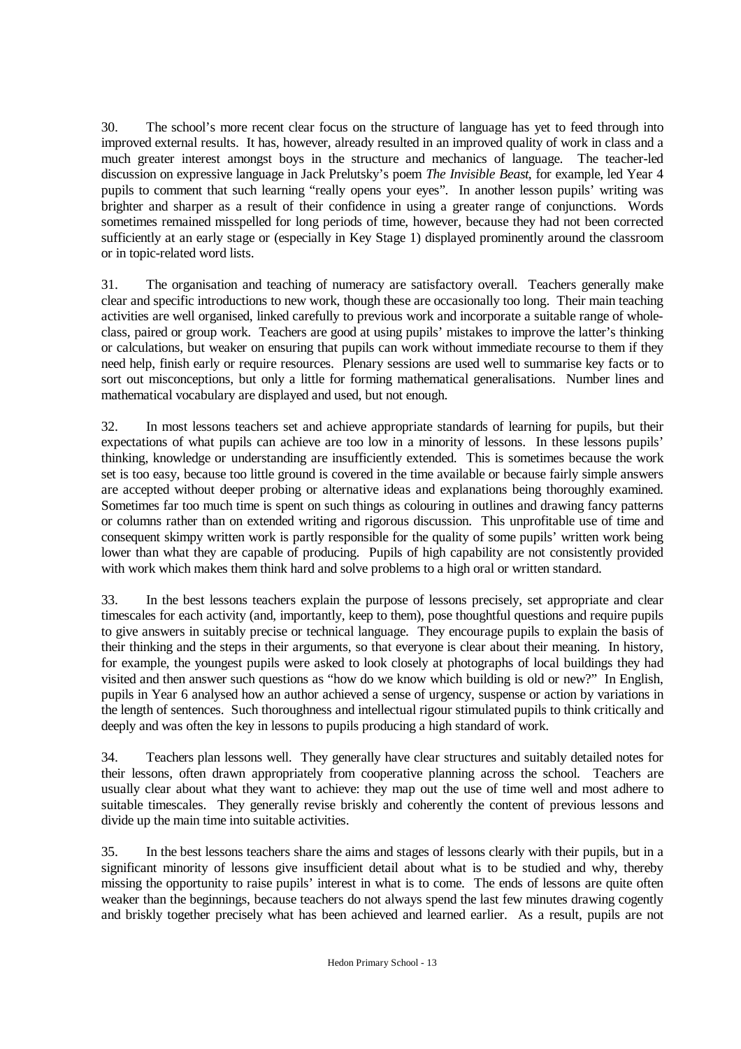30. The school's more recent clear focus on the structure of language has yet to feed through into improved external results. It has, however, already resulted in an improved quality of work in class and a much greater interest amongst boys in the structure and mechanics of language. The teacher-led discussion on expressive language in Jack Prelutsky's poem *The Invisible Beast*, for example, led Year 4 pupils to comment that such learning "really opens your eyes". In another lesson pupils' writing was brighter and sharper as a result of their confidence in using a greater range of conjunctions. Words sometimes remained misspelled for long periods of time, however, because they had not been corrected sufficiently at an early stage or (especially in Key Stage 1) displayed prominently around the classroom or in topic-related word lists.

31. The organisation and teaching of numeracy are satisfactory overall. Teachers generally make clear and specific introductions to new work, though these are occasionally too long. Their main teaching activities are well organised, linked carefully to previous work and incorporate a suitable range of whole-class, paired or group work. Teachers are good at using pupils' mistakes to improve the latter's thinking or calculations, but weaker on ensuring that pupils can work without immediate recourse to them if they need help, finish early or require resources. Plenary sessions are used well to summarise key facts or to sort out misconceptions, but only a little for forming mathematical generalisations. Number lines and mathematical vocabulary are displayed and used, but not enough.

32. In most lessons teachers set and achieve appropriate standards of learning for pupils, but their expectations of what pupils can achieve are too low in a minority of lessons. In these lessons pupils' thinking, knowledge or understanding are insufficiently extended. This is sometimes because the work set is too easy, because too little ground is covered in the time available or because fairly simple answers are accepted without deeper probing or alternative ideas and explanations being thoroughly examined. Sometimes far too much time is spent on such things as colouring in outlines and drawing fancy patterns or columns rather than on extended writing and rigorous discussion. This unprofitable use of time and consequent skimpy written work is partly responsible for the quality of some pupils' written work being lower than what they are capable of producing. Pupils of high capability are not consistently provided with work which makes them think hard and solve problems to a high oral or written standard.

33. In the best lessons teachers explain the purpose of lessons precisely, set appropriate and clear timescales for each activity (and, importantly, keep to them), pose thoughtful questions and require pupils to give answers in suitably precise or technical language. They encourage pupils to explain the basis of their thinking and the steps in their arguments, so that everyone is clear about their meaning. In history, for example, the youngest pupils were asked to look closely at photographs of local buildings they had visited and then answer such questions as "how do we know which building is old or new?" In English, pupils in Year 6 analysed how an author achieved a sense of urgency, suspense or action by variations in the length of sentences. Such thoroughness and intellectual rigour stimulated pupils to think critically and deeply and was often the key in lessons to pupils producing a high standard of work.

34. Teachers plan lessons well. They generally have clear structures and suitably detailed notes for their lessons, often drawn appropriately from cooperative planning across the school. Teachers are usually clear about what they want to achieve: they map out the use of time well and most adhere to suitable timescales. They generally revise briskly and coherently the content of previous lessons and divide up the main time into suitable activities.

35. In the best lessons teachers share the aims and stages of lessons clearly with their pupils, but in a significant minority of lessons give insufficient detail about what is to be studied and why, thereby missing the opportunity to raise pupils' interest in what is to come. The ends of lessons are quite often weaker than the beginnings, because teachers do not always spend the last few minutes drawing cogently and briskly together precisely what has been achieved and learned earlier. As a result, pupils are not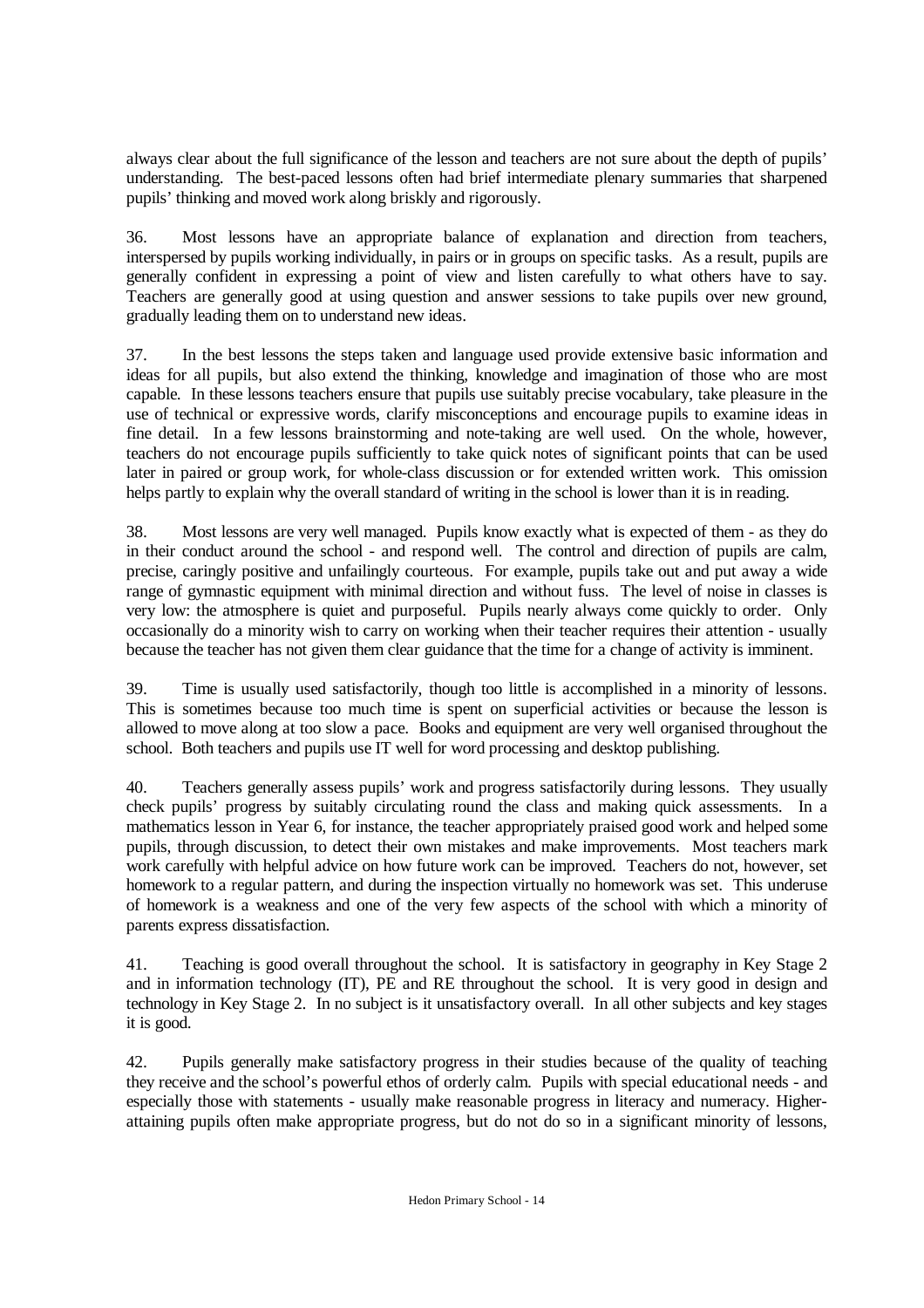always clear about the full significance of the lesson and teachers are not sure about the depth of pupils' understanding. The best-paced lessons often had brief intermediate plenary summaries that sharpened pupils' thinking and moved work along briskly and rigorously.

36. Most lessons have an appropriate balance of explanation and direction from teachers, interspersed by pupils working individually, in pairs or in groups on specific tasks. As a result, pupils are generally confident in expressing a point of view and listen carefully to what others have to say. Teachers are generally good at using question and answer sessions to take pupils over new ground, gradually leading them on to understand new ideas.

37. In the best lessons the steps taken and language used provide extensive basic information and ideas for all pupils, but also extend the thinking, knowledge and imagination of those who are most capable. In these lessons teachers ensure that pupils use suitably precise vocabulary, take pleasure in the use of technical or expressive words, clarify misconceptions and encourage pupils to examine ideas in fine detail. In a few lessons brainstorming and note-taking are well used. On the whole, however, teachers do not encourage pupils sufficiently to take quick notes of significant points that can be used later in paired or group work, for whole-class discussion or for extended written work. This omission helps partly to explain why the overall standard of writing in the school is lower than it is in reading.

38. Most lessons are very well managed. Pupils know exactly what is expected of them - as they do in their conduct around the school - and respond well. The control and direction of pupils are calm, precise, caringly positive and unfailingly courteous. For example, pupils take out and put away a wide range of gymnastic equipment with minimal direction and without fuss. The level of noise in classes is very low: the atmosphere is quiet and purposeful. Pupils nearly always come quickly to order. Only occasionally do a minority wish to carry on working when their teacher requires their attention - usually because the teacher has not given them clear guidance that the time for a change of activity is imminent.

39. Time is usually used satisfactorily, though too little is accomplished in a minority of lessons. This is sometimes because too much time is spent on superficial activities or because the lesson is allowed to move along at too slow a pace. Books and equipment are very well organised throughout the school. Both teachers and pupils use IT well for word processing and desktop publishing.

40. Teachers generally assess pupils' work and progress satisfactorily during lessons. They usually check pupils' progress by suitably circulating round the class and making quick assessments. In a mathematics lesson in Year 6, for instance, the teacher appropriately praised good work and helped some pupils, through discussion, to detect their own mistakes and make improvements. Most teachers mark work carefully with helpful advice on how future work can be improved. Teachers do not, however, set homework to a regular pattern, and during the inspection virtually no homework was set. This underuse of homework is a weakness and one of the very few aspects of the school with which a minority of parents express dissatisfaction.

41. Teaching is good overall throughout the school. It is satisfactory in geography in Key Stage 2 and in information technology (IT), PE and RE throughout the school. It is very good in design and technology in Key Stage 2. In no subject is it unsatisfactory overall. In all other subjects and key stages it is good.

42. Pupils generally make satisfactory progress in their studies because of the quality of teaching they receive and the school's powerful ethos of orderly calm. Pupils with special educational needs - and especially those with statements - usually make reasonable progress in literacy and numeracy. Higher-attaining pupils often make appropriate progress, but do not do so in a significant minority of lessons,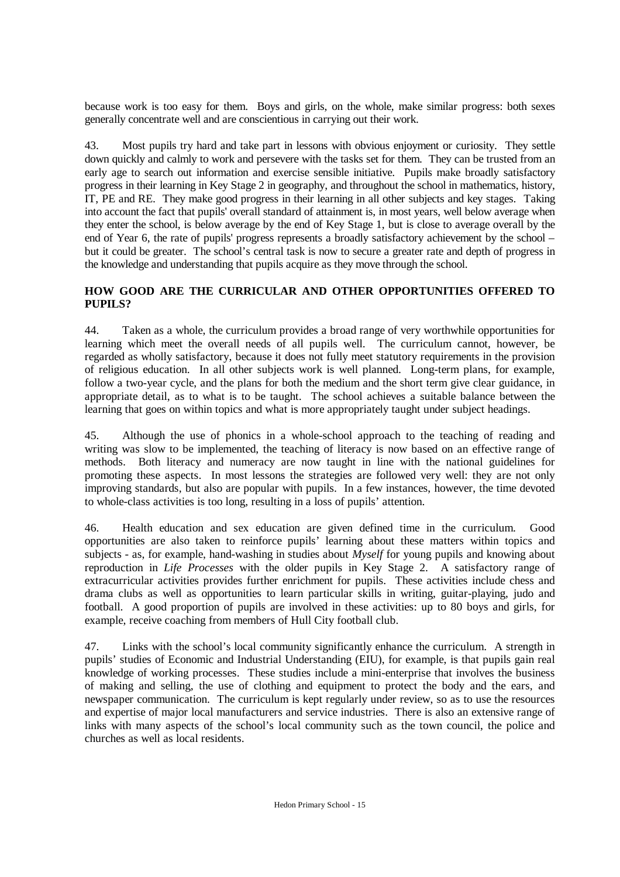because work is too easy for them. Boys and girls, on the whole, make similar progress: both sexes generally concentrate well and are conscientious in carrying out their work.

43. Most pupils try hard and take part in lessons with obvious enjoyment or curiosity. They settle down quickly and calmly to work and persevere with the tasks set for them. They can be trusted from an early age to search out information and exercise sensible initiative. Pupils make broadly satisfactory progress in their learning in Key Stage 2 in geography, and throughout the school in mathematics, history, IT, PE and RE. They make good progress in their learning in all other subjects and key stages. Taking into account the fact that pupils' overall standard of attainment is, in most years, well below average when they enter the school, is below average by the end of Key Stage 1, but is close to average overall by the end of Year 6, the rate of pupils' progress represents a broadly satisfactory achievement by the school – but it could be greater. The school's central task is now to secure a greater rate and depth of progress in the knowledge and understanding that pupils acquire as they move through the school.

## HOW GOOD ARE THE CURRICULAR AND OTHER OPPORTUNITIES OFFERED TO PUPILS?

44. Taken as a whole, the curriculum provides a broad range of very worthwhile opportunities for learning which meet the overall needs of all pupils well. The curriculum cannot, however, be regarded as wholly satisfactory, because it does not fully meet statutory requirements in the provision of religious education. In all other subjects work is well planned. Long-term plans, for example, follow a two-year cycle, and the plans for both the medium and the short term give clear guidance, in appropriate detail, as to what is to be taught. The school achieves a suitable balance between the learning that goes on within topics and what is more appropriately taught under subject headings.

45. Although the use of phonics in a whole-school approach to the teaching of reading and writing was slow to be implemented, the teaching of literacy is now based on an effective range of methods. Both literacy and numeracy are now taught in line with the national guidelines for promoting these aspects. In most lessons the strategies are followed very well: they are not only improving standards, but also are popular with pupils. In a few instances, however, the time devoted to whole-class activities is too long, resulting in a loss of pupils' attention.

46. Health education and sex education are given defined time in the curriculum. Good opportunities are also taken to reinforce pupils' learning about these matters within topics and subjects - as, for example, hand-washing in studies about *Myself* for young pupils and knowing about reproduction in *Life Processes* with the older pupils in Key Stage 2. A satisfactory range of extracurricular activities provides further enrichment for pupils. These activities include chess and drama clubs as well as opportunities to learn particular skills in writing, guitar-playing, judo and football. A good proportion of pupils are involved in these activities: up to 80 boys and girls, for example, receive coaching from members of Hull City football club.

47. Links with the school's local community significantly enhance the curriculum. A strength in pupils' studies of Economic and Industrial Understanding (EIU), for example, is that pupils gain real knowledge of working processes. These studies include a mini-enterprise that involves the business of making and selling, the use of clothing and equipment to protect the body and the ears, and newspaper communication. The curriculum is kept regularly under review, so as to use the resources and expertise of major local manufacturers and service industries. There is also an extensive range of links with many aspects of the school's local community such as the town council, the police and churches as well as local residents.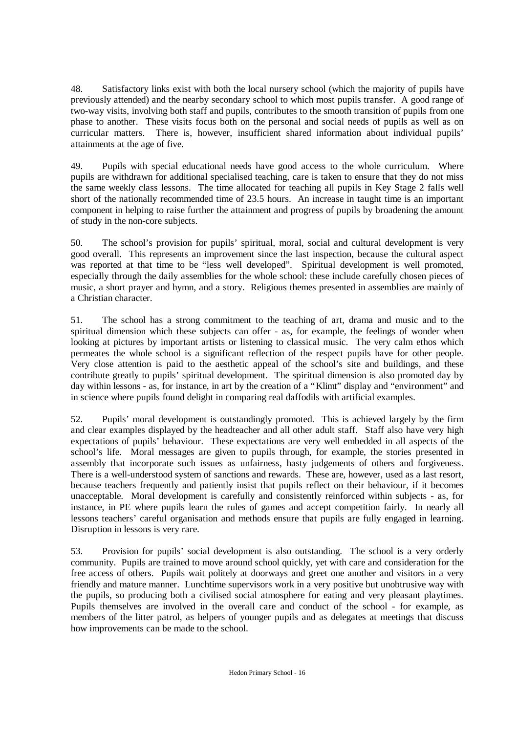48. Satisfactory links exist with both the local nursery school (which the majority of pupils have previously attended) and the nearby secondary school to which most pupils transfer. A good range of two-way visits, involving both staff and pupils, contributes to the smooth transition of pupils from one phase to another. These visits focus both on the personal and social needs of pupils as well as on curricular matters. There is, however, insufficient shared information about individual pupils' attainments at the age of five.

49. Pupils with special educational needs have good access to the whole curriculum. Where pupils are withdrawn for additional specialised teaching, care is taken to ensure that they do not miss the same weekly class lessons. The time allocated for teaching all pupils in Key Stage 2 falls well short of the nationally recommended time of 23.5 hours. An increase in taught time is an important component in helping to raise further the attainment and progress of pupils by broadening the amount of study in the non-core subjects.

50. The school's provision for pupils' spiritual, moral, social and cultural development is very good overall. This represents an improvement since the last inspection, because the cultural aspect was reported at that time to be "less well developed". Spiritual development is well promoted, especially through the daily assemblies for the whole school: these include carefully chosen pieces of music, a short prayer and hymn, and a story. Religious themes presented in assemblies are mainly of a Christian character.

51. The school has a strong commitment to the teaching of art, drama and music and to the spiritual dimension which these subjects can offer - as, for example, the feelings of wonder when looking at pictures by important artists or listening to classical music. The very calm ethos which permeates the whole school is a significant reflection of the respect pupils have for other people. Very close attention is paid to the aesthetic appeal of the school's site and buildings, and these contribute greatly to pupils' spiritual development. The spiritual dimension is also promoted day by day within lessons - as, for instance, in art by the creation of a "Klimt" display and "environment" and in science where pupils found delight in comparing real daffodils with artificial examples.

52. Pupils' moral development is outstandingly promoted. This is achieved largely by the firm and clear examples displayed by the headteacher and all other adult staff. Staff also have very high expectations of pupils' behaviour. These expectations are very well embedded in all aspects of the school's life. Moral messages are given to pupils through, for example, the stories presented in assembly that incorporate such issues as unfairness, hasty judgements of others and forgiveness. There is a well-understood system of sanctions and rewards. These are, however, used as a last resort, because teachers frequently and patiently insist that pupils reflect on their behaviour, if it becomes unacceptable. Moral development is carefully and consistently reinforced within subjects - as, for instance, in PE where pupils learn the rules of games and accept competition fairly. In nearly all lessons teachers' careful organisation and methods ensure that pupils are fully engaged in learning. Disruption in lessons is very rare.

53. Provision for pupils' social development is also outstanding. The school is a very orderly community. Pupils are trained to move around school quickly, yet with care and consideration for the free access of others. Pupils wait politely at doorways and greet one another and visitors in a very friendly and mature manner. Lunchtime supervisors work in a very positive but unobtrusive way with the pupils, so producing both a civilised social atmosphere for eating and very pleasant playtimes. Pupils themselves are involved in the overall care and conduct of the school - for example, as members of the litter patrol, as helpers of younger pupils and as delegates at meetings that discuss how improvements can be made to the school.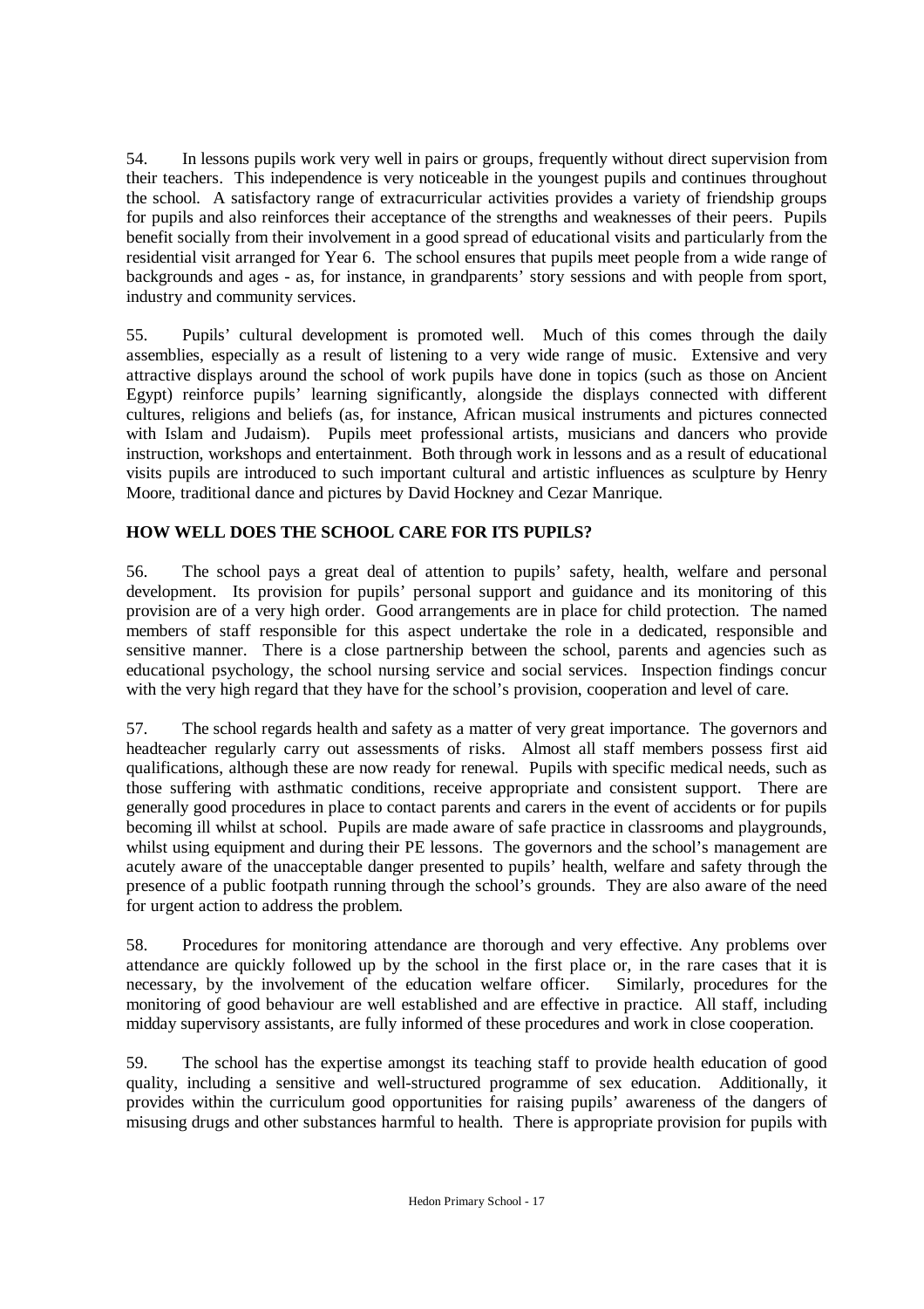54. In lessons pupils work very well in pairs or groups, frequently without direct supervision from their teachers. This independence is very noticeable in the youngest pupils and continues throughout the school. A satisfactory range of extracurricular activities provides a variety of friendship groups for pupils and also reinforces their acceptance of the strengths and weaknesses of their peers. Pupils benefit socially from their involvement in a good spread of educational visits and particularly from the residential visit arranged for Year 6. The school ensures that pupils meet people from a wide range of backgrounds and ages - as, for instance, in grandparents' story sessions and with people from sport, industry and community services.

55. Pupils' cultural development is promoted well. Much of this comes through the daily assemblies, especially as a result of listening to a very wide range of music. Extensive and very attractive displays around the school of work pupils have done in topics (such as those on Ancient Egypt) reinforce pupils' learning significantly, alongside the displays connected with different cultures, religions and beliefs (as, for instance, African musical instruments and pictures connected with Islam and Judaism). Pupils meet professional artists, musicians and dancers who provide instruction, workshops and entertainment. Both through work in lessons and as a result of educational visits pupils are introduced to such important cultural and artistic influences as sculpture by Henry Moore, traditional dance and pictures by David Hockney and Cezar Manrique.

## HOW WELL DOES THE SCHOOL CARE FOR ITS PUPILS?

56. The school pays a great deal of attention to pupils' safety, health, welfare and personal development. Its provision for pupils' personal support and guidance and its monitoring of this provision are of a very high order. Good arrangements are in place for child protection. The named members of staff responsible for this aspect undertake the role in a dedicated, responsible and sensitive manner. There is a close partnership between the school, parents and agencies such as educational psychology, the school nursing service and social services. Inspection findings concur with the very high regard that they have for the school's provision, cooperation and level of care.

57. The school regards health and safety as a matter of very great importance. The governors and headteacher regularly carry out assessments of risks. Almost all staff members possess first aid qualifications, although these are now ready for renewal. Pupils with specific medical needs, such as those suffering with asthmatic conditions, receive appropriate and consistent support. There are generally good procedures in place to contact parents and carers in the event of accidents or for pupils becoming ill whilst at school. Pupils are made aware of safe practice in classrooms and playgrounds, whilst using equipment and during their PE lessons. The governors and the school's management are acutely aware of the unacceptable danger presented to pupils' health, welfare and safety through the presence of a public footpath running through the school's grounds. They are also aware of the need for urgent action to address the problem.

58. Procedures for monitoring attendance are thorough and very effective. Any problems over attendance are quickly followed up by the school in the first place or, in the rare cases that it is necessary, by the involvement of the education welfare officer. Similarly, procedures for the monitoring of good behaviour are well established and are effective in practice. All staff, including midday supervisory assistants, are fully informed of these procedures and work in close cooperation.

59. The school has the expertise amongst its teaching staff to provide health education of good quality, including a sensitive and well-structured programme of sex education. Additionally, it provides within the curriculum good opportunities for raising pupils' awareness of the dangers of misusing drugs and other substances harmful to health. There is appropriate provision for pupils with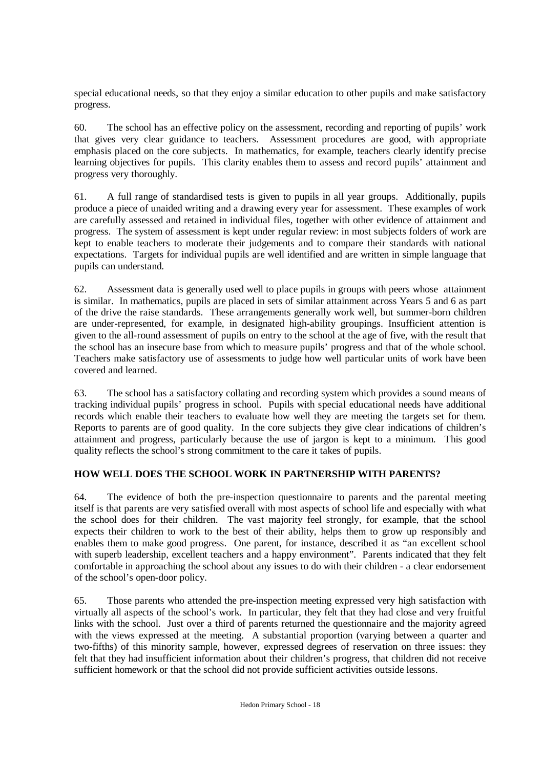special educational needs, so that they enjoy a similar education to other pupils and make satisfactory progress.

60. The school has an effective policy on the assessment, recording and reporting of pupils' work that gives very clear guidance to teachers. Assessment procedures are good, with appropriate emphasis placed on the core subjects. In mathematics, for example, teachers clearly identify precise learning objectives for pupils. This clarity enables them to assess and record pupils' attainment and progress very thoroughly.

61. A full range of standardised tests is given to pupils in all year groups. Additionally, pupils produce a piece of unaided writing and a drawing every year for assessment. These examples of work are carefully assessed and retained in individual files, together with other evidence of attainment and progress. The system of assessment is kept under regular review: in most subjects folders of work are kept to enable teachers to moderate their judgements and to compare their standards with national expectations. Targets for individual pupils are well identified and are written in simple language that pupils can understand.

62. Assessment data is generally used well to place pupils in groups with peers whose attainment is similar. In mathematics, pupils are placed in sets of similar attainment across Years 5 and 6 as part of the drive the raise standards. These arrangements generally work well, but summer-born children are under-represented, for example, in designated high-ability groupings. Insufficient attention is given to the all-round assessment of pupils on entry to the school at the age of five, with the result that the school has an insecure base from which to measure pupils' progress and that of the whole school. Teachers make satisfactory use of assessments to judge how well particular units of work have been covered and learned.

63. The school has a satisfactory collating and recording system which provides a sound means of tracking individual pupils' progress in school. Pupils with special educational needs have additional records which enable their teachers to evaluate how well they are meeting the targets set for them. Reports to parents are of good quality. In the core subjects they give clear indications of children's attainment and progress, particularly because the use of jargon is kept to a minimum. This good quality reflects the school's strong commitment to the care it takes of pupils.

## HOW WELL DOES THE SCHOOL WORK IN PARTNERSHIP WITH PARENTS?

64. The evidence of both the pre-inspection questionnaire to parents and the parental meeting itself is that parents are very satisfied overall with most aspects of school life and especially with what the school does for their children. The vast majority feel strongly, for example, that the school expects their children to work to the best of their ability, helps them to grow up responsibly and enables them to make good progress. One parent, for instance, described it as "an excellent school with superb leadership, excellent teachers and a happy environment". Parents indicated that they felt comfortable in approaching the school about any issues to do with their children - a clear endorsement of the school's open-door policy.

65. Those parents who attended the pre-inspection meeting expressed very high satisfaction with virtually all aspects of the school's work. In particular, they felt that they had close and very fruitful links with the school. Just over a third of parents returned the questionnaire and the majority agreed with the views expressed at the meeting. A substantial proportion (varying between a quarter and two-fifths) of this minority sample, however, expressed degrees of reservation on three issues: they felt that they had insufficient information about their children's progress, that children did not receive sufficient homework or that the school did not provide sufficient activities outside lessons.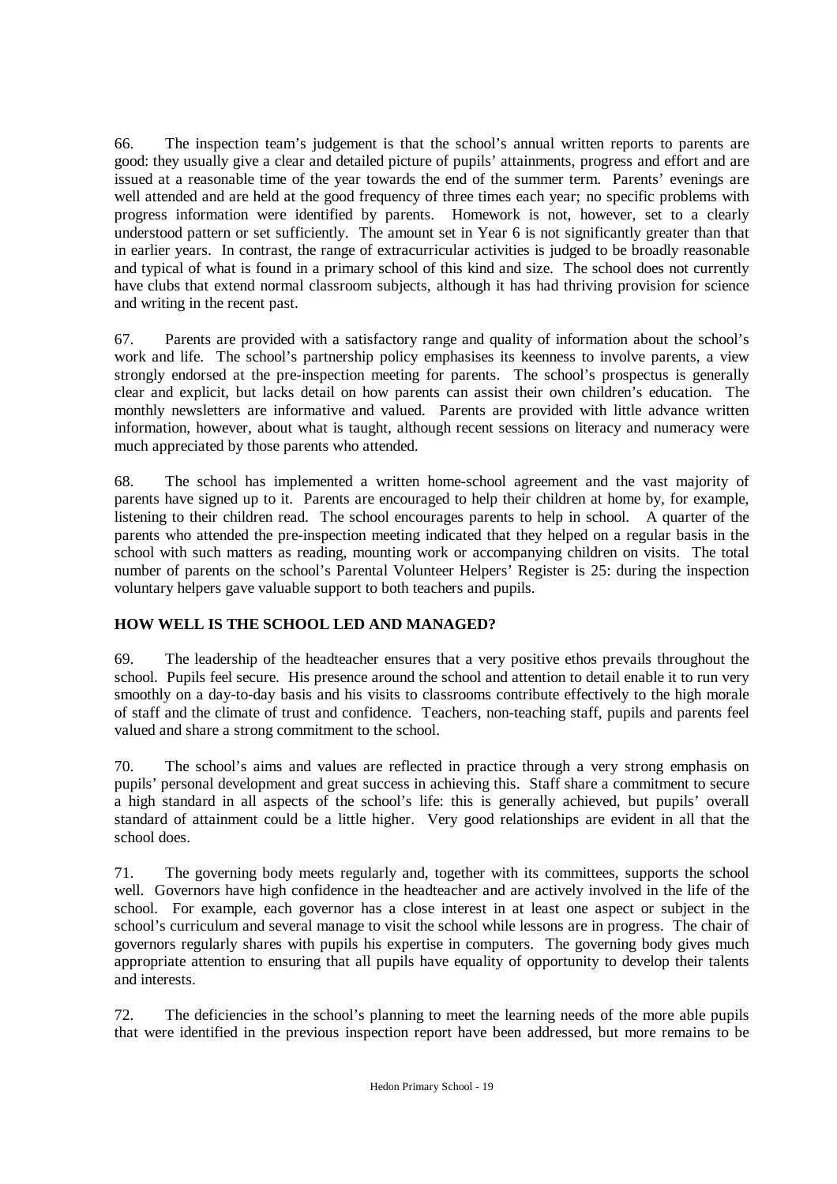66. The inspection team's judgement is that the school's annual written reports to parents are good: they usually give a clear and detailed picture of pupils' attainments, progress and effort and are issued at a reasonable time of the year towards the end of the summer term. Parents' evenings are well attended and are held at the good frequency of three times each year; no specific problems with progress information were identified by parents. Homework is not, however, set to a clearly understood pattern or set sufficiently. The amount set in Year 6 is not significantly greater than that in earlier years. In contrast, the range of extracurricular activities is judged to be broadly reasonable and typical of what is found in a primary school of this kind and size. The school does not currently have clubs that extend normal classroom subjects, although it has had thriving provision for science and writing in the recent past.

67. Parents are provided with a satisfactory range and quality of information about the school's work and life. The school's partnership policy emphasises its keenness to involve parents, a view strongly endorsed at the pre-inspection meeting for parents. The school's prospectus is generally clear and explicit, but lacks detail on how parents can assist their own children's education. The monthly newsletters are informative and valued. Parents are provided with little advance written information, however, about what is taught, although recent sessions on literacy and numeracy were much appreciated by those parents who attended.

68. The school has implemented a written home-school agreement and the vast majority of parents have signed up to it. Parents are encouraged to help their children at home by, for example, listening to their children read. The school encourages parents to help in school. A quarter of the parents who attended the pre-inspection meeting indicated that they helped on a regular basis in the school with such matters as reading, mounting work or accompanying children on visits. The total number of parents on the school's Parental Volunteer Helpers' Register is 25: during the inspection voluntary helpers gave valuable support to both teachers and pupils.

## HOW WELL IS THE SCHOOL LED AND MANAGED?

69. The leadership of the headteacher ensures that a very positive ethos prevails throughout the school. Pupils feel secure. His presence around the school and attention to detail enable it to run very smoothly on a day-to-day basis and his visits to classrooms contribute effectively to the high morale of staff and the climate of trust and confidence. Teachers, non-teaching staff, pupils and parents feel valued and share a strong commitment to the school.

70. The school's aims and values are reflected in practice through a very strong emphasis on pupils' personal development and great success in achieving this. Staff share a commitment to secure a high standard in all aspects of the school's life: this is generally achieved, but pupils' overall standard of attainment could be a little higher. Very good relationships are evident in all that the school does.

71. The governing body meets regularly and, together with its committees, supports the school well. Governors have high confidence in the headteacher and are actively involved in the life of the school. For example, each governor has a close interest in at least one aspect or subject in the school's curriculum and several manage to visit the school while lessons are in progress. The chair of governors regularly shares with pupils his expertise in computers. The governing body gives much appropriate attention to ensuring that all pupils have equality of opportunity to develop their talents and interests.

72. The deficiencies in the school's planning to meet the learning needs of the more able pupils that were identified in the previous inspection report have been addressed, but more remains to be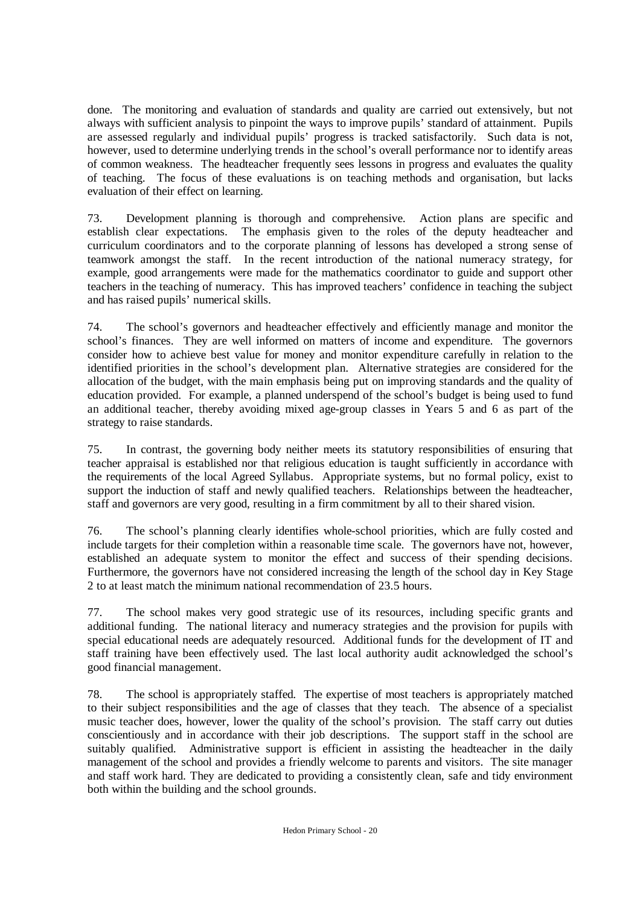done. The monitoring and evaluation of standards and quality are carried out extensively, but not always with sufficient analysis to pinpoint the ways to improve pupils' standard of attainment. Pupils are assessed regularly and individual pupils' progress is tracked satisfactorily. Such data is not, however, used to determine underlying trends in the school's overall performance nor to identify areas of common weakness. The headteacher frequently sees lessons in progress and evaluates the quality of teaching. The focus of these evaluations is on teaching methods and organisation, but lacks evaluation of their effect on learning.

73. Development planning is thorough and comprehensive. Action plans are specific and establish clear expectations. The emphasis given to the roles of the deputy headteacher and curriculum coordinators and to the corporate planning of lessons has developed a strong sense of teamwork amongst the staff. In the recent introduction of the national numeracy strategy, for example, good arrangements were made for the mathematics coordinator to guide and support other teachers in the teaching of numeracy. This has improved teachers' confidence in teaching the subject and has raised pupils' numerical skills.

74. The school's governors and headteacher effectively and efficiently manage and monitor the school's finances. They are well informed on matters of income and expenditure. The governors consider how to achieve best value for money and monitor expenditure carefully in relation to the identified priorities in the school's development plan. Alternative strategies are considered for the allocation of the budget, with the main emphasis being put on improving standards and the quality of education provided. For example, a planned underspend of the school's budget is being used to fund an additional teacher, thereby avoiding mixed age-group classes in Years 5 and 6 as part of the strategy to raise standards.

75. In contrast, the governing body neither meets its statutory responsibilities of ensuring that teacher appraisal is established nor that religious education is taught sufficiently in accordance with the requirements of the local Agreed Syllabus. Appropriate systems, but no formal policy, exist to support the induction of staff and newly qualified teachers. Relationships between the headteacher, staff and governors are very good, resulting in a firm commitment by all to their shared vision.

76. The school's planning clearly identifies whole-school priorities, which are fully costed and include targets for their completion within a reasonable time scale. The governors have not, however, established an adequate system to monitor the effect and success of their spending decisions. Furthermore, the governors have not considered increasing the length of the school day in Key Stage 2 to at least match the minimum national recommendation of 23.5 hours.

77. The school makes very good strategic use of its resources, including specific grants and additional funding. The national literacy and numeracy strategies and the provision for pupils with special educational needs are adequately resourced. Additional funds for the development of IT and staff training have been effectively used. The last local authority audit acknowledged the school's good financial management.

78. The school is appropriately staffed. The expertise of most teachers is appropriately matched to their subject responsibilities and the age of classes that they teach. The absence of a specialist music teacher does, however, lower the quality of the school's provision. The staff carry out duties conscientiously and in accordance with their job descriptions. The support staff in the school are suitably qualified. Administrative support is efficient in assisting the headteacher in the daily management of the school and provides a friendly welcome to parents and visitors. The site manager and staff work hard. They are dedicated to providing a consistently clean, safe and tidy environment both within the building and the school grounds.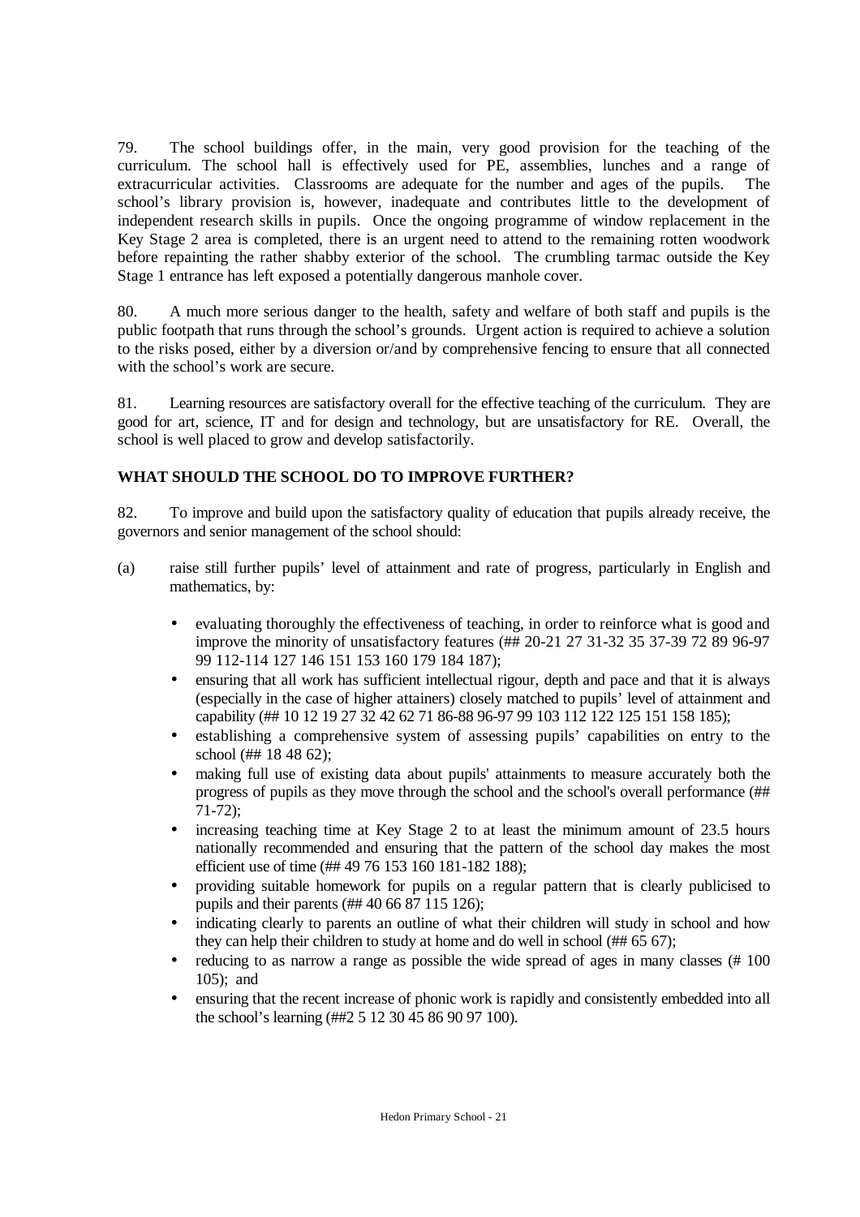79. The school buildings offer, in the main, very good provision for the teaching of the curriculum. The school hall is effectively used for PE, assemblies, lunches and a range of extracurricular activities. Classrooms are adequate for the number and ages of the pupils. The school's library provision is, however, inadequate and contributes little to the development of independent research skills in pupils. Once the ongoing programme of window replacement in the Key Stage 2 area is completed, there is an urgent need to attend to the remaining rotten woodwork before repainting the rather shabby exterior of the school. The crumbling tarmac outside the Key Stage 1 entrance has left exposed a potentially dangerous manhole cover.

80. A much more serious danger to the health, safety and welfare of both staff and pupils is the public footpath that runs through the school's grounds. Urgent action is required to achieve a solution to the risks posed, either by a diversion or/and by comprehensive fencing to ensure that all connected with the school's work are secure.

81. Learning resources are satisfactory overall for the effective teaching of the curriculum. They are good for art, science, IT and for design and technology, but are unsatisfactory for RE. Overall, the school is well placed to grow and develop satisfactorily.

**WHAT SHOULD THE SCHOOL DO TO IMPROVE FURTHER?**

82. To improve and build upon the satisfactory quality of education that pupils already receive, the governors and senior management of the school should:

(a) raise still further pupils' level of attainment and rate of progress, particularly in English and mathematics, by:

- evaluating thoroughly the effectiveness of teaching, in order to reinforce what is good and improve the minority of unsatisfactory features (## 20-21 27 31-32 35 37-39 72 89 96-97 99 112-114 127 146 151 153 160 179 184 187);
- ensuring that all work has sufficient intellectual rigour, depth and pace and that it is always (especially in the case of higher attainers) closely matched to pupils' level of attainment and capability (## 10 12 19 27 32 42 62 71 86-88 96-97 99 103 112 122 125 151 158 185);
- establishing a comprehensive system of assessing pupils' capabilities on entry to the school (## 18 48 62);
- making full use of existing data about pupils' attainments to measure accurately both the progress of pupils as they move through the school and the school's overall performance (## 71-72);
- increasing teaching time at Key Stage 2 to at least the minimum amount of 23.5 hours nationally recommended and ensuring that the pattern of the school day makes the most efficient use of time (## 49 76 153 160 181-182 188);
- providing suitable homework for pupils on a regular pattern that is clearly publicised to pupils and their parents (## 40 66 87 115 126);
- indicating clearly to parents an outline of what their children will study in school and how they can help their children to study at home and do well in school (## 65 67);
- reducing to as narrow a range as possible the wide spread of ages in many classes (# 100 105); and
- ensuring that the recent increase of phonic work is rapidly and consistently embedded into all the school's learning (##2 5 12 30 45 86 90 97 100).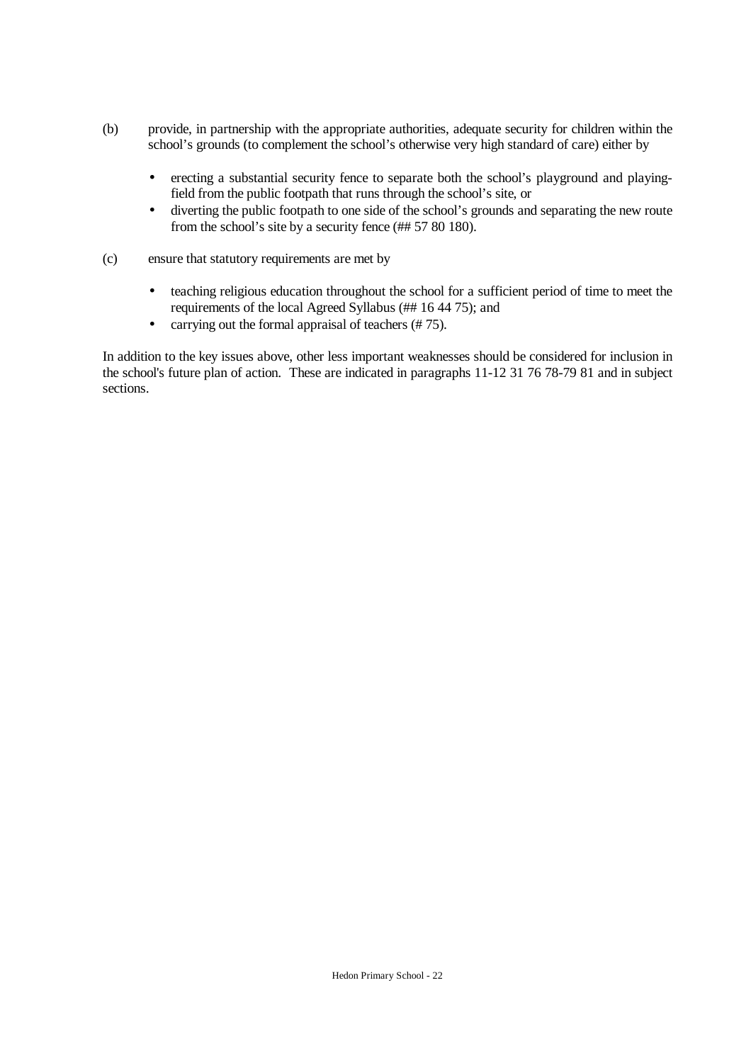(b) provide, in partnership with the appropriate authorities, adequate security for children within the school's grounds (to complement the school's otherwise very high standard of care) either by

- erecting a substantial security fence to separate both the school's playground and playing-field from the public footpath that runs through the school's site, or
- diverting the public footpath to one side of the school's grounds and separating the new route from the school's site by a security fence (## 57 80 180).

(c) ensure that statutory requirements are met by

- teaching religious education throughout the school for a sufficient period of time to meet the requirements of the local Agreed Syllabus (## 16 44 75); and
- carrying out the formal appraisal of teachers (# 75).

In addition to the key issues above, other less important weaknesses should be considered for inclusion in the school's future plan of action. These are indicated in paragraphs 11-12 31 76 78-79 81 and in subject sections.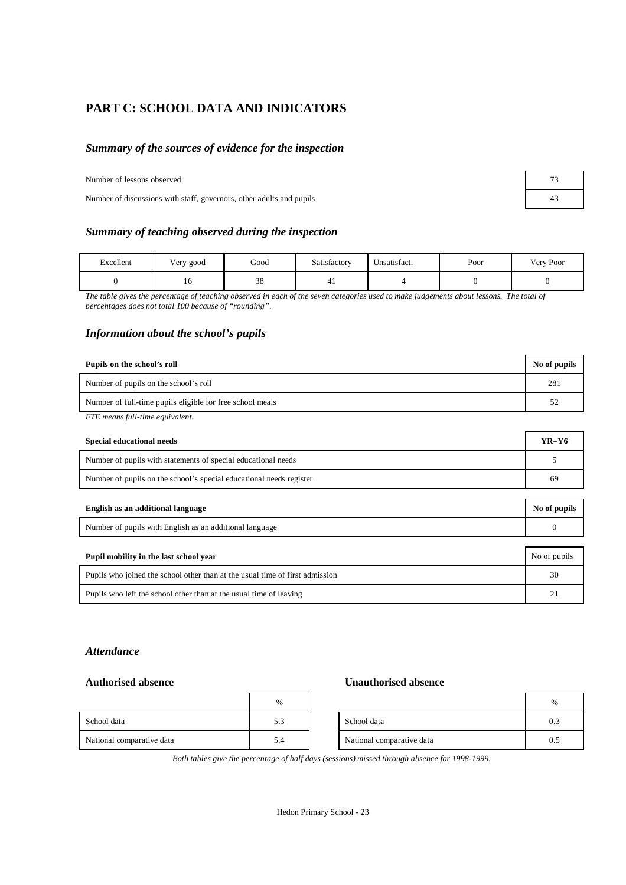# PART C: SCHOOL DATA AND INDICATORS

## *Summary of the sources of evidence for the inspection*

| | |
|---|---|
| Number of lessons observed | 73 |
| Number of discussions with staff, governors, other adults and pupils | 43 |

## *Summary of teaching observed during the inspection*

| Excellent | Very good | Good | Satisfactory | Unsatisfact. | Poor | Very Poor |
|---|---|---|---|---|---|---|
| 0 | 16 | 38 | 41 | 4 | 0 | 0 |

*The table gives the percentage of teaching observed in each of the seven categories used to make judgements about lessons. The total of percentages does not total 100 because of "rounding".*

## *Information about the school's pupils*

| **Pupils on the school's roll** | **No of pupils** |
|---|---|
| Number of pupils on the school's roll | 281 |
| Number of full-time pupils eligible for free school meals | 52 |

*FTE means full-time equivalent.*

| **Special educational needs** | **YR–Y6** |
|---|---|
| Number of pupils with statements of special educational needs | 5 |
| Number of pupils on the school's special educational needs register | 69 |

| **English as an additional language** | **No of pupils** |
|---|---|
| Number of pupils with English as an additional language | 0 |

| **Pupil mobility in the last school year** | No of pupils |
|---|---|
| Pupils who joined the school other than at the usual time of first admission | 30 |
| Pupils who left the school other than at the usual time of leaving | 21 |

### *Attendance*

**Authorised absence**

| | % |
|---|---|
| School data | 5.3 |
| National comparative data | 5.4 |

**Unauthorised absence**

| | % |
|---|---|
| School data | 0.3 |
| National comparative data | 0.5 |

*Both tables give the percentage of half days (sessions) missed through absence for 1998-1999.*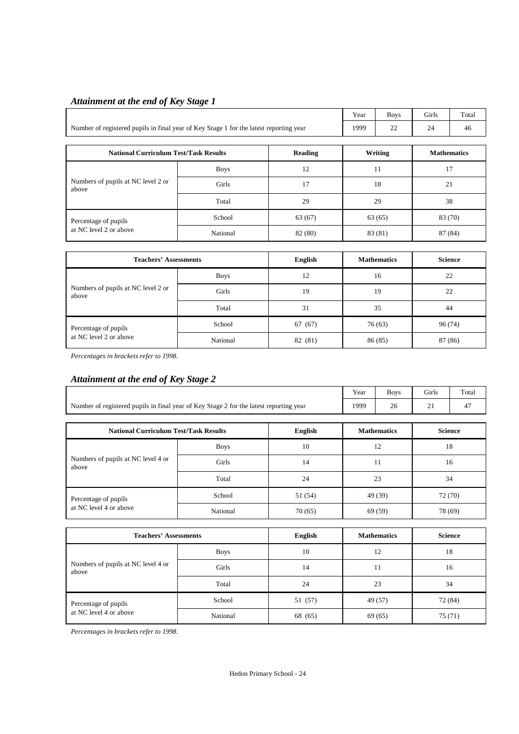## *Attainment at the end of Key Stage 1*

| | Year | Boys | Girls | Total |
|---|---|---|---|---|
| Number of registered pupils in final year of Key Stage 1 for the latest reporting year | 1999 | 22 | 24 | 46 |

| National Curriculum Test/Task Results | | Reading | Writing | Mathematics |
|---|---|---|---|---|
| Numbers of pupils at NC level 2 or above | Boys | 12 | 11 | 17 |
| | Girls | 17 | 18 | 21 |
| | Total | 29 | 29 | 38 |
| Percentage of pupils at NC level 2 or above | School | 63 (67) | 63 (65) | 83 (70) |
| | National | 82 (80) | 83 (81) | 87 (84) |

| Teachers' Assessments | | English | Mathematics | Science |
|---|---|---|---|---|
| Numbers of pupils at NC level 2 or above | Boys | 12 | 16 | 22 |
| | Girls | 19 | 19 | 22 |
| | Total | 31 | 35 | 44 |
| Percentage of pupils at NC level 2 or above | School | 67 (67) | 76 (63) | 96 (74) |
| | National | 82 (81) | 86 (85) | 87 (86) |

*Percentages in brackets refer to 1998.*

## *Attainment at the end of Key Stage 2*

| | Year | Boys | Girls | Total |
|---|---|---|---|---|
| Number of registered pupils in final year of Key Stage 2 for the latest reporting year | 1999 | 26 | 21 | 47 |

| National Curriculum Test/Task Results | | English | Mathematics | Science |
|---|---|---|---|---|
| Numbers of pupils at NC level 4 or above | Boys | 10 | 12 | 18 |
| | Girls | 14 | 11 | 16 |
| | Total | 24 | 23 | 34 |
| Percentage of pupils at NC level 4 or above | School | 51 (54) | 49 (39) | 72 (70) |
| | National | 70 (65) | 69 (59) | 78 (69) |

| Teachers' Assessments | | English | Mathematics | Science |
|---|---|---|---|---|
| Numbers of pupils at NC level 4 or above | Boys | 10 | 12 | 18 |
| | Girls | 14 | 11 | 16 |
| | Total | 24 | 23 | 34 |
| Percentage of pupils at NC level 4 or above | School | 51 (57) | 49 (57) | 72 (84) |
| | National | 68 (65) | 69 (65) | 75 (71) |

*Percentages in brackets refer to 1998.*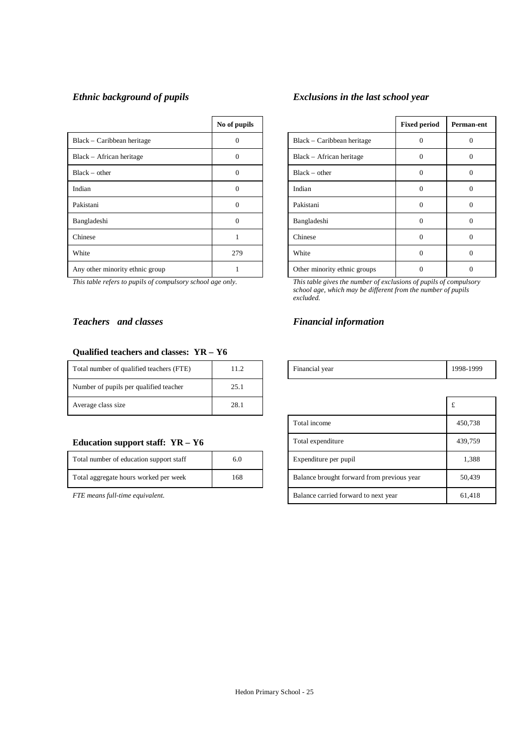### *Ethnic background of pupils*

| | No of pupils |
|---|---|
| Black – Caribbean heritage | 0 |
| Black – African heritage | 0 |
| Black – other | 0 |
| Indian | 0 |
| Pakistani | 0 |
| Bangladeshi | 0 |
| Chinese | 1 |
| White | 279 |
| Any other minority ethnic group | 1 |

*This table refers to pupils of compulsory school age only.*

### *Exclusions in the last school year*

| | Fixed period | Perman-ent |
|---|---|---|
| Black – Caribbean heritage | 0 | 0 |
| Black – African heritage | 0 | 0 |
| Black – other | 0 | 0 |
| Indian | 0 | 0 |
| Pakistani | 0 | 0 |
| Bangladeshi | 0 | 0 |
| Chinese | 0 | 0 |
| White | 0 | 0 |
| Other minority ethnic groups | 0 | 0 |

*This table gives the number of exclusions of pupils of compulsory school age, which may be different from the number of pupils excluded.*

### *Teachers and classes*

#### Qualified teachers and classes: YR – Y6

| | |
|---|---|
| Total number of qualified teachers (FTE) | 11.2 |
| Number of pupils per qualified teacher | 25.1 |
| Average class size | 28.1 |

#### Education support staff: YR – Y6

| | |
|---|---|
| Total number of education support staff | 6.0 |
| Total aggregate hours worked per week | 168 |

*FTE means full-time equivalent.*

### *Financial information*

| | |
|---|---|
| Financial year | 1998-1999 |

| | £ |
|---|---|
| Total income | 450,738 |
| Total expenditure | 439,759 |
| Expenditure per pupil | 1,388 |
| Balance brought forward from previous year | 50,439 |
| Balance carried forward to next year | 61,418 |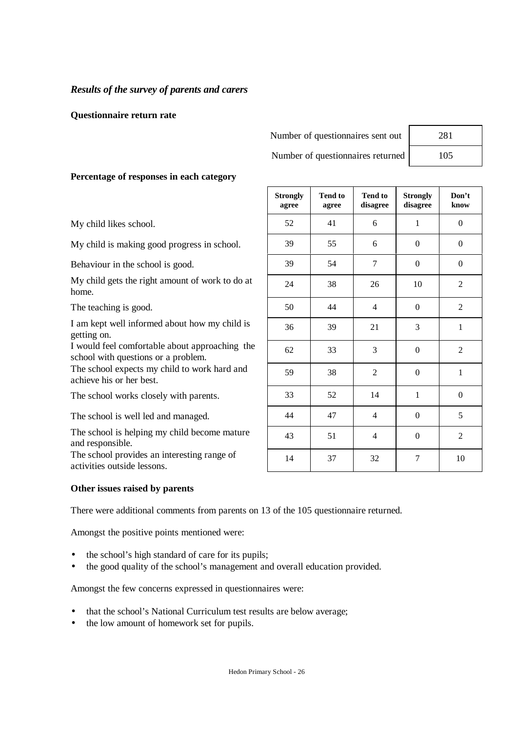### *Results of the survey of parents and carers*

**Questionnaire return rate**

| | |
|---|---|
| Number of questionnaires sent out | 281 |
| Number of questionnaires returned | 105 |

**Percentage of responses in each category**

| | Strongly agree | Tend to agree | Tend to disagree | Strongly disagree | Don't know |
|---|---|---|---|---|---|
| My child likes school. | 52 | 41 | 6 | 1 | 0 |
| My child is making good progress in school. | 39 | 55 | 6 | 0 | 0 |
| Behaviour in the school is good. | 39 | 54 | 7 | 0 | 0 |
| My child gets the right amount of work to do at home. | 24 | 38 | 26 | 10 | 2 |
| The teaching is good. | 50 | 44 | 4 | 0 | 2 |
| I am kept well informed about how my child is getting on. | 36 | 39 | 21 | 3 | 1 |
| I would feel comfortable about approaching the school with questions or a problem. | 62 | 33 | 3 | 0 | 2 |
| The school expects my child to work hard and achieve his or her best. | 59 | 38 | 2 | 0 | 1 |
| The school works closely with parents. | 33 | 52 | 14 | 1 | 0 |
| The school is well led and managed. | 44 | 47 | 4 | 0 | 5 |
| The school is helping my child become mature and responsible. | 43 | 51 | 4 | 0 | 2 |
| The school provides an interesting range of activities outside lessons. | 14 | 37 | 32 | 7 | 10 |

**Other issues raised by parents**

There were additional comments from parents on 13 of the 105 questionnaire returned.

Amongst the positive points mentioned were:

- the school's high standard of care for its pupils;
- the good quality of the school's management and overall education provided.

Amongst the few concerns expressed in questionnaires were:

- that the school's National Curriculum test results are below average;
- the low amount of homework set for pupils.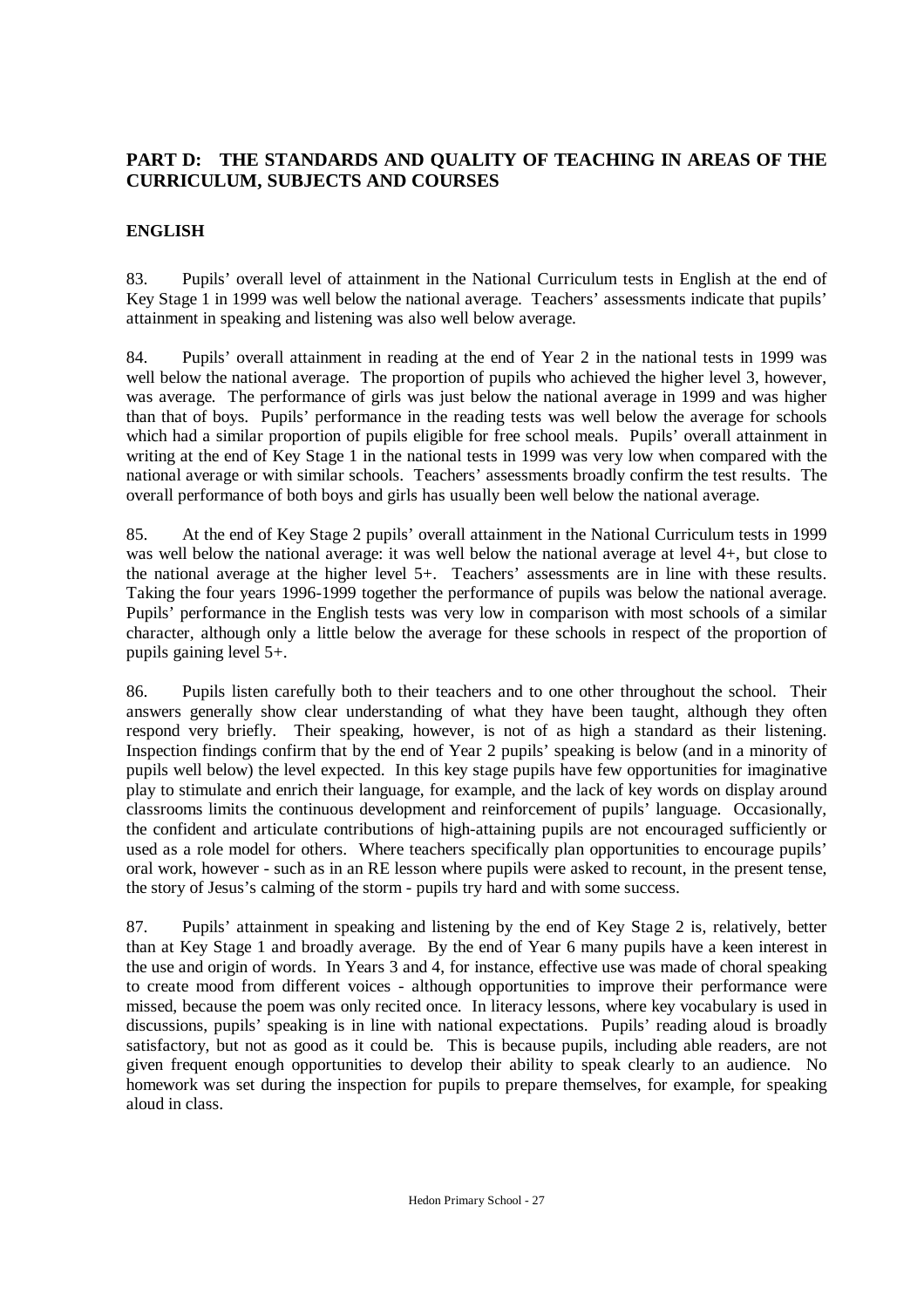## PART D: THE STANDARDS AND QUALITY OF TEACHING IN AREAS OF THE CURRICULUM, SUBJECTS AND COURSES

### ENGLISH

83. Pupils' overall level of attainment in the National Curriculum tests in English at the end of Key Stage 1 in 1999 was well below the national average. Teachers' assessments indicate that pupils' attainment in speaking and listening was also well below average.

84. Pupils' overall attainment in reading at the end of Year 2 in the national tests in 1999 was well below the national average. The proportion of pupils who achieved the higher level 3, however, was average. The performance of girls was just below the national average in 1999 and was higher than that of boys. Pupils' performance in the reading tests was well below the average for schools which had a similar proportion of pupils eligible for free school meals. Pupils' overall attainment in writing at the end of Key Stage 1 in the national tests in 1999 was very low when compared with the national average or with similar schools. Teachers' assessments broadly confirm the test results. The overall performance of both boys and girls has usually been well below the national average.

85. At the end of Key Stage 2 pupils' overall attainment in the National Curriculum tests in 1999 was well below the national average: it was well below the national average at level 4+, but close to the national average at the higher level 5+. Teachers' assessments are in line with these results. Taking the four years 1996-1999 together the performance of pupils was below the national average. Pupils' performance in the English tests was very low in comparison with most schools of a similar character, although only a little below the average for these schools in respect of the proportion of pupils gaining level 5+.

86. Pupils listen carefully both to their teachers and to one other throughout the school. Their answers generally show clear understanding of what they have been taught, although they often respond very briefly. Their speaking, however, is not of as high a standard as their listening. Inspection findings confirm that by the end of Year 2 pupils' speaking is below (and in a minority of pupils well below) the level expected. In this key stage pupils have few opportunities for imaginative play to stimulate and enrich their language, for example, and the lack of key words on display around classrooms limits the continuous development and reinforcement of pupils' language. Occasionally, the confident and articulate contributions of high-attaining pupils are not encouraged sufficiently or used as a role model for others. Where teachers specifically plan opportunities to encourage pupils' oral work, however - such as in an RE lesson where pupils were asked to recount, in the present tense, the story of Jesus's calming of the storm - pupils try hard and with some success.

87. Pupils' attainment in speaking and listening by the end of Key Stage 2 is, relatively, better than at Key Stage 1 and broadly average. By the end of Year 6 many pupils have a keen interest in the use and origin of words. In Years 3 and 4, for instance, effective use was made of choral speaking to create mood from different voices - although opportunities to improve their performance were missed, because the poem was only recited once. In literacy lessons, where key vocabulary is used in discussions, pupils' speaking is in line with national expectations. Pupils' reading aloud is broadly satisfactory, but not as good as it could be. This is because pupils, including able readers, are not given frequent enough opportunities to develop their ability to speak clearly to an audience. No homework was set during the inspection for pupils to prepare themselves, for example, for speaking aloud in class.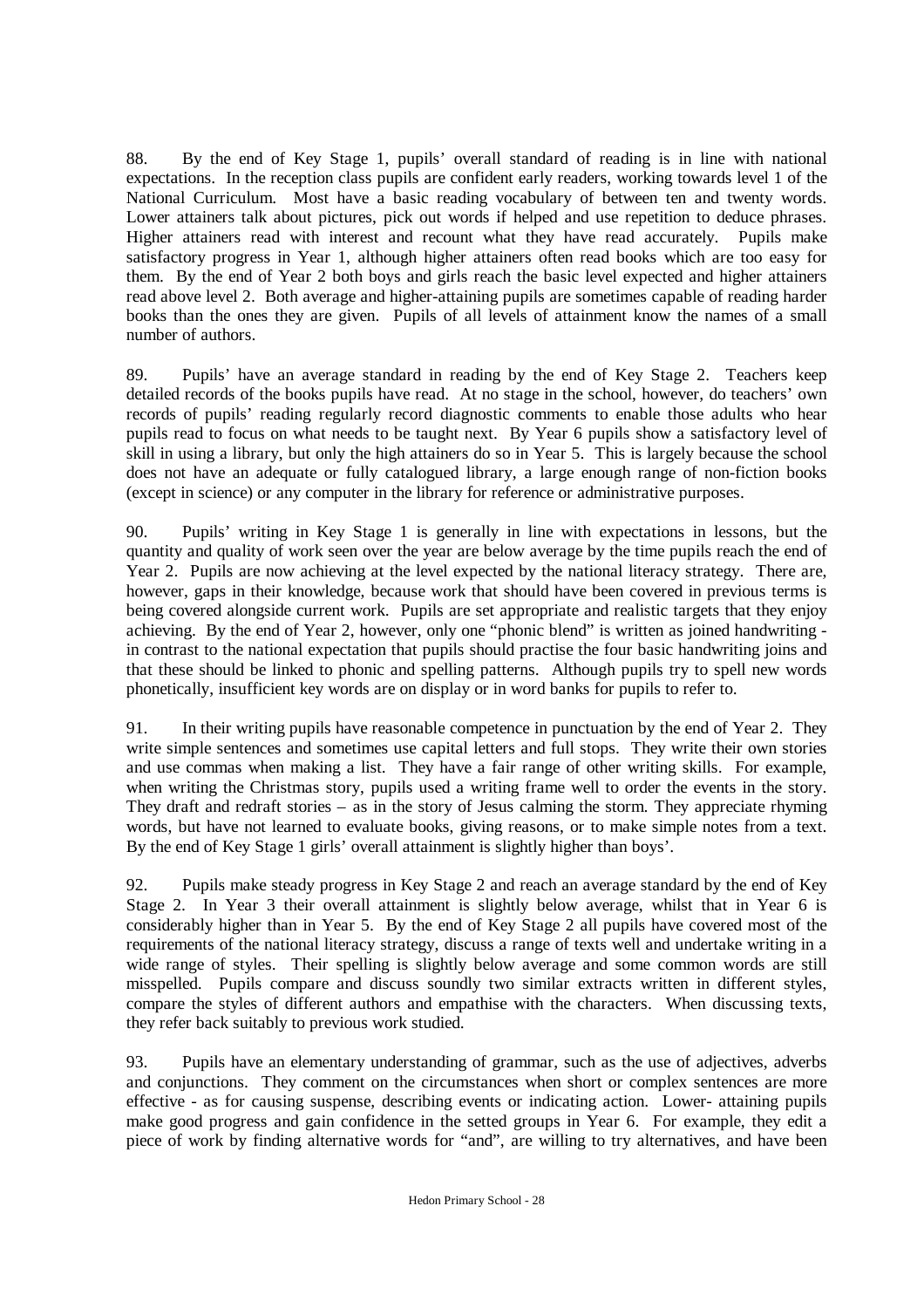88. By the end of Key Stage 1, pupils' overall standard of reading is in line with national expectations. In the reception class pupils are confident early readers, working towards level 1 of the National Curriculum. Most have a basic reading vocabulary of between ten and twenty words. Lower attainers talk about pictures, pick out words if helped and use repetition to deduce phrases. Higher attainers read with interest and recount what they have read accurately. Pupils make satisfactory progress in Year 1, although higher attainers often read books which are too easy for them. By the end of Year 2 both boys and girls reach the basic level expected and higher attainers read above level 2. Both average and higher-attaining pupils are sometimes capable of reading harder books than the ones they are given. Pupils of all levels of attainment know the names of a small number of authors.

89. Pupils' have an average standard in reading by the end of Key Stage 2. Teachers keep detailed records of the books pupils have read. At no stage in the school, however, do teachers' own records of pupils' reading regularly record diagnostic comments to enable those adults who hear pupils read to focus on what needs to be taught next. By Year 6 pupils show a satisfactory level of skill in using a library, but only the high attainers do so in Year 5. This is largely because the school does not have an adequate or fully catalogued library, a large enough range of non-fiction books (except in science) or any computer in the library for reference or administrative purposes.

90. Pupils' writing in Key Stage 1 is generally in line with expectations in lessons, but the quantity and quality of work seen over the year are below average by the time pupils reach the end of Year 2. Pupils are now achieving at the level expected by the national literacy strategy. There are, however, gaps in their knowledge, because work that should have been covered in previous terms is being covered alongside current work. Pupils are set appropriate and realistic targets that they enjoy achieving. By the end of Year 2, however, only one "phonic blend" is written as joined handwriting - in contrast to the national expectation that pupils should practise the four basic handwriting joins and that these should be linked to phonic and spelling patterns. Although pupils try to spell new words phonetically, insufficient key words are on display or in word banks for pupils to refer to.

91. In their writing pupils have reasonable competence in punctuation by the end of Year 2. They write simple sentences and sometimes use capital letters and full stops. They write their own stories and use commas when making a list. They have a fair range of other writing skills. For example, when writing the Christmas story, pupils used a writing frame well to order the events in the story. They draft and redraft stories – as in the story of Jesus calming the storm. They appreciate rhyming words, but have not learned to evaluate books, giving reasons, or to make simple notes from a text. By the end of Key Stage 1 girls' overall attainment is slightly higher than boys'.

92. Pupils make steady progress in Key Stage 2 and reach an average standard by the end of Key Stage 2. In Year 3 their overall attainment is slightly below average, whilst that in Year 6 is considerably higher than in Year 5. By the end of Key Stage 2 all pupils have covered most of the requirements of the national literacy strategy, discuss a range of texts well and undertake writing in a wide range of styles. Their spelling is slightly below average and some common words are still misspelled. Pupils compare and discuss soundly two similar extracts written in different styles, compare the styles of different authors and empathise with the characters. When discussing texts, they refer back suitably to previous work studied.

93. Pupils have an elementary understanding of grammar, such as the use of adjectives, adverbs and conjunctions. They comment on the circumstances when short or complex sentences are more effective - as for causing suspense, describing events or indicating action. Lower- attaining pupils make good progress and gain confidence in the setted groups in Year 6. For example, they edit a piece of work by finding alternative words for "and", are willing to try alternatives, and have been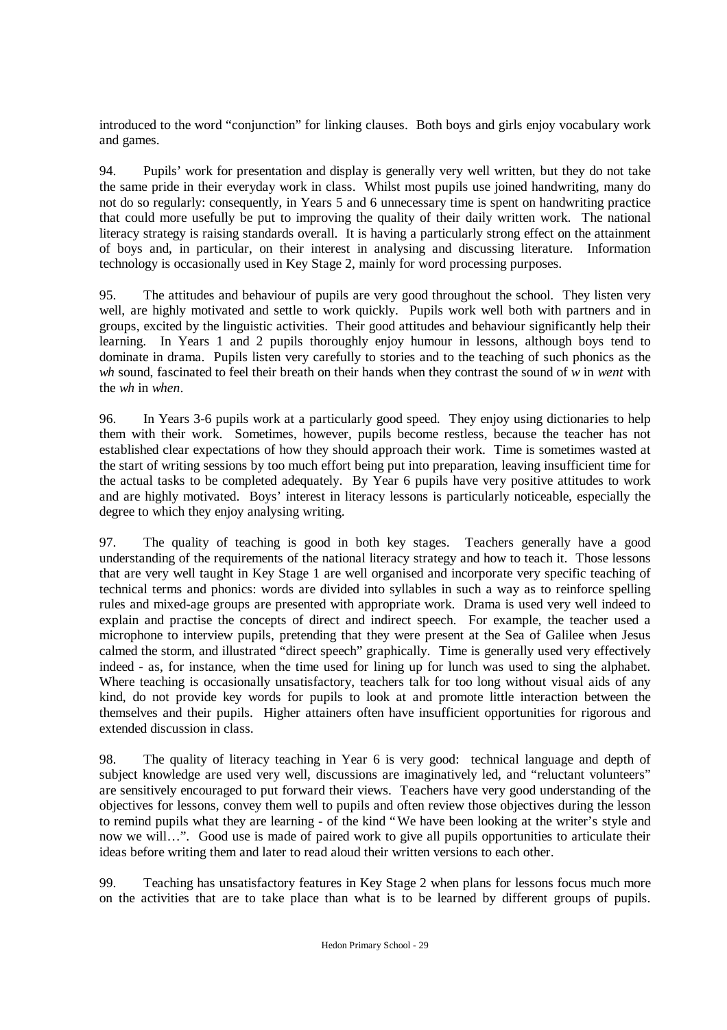introduced to the word "conjunction" for linking clauses. Both boys and girls enjoy vocabulary work and games.

94. Pupils' work for presentation and display is generally very well written, but they do not take the same pride in their everyday work in class. Whilst most pupils use joined handwriting, many do not do so regularly: consequently, in Years 5 and 6 unnecessary time is spent on handwriting practice that could more usefully be put to improving the quality of their daily written work. The national literacy strategy is raising standards overall. It is having a particularly strong effect on the attainment of boys and, in particular, on their interest in analysing and discussing literature. Information technology is occasionally used in Key Stage 2, mainly for word processing purposes.

95. The attitudes and behaviour of pupils are very good throughout the school. They listen very well, are highly motivated and settle to work quickly. Pupils work well both with partners and in groups, excited by the linguistic activities. Their good attitudes and behaviour significantly help their learning. In Years 1 and 2 pupils thoroughly enjoy humour in lessons, although boys tend to dominate in drama. Pupils listen very carefully to stories and to the teaching of such phonics as the *wh* sound, fascinated to feel their breath on their hands when they contrast the sound of *w* in *went* with the *wh* in *when*.

96. In Years 3-6 pupils work at a particularly good speed. They enjoy using dictionaries to help them with their work. Sometimes, however, pupils become restless, because the teacher has not established clear expectations of how they should approach their work. Time is sometimes wasted at the start of writing sessions by too much effort being put into preparation, leaving insufficient time for the actual tasks to be completed adequately. By Year 6 pupils have very positive attitudes to work and are highly motivated. Boys' interest in literacy lessons is particularly noticeable, especially the degree to which they enjoy analysing writing.

97. The quality of teaching is good in both key stages. Teachers generally have a good understanding of the requirements of the national literacy strategy and how to teach it. Those lessons that are very well taught in Key Stage 1 are well organised and incorporate very specific teaching of technical terms and phonics: words are divided into syllables in such a way as to reinforce spelling rules and mixed-age groups are presented with appropriate work. Drama is used very well indeed to explain and practise the concepts of direct and indirect speech. For example, the teacher used a microphone to interview pupils, pretending that they were present at the Sea of Galilee when Jesus calmed the storm, and illustrated "direct speech" graphically. Time is generally used very effectively indeed - as, for instance, when the time used for lining up for lunch was used to sing the alphabet. Where teaching is occasionally unsatisfactory, teachers talk for too long without visual aids of any kind, do not provide key words for pupils to look at and promote little interaction between the themselves and their pupils. Higher attainers often have insufficient opportunities for rigorous and extended discussion in class.

98. The quality of literacy teaching in Year 6 is very good: technical language and depth of subject knowledge are used very well, discussions are imaginatively led, and "reluctant volunteers" are sensitively encouraged to put forward their views. Teachers have very good understanding of the objectives for lessons, convey them well to pupils and often review those objectives during the lesson to remind pupils what they are learning - of the kind "We have been looking at the writer's style and now we will…". Good use is made of paired work to give all pupils opportunities to articulate their ideas before writing them and later to read aloud their written versions to each other.

99. Teaching has unsatisfactory features in Key Stage 2 when plans for lessons focus much more on the activities that are to take place than what is to be learned by different groups of pupils.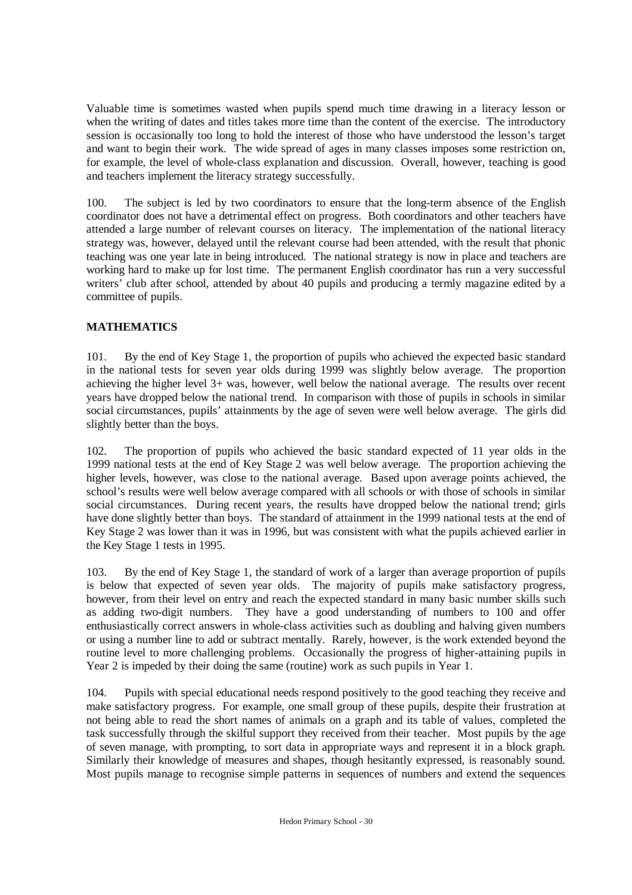Valuable time is sometimes wasted when pupils spend much time drawing in a literacy lesson or when the writing of dates and titles takes more time than the content of the exercise. The introductory session is occasionally too long to hold the interest of those who have understood the lesson's target and want to begin their work. The wide spread of ages in many classes imposes some restriction on, for example, the level of whole-class explanation and discussion. Overall, however, teaching is good and teachers implement the literacy strategy successfully.

100. The subject is led by two coordinators to ensure that the long-term absence of the English coordinator does not have a detrimental effect on progress. Both coordinators and other teachers have attended a large number of relevant courses on literacy. The implementation of the national literacy strategy was, however, delayed until the relevant course had been attended, with the result that phonic teaching was one year late in being introduced. The national strategy is now in place and teachers are working hard to make up for lost time. The permanent English coordinator has run a very successful writers' club after school, attended by about 40 pupils and producing a termly magazine edited by a committee of pupils.

## MATHEMATICS

101. By the end of Key Stage 1, the proportion of pupils who achieved the expected basic standard in the national tests for seven year olds during 1999 was slightly below average. The proportion achieving the higher level 3+ was, however, well below the national average. The results over recent years have dropped below the national trend. In comparison with those of pupils in schools in similar social circumstances, pupils' attainments by the age of seven were well below average. The girls did slightly better than the boys.

102. The proportion of pupils who achieved the basic standard expected of 11 year olds in the 1999 national tests at the end of Key Stage 2 was well below average. The proportion achieving the higher levels, however, was close to the national average. Based upon average points achieved, the school's results were well below average compared with all schools or with those of schools in similar social circumstances. During recent years, the results have dropped below the national trend; girls have done slightly better than boys. The standard of attainment in the 1999 national tests at the end of Key Stage 2 was lower than it was in 1996, but was consistent with what the pupils achieved earlier in the Key Stage 1 tests in 1995.

103. By the end of Key Stage 1, the standard of work of a larger than average proportion of pupils is below that expected of seven year olds. The majority of pupils make satisfactory progress, however, from their level on entry and reach the expected standard in many basic number skills such as adding two-digit numbers. They have a good understanding of numbers to 100 and offer enthusiastically correct answers in whole-class activities such as doubling and halving given numbers or using a number line to add or subtract mentally. Rarely, however, is the work extended beyond the routine level to more challenging problems. Occasionally the progress of higher-attaining pupils in Year 2 is impeded by their doing the same (routine) work as such pupils in Year 1.

104. Pupils with special educational needs respond positively to the good teaching they receive and make satisfactory progress. For example, one small group of these pupils, despite their frustration at not being able to read the short names of animals on a graph and its table of values, completed the task successfully through the skilful support they received from their teacher. Most pupils by the age of seven manage, with prompting, to sort data in appropriate ways and represent it in a block graph. Similarly their knowledge of measures and shapes, though hesitantly expressed, is reasonably sound. Most pupils manage to recognise simple patterns in sequences of numbers and extend the sequences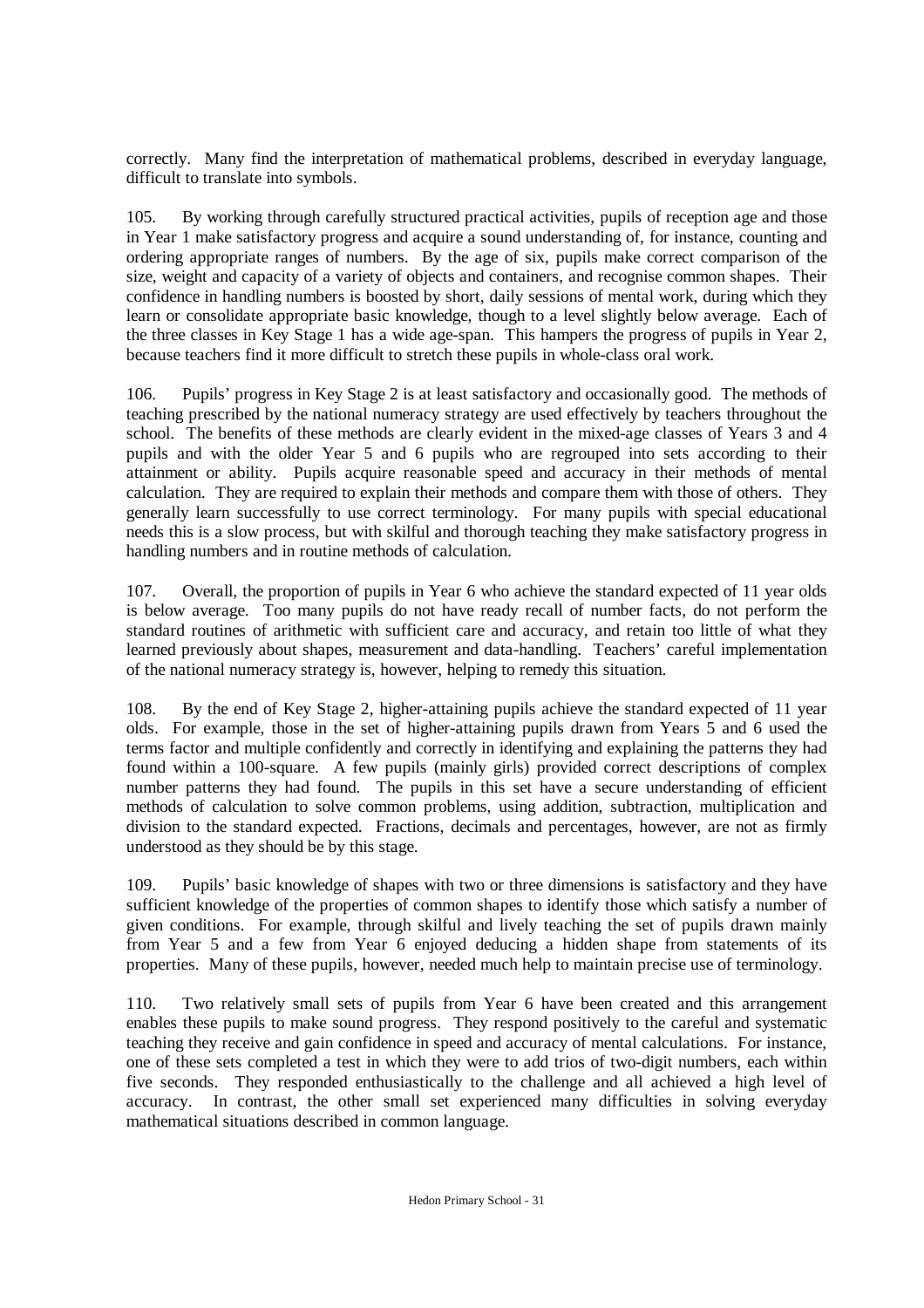correctly. Many find the interpretation of mathematical problems, described in everyday language, difficult to translate into symbols.

105. By working through carefully structured practical activities, pupils of reception age and those in Year 1 make satisfactory progress and acquire a sound understanding of, for instance, counting and ordering appropriate ranges of numbers. By the age of six, pupils make correct comparison of the size, weight and capacity of a variety of objects and containers, and recognise common shapes. Their confidence in handling numbers is boosted by short, daily sessions of mental work, during which they learn or consolidate appropriate basic knowledge, though to a level slightly below average. Each of the three classes in Key Stage 1 has a wide age-span. This hampers the progress of pupils in Year 2, because teachers find it more difficult to stretch these pupils in whole-class oral work.

106. Pupils' progress in Key Stage 2 is at least satisfactory and occasionally good. The methods of teaching prescribed by the national numeracy strategy are used effectively by teachers throughout the school. The benefits of these methods are clearly evident in the mixed-age classes of Years 3 and 4 pupils and with the older Year 5 and 6 pupils who are regrouped into sets according to their attainment or ability. Pupils acquire reasonable speed and accuracy in their methods of mental calculation. They are required to explain their methods and compare them with those of others. They generally learn successfully to use correct terminology. For many pupils with special educational needs this is a slow process, but with skilful and thorough teaching they make satisfactory progress in handling numbers and in routine methods of calculation.

107. Overall, the proportion of pupils in Year 6 who achieve the standard expected of 11 year olds is below average. Too many pupils do not have ready recall of number facts, do not perform the standard routines of arithmetic with sufficient care and accuracy, and retain too little of what they learned previously about shapes, measurement and data-handling. Teachers' careful implementation of the national numeracy strategy is, however, helping to remedy this situation.

108. By the end of Key Stage 2, higher-attaining pupils achieve the standard expected of 11 year olds. For example, those in the set of higher-attaining pupils drawn from Years 5 and 6 used the terms factor and multiple confidently and correctly in identifying and explaining the patterns they had found within a 100-square. A few pupils (mainly girls) provided correct descriptions of complex number patterns they had found. The pupils in this set have a secure understanding of efficient methods of calculation to solve common problems, using addition, subtraction, multiplication and division to the standard expected. Fractions, decimals and percentages, however, are not as firmly understood as they should be by this stage.

109. Pupils' basic knowledge of shapes with two or three dimensions is satisfactory and they have sufficient knowledge of the properties of common shapes to identify those which satisfy a number of given conditions. For example, through skilful and lively teaching the set of pupils drawn mainly from Year 5 and a few from Year 6 enjoyed deducing a hidden shape from statements of its properties. Many of these pupils, however, needed much help to maintain precise use of terminology.

110. Two relatively small sets of pupils from Year 6 have been created and this arrangement enables these pupils to make sound progress. They respond positively to the careful and systematic teaching they receive and gain confidence in speed and accuracy of mental calculations. For instance, one of these sets completed a test in which they were to add trios of two-digit numbers, each within five seconds. They responded enthusiastically to the challenge and all achieved a high level of accuracy. In contrast, the other small set experienced many difficulties in solving everyday mathematical situations described in common language.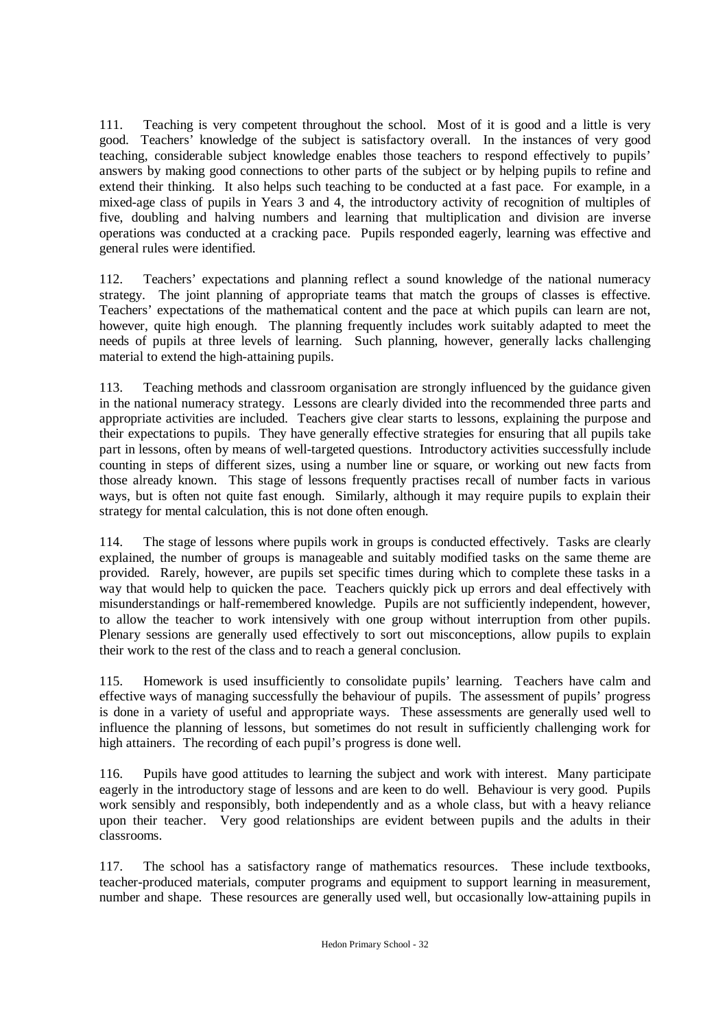111. Teaching is very competent throughout the school. Most of it is good and a little is very good. Teachers' knowledge of the subject is satisfactory overall. In the instances of very good teaching, considerable subject knowledge enables those teachers to respond effectively to pupils' answers by making good connections to other parts of the subject or by helping pupils to refine and extend their thinking. It also helps such teaching to be conducted at a fast pace. For example, in a mixed-age class of pupils in Years 3 and 4, the introductory activity of recognition of multiples of five, doubling and halving numbers and learning that multiplication and division are inverse operations was conducted at a cracking pace. Pupils responded eagerly, learning was effective and general rules were identified.

112. Teachers' expectations and planning reflect a sound knowledge of the national numeracy strategy. The joint planning of appropriate teams that match the groups of classes is effective. Teachers' expectations of the mathematical content and the pace at which pupils can learn are not, however, quite high enough. The planning frequently includes work suitably adapted to meet the needs of pupils at three levels of learning. Such planning, however, generally lacks challenging material to extend the high-attaining pupils.

113. Teaching methods and classroom organisation are strongly influenced by the guidance given in the national numeracy strategy. Lessons are clearly divided into the recommended three parts and appropriate activities are included. Teachers give clear starts to lessons, explaining the purpose and their expectations to pupils. They have generally effective strategies for ensuring that all pupils take part in lessons, often by means of well-targeted questions. Introductory activities successfully include counting in steps of different sizes, using a number line or square, or working out new facts from those already known. This stage of lessons frequently practises recall of number facts in various ways, but is often not quite fast enough. Similarly, although it may require pupils to explain their strategy for mental calculation, this is not done often enough.

114. The stage of lessons where pupils work in groups is conducted effectively. Tasks are clearly explained, the number of groups is manageable and suitably modified tasks on the same theme are provided. Rarely, however, are pupils set specific times during which to complete these tasks in a way that would help to quicken the pace. Teachers quickly pick up errors and deal effectively with misunderstandings or half-remembered knowledge. Pupils are not sufficiently independent, however, to allow the teacher to work intensively with one group without interruption from other pupils. Plenary sessions are generally used effectively to sort out misconceptions, allow pupils to explain their work to the rest of the class and to reach a general conclusion.

115. Homework is used insufficiently to consolidate pupils' learning. Teachers have calm and effective ways of managing successfully the behaviour of pupils. The assessment of pupils' progress is done in a variety of useful and appropriate ways. These assessments are generally used well to influence the planning of lessons, but sometimes do not result in sufficiently challenging work for high attainers. The recording of each pupil's progress is done well.

116. Pupils have good attitudes to learning the subject and work with interest. Many participate eagerly in the introductory stage of lessons and are keen to do well. Behaviour is very good. Pupils work sensibly and responsibly, both independently and as a whole class, but with a heavy reliance upon their teacher. Very good relationships are evident between pupils and the adults in their classrooms.

117. The school has a satisfactory range of mathematics resources. These include textbooks, teacher-produced materials, computer programs and equipment to support learning in measurement, number and shape. These resources are generally used well, but occasionally low-attaining pupils in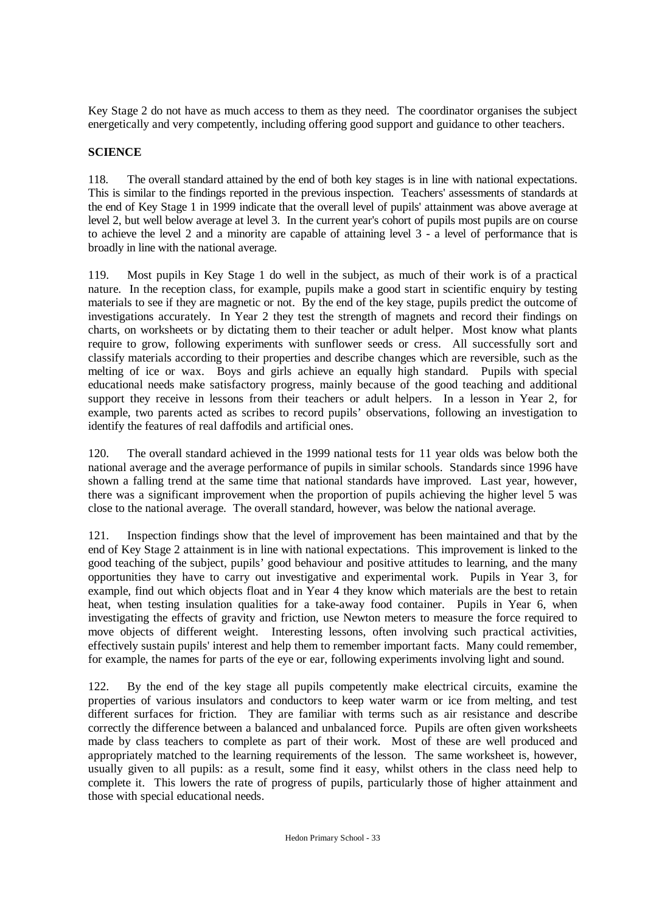Key Stage 2 do not have as much access to them as they need. The coordinator organises the subject energetically and very competently, including offering good support and guidance to other teachers.

**SCIENCE**

118. The overall standard attained by the end of both key stages is in line with national expectations. This is similar to the findings reported in the previous inspection. Teachers' assessments of standards at the end of Key Stage 1 in 1999 indicate that the overall level of pupils' attainment was above average at level 2, but well below average at level 3. In the current year's cohort of pupils most pupils are on course to achieve the level 2 and a minority are capable of attaining level 3 - a level of performance that is broadly in line with the national average.

119. Most pupils in Key Stage 1 do well in the subject, as much of their work is of a practical nature. In the reception class, for example, pupils make a good start in scientific enquiry by testing materials to see if they are magnetic or not. By the end of the key stage, pupils predict the outcome of investigations accurately. In Year 2 they test the strength of magnets and record their findings on charts, on worksheets or by dictating them to their teacher or adult helper. Most know what plants require to grow, following experiments with sunflower seeds or cress. All successfully sort and classify materials according to their properties and describe changes which are reversible, such as the melting of ice or wax. Boys and girls achieve an equally high standard. Pupils with special educational needs make satisfactory progress, mainly because of the good teaching and additional support they receive in lessons from their teachers or adult helpers. In a lesson in Year 2, for example, two parents acted as scribes to record pupils' observations, following an investigation to identify the features of real daffodils and artificial ones.

120. The overall standard achieved in the 1999 national tests for 11 year olds was below both the national average and the average performance of pupils in similar schools. Standards since 1996 have shown a falling trend at the same time that national standards have improved. Last year, however, there was a significant improvement when the proportion of pupils achieving the higher level 5 was close to the national average. The overall standard, however, was below the national average.

121. Inspection findings show that the level of improvement has been maintained and that by the end of Key Stage 2 attainment is in line with national expectations. This improvement is linked to the good teaching of the subject, pupils' good behaviour and positive attitudes to learning, and the many opportunities they have to carry out investigative and experimental work. Pupils in Year 3, for example, find out which objects float and in Year 4 they know which materials are the best to retain heat, when testing insulation qualities for a take-away food container. Pupils in Year 6, when investigating the effects of gravity and friction, use Newton meters to measure the force required to move objects of different weight. Interesting lessons, often involving such practical activities, effectively sustain pupils' interest and help them to remember important facts. Many could remember, for example, the names for parts of the eye or ear, following experiments involving light and sound.

122. By the end of the key stage all pupils competently make electrical circuits, examine the properties of various insulators and conductors to keep water warm or ice from melting, and test different surfaces for friction. They are familiar with terms such as air resistance and describe correctly the difference between a balanced and unbalanced force. Pupils are often given worksheets made by class teachers to complete as part of their work. Most of these are well produced and appropriately matched to the learning requirements of the lesson. The same worksheet is, however, usually given to all pupils: as a result, some find it easy, whilst others in the class need help to complete it. This lowers the rate of progress of pupils, particularly those of higher attainment and those with special educational needs.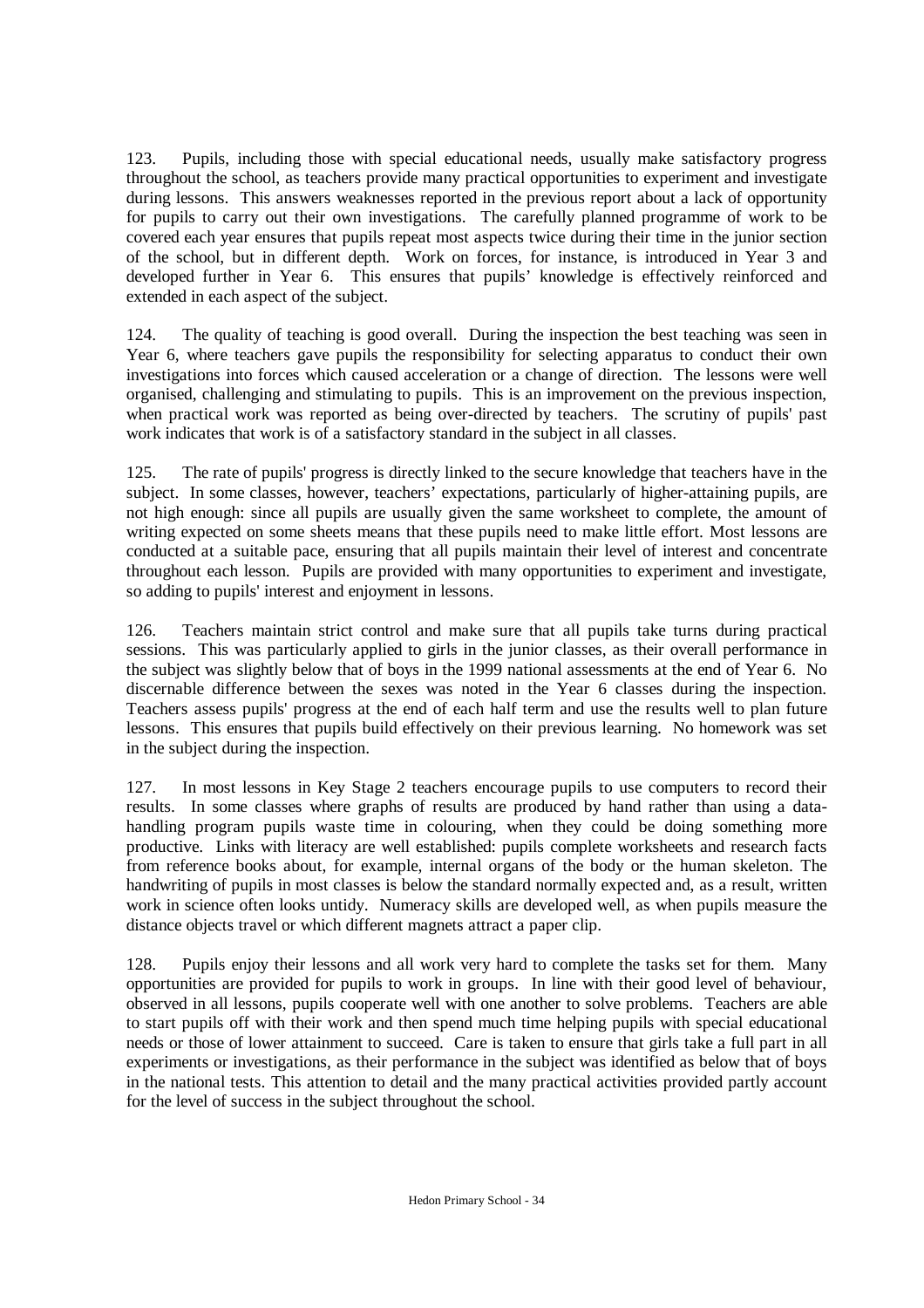123. Pupils, including those with special educational needs, usually make satisfactory progress throughout the school, as teachers provide many practical opportunities to experiment and investigate during lessons. This answers weaknesses reported in the previous report about a lack of opportunity for pupils to carry out their own investigations. The carefully planned programme of work to be covered each year ensures that pupils repeat most aspects twice during their time in the junior section of the school, but in different depth. Work on forces, for instance, is introduced in Year 3 and developed further in Year 6. This ensures that pupils' knowledge is effectively reinforced and extended in each aspect of the subject.

124. The quality of teaching is good overall. During the inspection the best teaching was seen in Year 6, where teachers gave pupils the responsibility for selecting apparatus to conduct their own investigations into forces which caused acceleration or a change of direction. The lessons were well organised, challenging and stimulating to pupils. This is an improvement on the previous inspection, when practical work was reported as being over-directed by teachers. The scrutiny of pupils' past work indicates that work is of a satisfactory standard in the subject in all classes.

125. The rate of pupils' progress is directly linked to the secure knowledge that teachers have in the subject. In some classes, however, teachers' expectations, particularly of higher-attaining pupils, are not high enough: since all pupils are usually given the same worksheet to complete, the amount of writing expected on some sheets means that these pupils need to make little effort. Most lessons are conducted at a suitable pace, ensuring that all pupils maintain their level of interest and concentrate throughout each lesson. Pupils are provided with many opportunities to experiment and investigate, so adding to pupils' interest and enjoyment in lessons.

126. Teachers maintain strict control and make sure that all pupils take turns during practical sessions. This was particularly applied to girls in the junior classes, as their overall performance in the subject was slightly below that of boys in the 1999 national assessments at the end of Year 6. No discernable difference between the sexes was noted in the Year 6 classes during the inspection. Teachers assess pupils' progress at the end of each half term and use the results well to plan future lessons. This ensures that pupils build effectively on their previous learning. No homework was set in the subject during the inspection.

127. In most lessons in Key Stage 2 teachers encourage pupils to use computers to record their results. In some classes where graphs of results are produced by hand rather than using a data-handling program pupils waste time in colouring, when they could be doing something more productive. Links with literacy are well established: pupils complete worksheets and research facts from reference books about, for example, internal organs of the body or the human skeleton. The handwriting of pupils in most classes is below the standard normally expected and, as a result, written work in science often looks untidy. Numeracy skills are developed well, as when pupils measure the distance objects travel or which different magnets attract a paper clip.

128. Pupils enjoy their lessons and all work very hard to complete the tasks set for them. Many opportunities are provided for pupils to work in groups. In line with their good level of behaviour, observed in all lessons, pupils cooperate well with one another to solve problems. Teachers are able to start pupils off with their work and then spend much time helping pupils with special educational needs or those of lower attainment to succeed. Care is taken to ensure that girls take a full part in all experiments or investigations, as their performance in the subject was identified as below that of boys in the national tests. This attention to detail and the many practical activities provided partly account for the level of success in the subject throughout the school.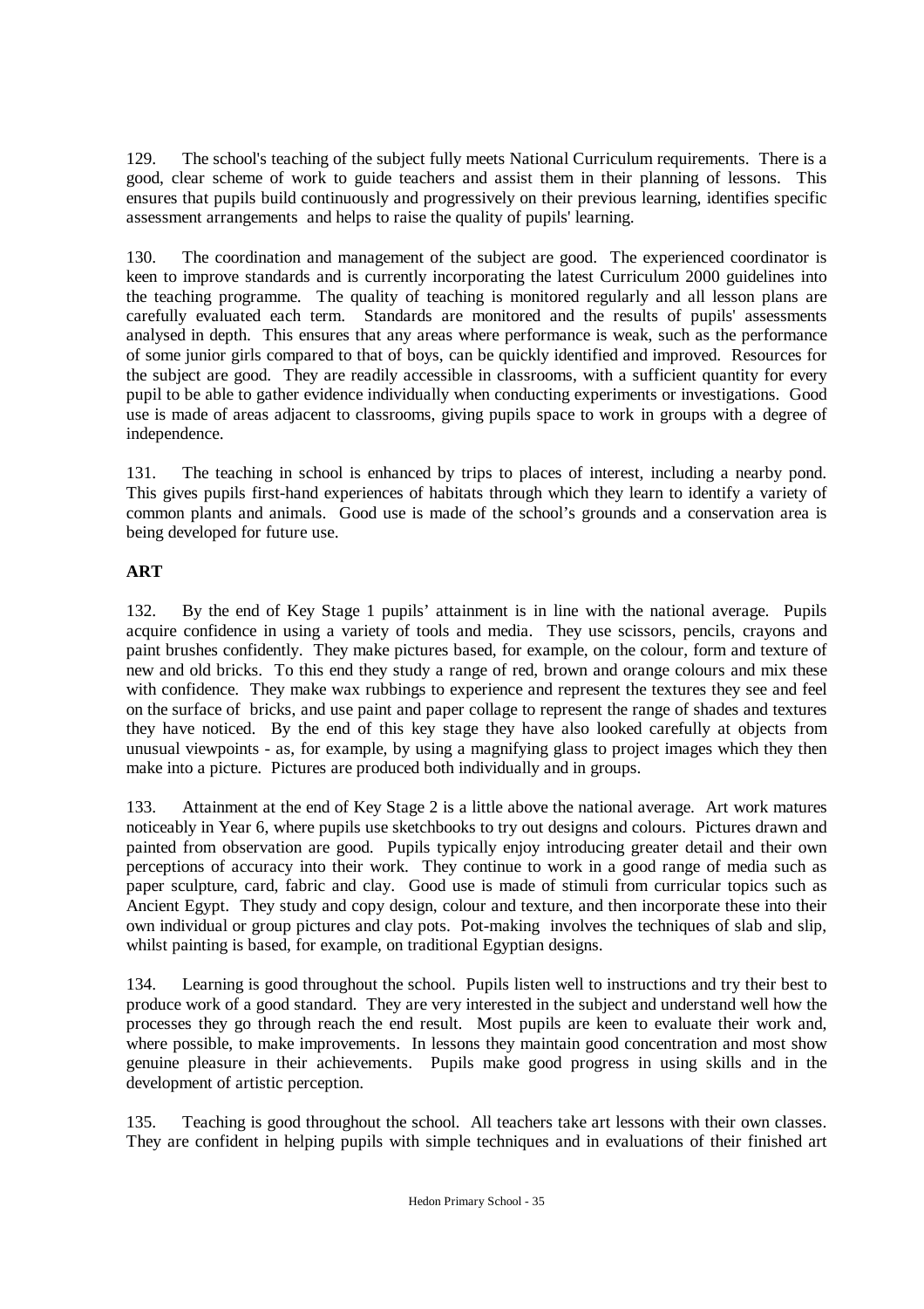129. The school's teaching of the subject fully meets National Curriculum requirements. There is a good, clear scheme of work to guide teachers and assist them in their planning of lessons. This ensures that pupils build continuously and progressively on their previous learning, identifies specific assessment arrangements and helps to raise the quality of pupils' learning.

130. The coordination and management of the subject are good. The experienced coordinator is keen to improve standards and is currently incorporating the latest Curriculum 2000 guidelines into the teaching programme. The quality of teaching is monitored regularly and all lesson plans are carefully evaluated each term. Standards are monitored and the results of pupils' assessments analysed in depth. This ensures that any areas where performance is weak, such as the performance of some junior girls compared to that of boys, can be quickly identified and improved. Resources for the subject are good. They are readily accessible in classrooms, with a sufficient quantity for every pupil to be able to gather evidence individually when conducting experiments or investigations. Good use is made of areas adjacent to classrooms, giving pupils space to work in groups with a degree of independence.

131. The teaching in school is enhanced by trips to places of interest, including a nearby pond. This gives pupils first-hand experiences of habitats through which they learn to identify a variety of common plants and animals. Good use is made of the school's grounds and a conservation area is being developed for future use.

## ART

132. By the end of Key Stage 1 pupils' attainment is in line with the national average. Pupils acquire confidence in using a variety of tools and media. They use scissors, pencils, crayons and paint brushes confidently. They make pictures based, for example, on the colour, form and texture of new and old bricks. To this end they study a range of red, brown and orange colours and mix these with confidence. They make wax rubbings to experience and represent the textures they see and feel on the surface of bricks, and use paint and paper collage to represent the range of shades and textures they have noticed. By the end of this key stage they have also looked carefully at objects from unusual viewpoints - as, for example, by using a magnifying glass to project images which they then make into a picture. Pictures are produced both individually and in groups.

133. Attainment at the end of Key Stage 2 is a little above the national average. Art work matures noticeably in Year 6, where pupils use sketchbooks to try out designs and colours. Pictures drawn and painted from observation are good. Pupils typically enjoy introducing greater detail and their own perceptions of accuracy into their work. They continue to work in a good range of media such as paper sculpture, card, fabric and clay. Good use is made of stimuli from curricular topics such as Ancient Egypt. They study and copy design, colour and texture, and then incorporate these into their own individual or group pictures and clay pots. Pot-making involves the techniques of slab and slip, whilst painting is based, for example, on traditional Egyptian designs.

134. Learning is good throughout the school. Pupils listen well to instructions and try their best to produce work of a good standard. They are very interested in the subject and understand well how the processes they go through reach the end result. Most pupils are keen to evaluate their work and, where possible, to make improvements. In lessons they maintain good concentration and most show genuine pleasure in their achievements. Pupils make good progress in using skills and in the development of artistic perception.

135. Teaching is good throughout the school. All teachers take art lessons with their own classes. They are confident in helping pupils with simple techniques and in evaluations of their finished art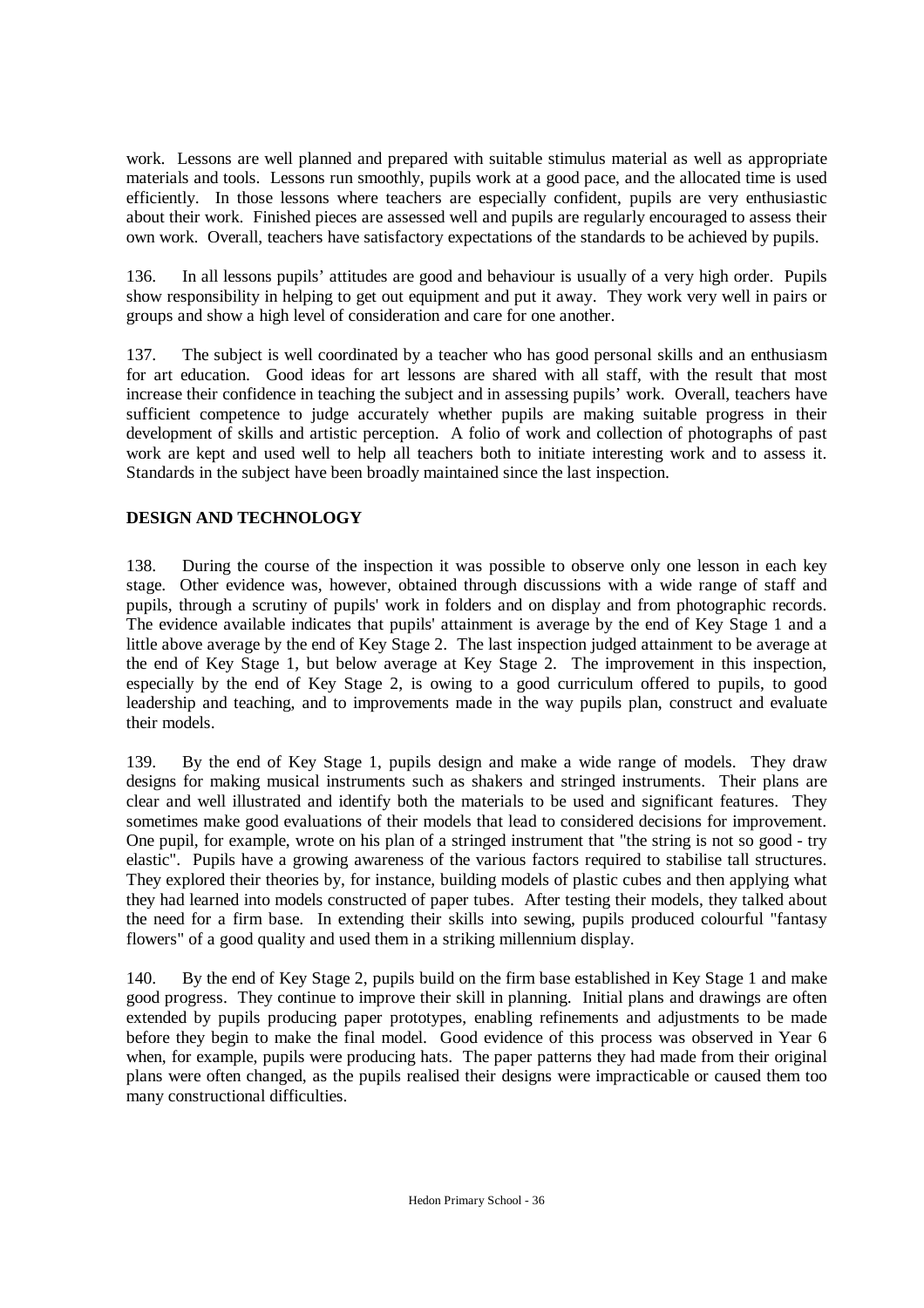work. Lessons are well planned and prepared with suitable stimulus material as well as appropriate materials and tools. Lessons run smoothly, pupils work at a good pace, and the allocated time is used efficiently. In those lessons where teachers are especially confident, pupils are very enthusiastic about their work. Finished pieces are assessed well and pupils are regularly encouraged to assess their own work. Overall, teachers have satisfactory expectations of the standards to be achieved by pupils.

136. In all lessons pupils' attitudes are good and behaviour is usually of a very high order. Pupils show responsibility in helping to get out equipment and put it away. They work very well in pairs or groups and show a high level of consideration and care for one another.

137. The subject is well coordinated by a teacher who has good personal skills and an enthusiasm for art education. Good ideas for art lessons are shared with all staff, with the result that most increase their confidence in teaching the subject and in assessing pupils' work. Overall, teachers have sufficient competence to judge accurately whether pupils are making suitable progress in their development of skills and artistic perception. A folio of work and collection of photographs of past work are kept and used well to help all teachers both to initiate interesting work and to assess it. Standards in the subject have been broadly maintained since the last inspection.

## DESIGN AND TECHNOLOGY

138. During the course of the inspection it was possible to observe only one lesson in each key stage. Other evidence was, however, obtained through discussions with a wide range of staff and pupils, through a scrutiny of pupils' work in folders and on display and from photographic records. The evidence available indicates that pupils' attainment is average by the end of Key Stage 1 and a little above average by the end of Key Stage 2. The last inspection judged attainment to be average at the end of Key Stage 1, but below average at Key Stage 2. The improvement in this inspection, especially by the end of Key Stage 2, is owing to a good curriculum offered to pupils, to good leadership and teaching, and to improvements made in the way pupils plan, construct and evaluate their models.

139. By the end of Key Stage 1, pupils design and make a wide range of models. They draw designs for making musical instruments such as shakers and stringed instruments. Their plans are clear and well illustrated and identify both the materials to be used and significant features. They sometimes make good evaluations of their models that lead to considered decisions for improvement. One pupil, for example, wrote on his plan of a stringed instrument that "the string is not so good - try elastic". Pupils have a growing awareness of the various factors required to stabilise tall structures. They explored their theories by, for instance, building models of plastic cubes and then applying what they had learned into models constructed of paper tubes. After testing their models, they talked about the need for a firm base. In extending their skills into sewing, pupils produced colourful "fantasy flowers" of a good quality and used them in a striking millennium display.

140. By the end of Key Stage 2, pupils build on the firm base established in Key Stage 1 and make good progress. They continue to improve their skill in planning. Initial plans and drawings are often extended by pupils producing paper prototypes, enabling refinements and adjustments to be made before they begin to make the final model. Good evidence of this process was observed in Year 6 when, for example, pupils were producing hats. The paper patterns they had made from their original plans were often changed, as the pupils realised their designs were impracticable or caused them too many constructional difficulties.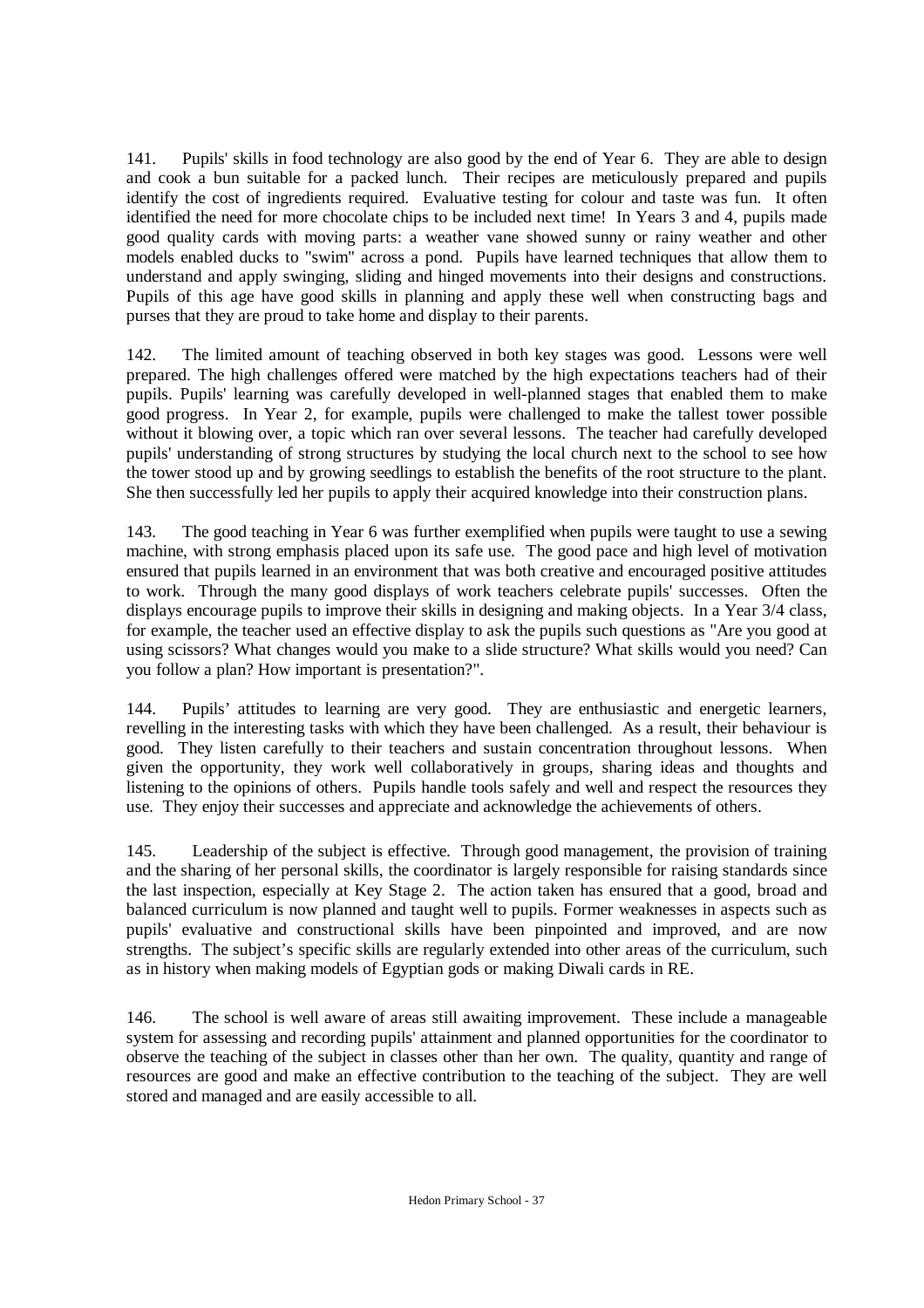141. Pupils' skills in food technology are also good by the end of Year 6. They are able to design and cook a bun suitable for a packed lunch. Their recipes are meticulously prepared and pupils identify the cost of ingredients required. Evaluative testing for colour and taste was fun. It often identified the need for more chocolate chips to be included next time! In Years 3 and 4, pupils made good quality cards with moving parts: a weather vane showed sunny or rainy weather and other models enabled ducks to "swim" across a pond. Pupils have learned techniques that allow them to understand and apply swinging, sliding and hinged movements into their designs and constructions. Pupils of this age have good skills in planning and apply these well when constructing bags and purses that they are proud to take home and display to their parents.

142. The limited amount of teaching observed in both key stages was good. Lessons were well prepared. The high challenges offered were matched by the high expectations teachers had of their pupils. Pupils' learning was carefully developed in well-planned stages that enabled them to make good progress. In Year 2, for example, pupils were challenged to make the tallest tower possible without it blowing over, a topic which ran over several lessons. The teacher had carefully developed pupils' understanding of strong structures by studying the local church next to the school to see how the tower stood up and by growing seedlings to establish the benefits of the root structure to the plant. She then successfully led her pupils to apply their acquired knowledge into their construction plans.

143. The good teaching in Year 6 was further exemplified when pupils were taught to use a sewing machine, with strong emphasis placed upon its safe use. The good pace and high level of motivation ensured that pupils learned in an environment that was both creative and encouraged positive attitudes to work. Through the many good displays of work teachers celebrate pupils' successes. Often the displays encourage pupils to improve their skills in designing and making objects. In a Year 3/4 class, for example, the teacher used an effective display to ask the pupils such questions as "Are you good at using scissors? What changes would you make to a slide structure? What skills would you need? Can you follow a plan? How important is presentation?".

144. Pupils' attitudes to learning are very good. They are enthusiastic and energetic learners, revelling in the interesting tasks with which they have been challenged. As a result, their behaviour is good. They listen carefully to their teachers and sustain concentration throughout lessons. When given the opportunity, they work well collaboratively in groups, sharing ideas and thoughts and listening to the opinions of others. Pupils handle tools safely and well and respect the resources they use. They enjoy their successes and appreciate and acknowledge the achievements of others.

145. Leadership of the subject is effective. Through good management, the provision of training and the sharing of her personal skills, the coordinator is largely responsible for raising standards since the last inspection, especially at Key Stage 2. The action taken has ensured that a good, broad and balanced curriculum is now planned and taught well to pupils. Former weaknesses in aspects such as pupils' evaluative and constructional skills have been pinpointed and improved, and are now strengths. The subject's specific skills are regularly extended into other areas of the curriculum, such as in history when making models of Egyptian gods or making Diwali cards in RE.

146. The school is well aware of areas still awaiting improvement. These include a manageable system for assessing and recording pupils' attainment and planned opportunities for the coordinator to observe the teaching of the subject in classes other than her own. The quality, quantity and range of resources are good and make an effective contribution to the teaching of the subject. They are well stored and managed and are easily accessible to all.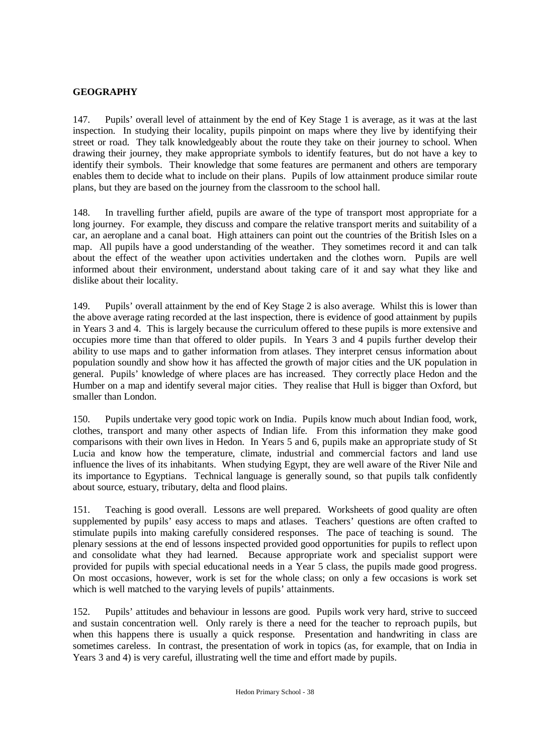## GEOGRAPHY

147. Pupils' overall level of attainment by the end of Key Stage 1 is average, as it was at the last inspection. In studying their locality, pupils pinpoint on maps where they live by identifying their street or road. They talk knowledgeably about the route they take on their journey to school. When drawing their journey, they make appropriate symbols to identify features, but do not have a key to identify their symbols. Their knowledge that some features are permanent and others are temporary enables them to decide what to include on their plans. Pupils of low attainment produce similar route plans, but they are based on the journey from the classroom to the school hall.

148. In travelling further afield, pupils are aware of the type of transport most appropriate for a long journey. For example, they discuss and compare the relative transport merits and suitability of a car, an aeroplane and a canal boat. High attainers can point out the countries of the British Isles on a map. All pupils have a good understanding of the weather. They sometimes record it and can talk about the effect of the weather upon activities undertaken and the clothes worn. Pupils are well informed about their environment, understand about taking care of it and say what they like and dislike about their locality.

149. Pupils' overall attainment by the end of Key Stage 2 is also average. Whilst this is lower than the above average rating recorded at the last inspection, there is evidence of good attainment by pupils in Years 3 and 4. This is largely because the curriculum offered to these pupils is more extensive and occupies more time than that offered to older pupils. In Years 3 and 4 pupils further develop their ability to use maps and to gather information from atlases. They interpret census information about population soundly and show how it has affected the growth of major cities and the UK population in general. Pupils' knowledge of where places are has increased. They correctly place Hedon and the Humber on a map and identify several major cities. They realise that Hull is bigger than Oxford, but smaller than London.

150. Pupils undertake very good topic work on India. Pupils know much about Indian food, work, clothes, transport and many other aspects of Indian life. From this information they make good comparisons with their own lives in Hedon. In Years 5 and 6, pupils make an appropriate study of St Lucia and know how the temperature, climate, industrial and commercial factors and land use influence the lives of its inhabitants. When studying Egypt, they are well aware of the River Nile and its importance to Egyptians. Technical language is generally sound, so that pupils talk confidently about source, estuary, tributary, delta and flood plains.

151. Teaching is good overall. Lessons are well prepared. Worksheets of good quality are often supplemented by pupils' easy access to maps and atlases. Teachers' questions are often crafted to stimulate pupils into making carefully considered responses. The pace of teaching is sound. The plenary sessions at the end of lessons inspected provided good opportunities for pupils to reflect upon and consolidate what they had learned. Because appropriate work and specialist support were provided for pupils with special educational needs in a Year 5 class, the pupils made good progress. On most occasions, however, work is set for the whole class; on only a few occasions is work set which is well matched to the varying levels of pupils' attainments.

152. Pupils' attitudes and behaviour in lessons are good. Pupils work very hard, strive to succeed and sustain concentration well. Only rarely is there a need for the teacher to reproach pupils, but when this happens there is usually a quick response. Presentation and handwriting in class are sometimes careless. In contrast, the presentation of work in topics (as, for example, that on India in Years 3 and 4) is very careful, illustrating well the time and effort made by pupils.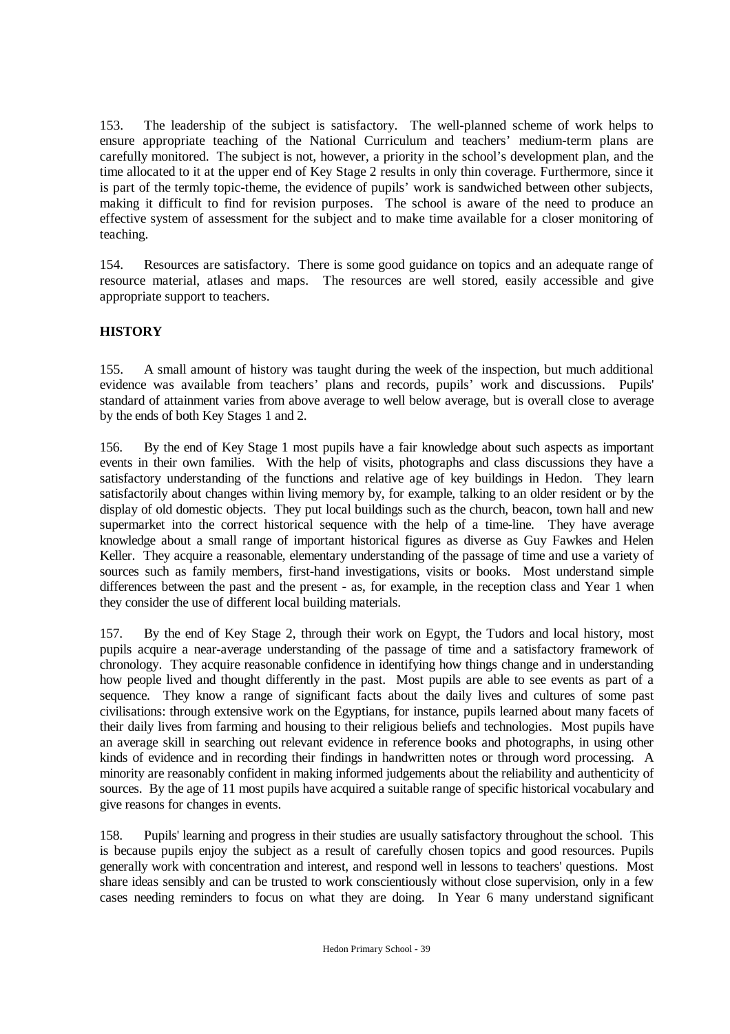153. The leadership of the subject is satisfactory. The well-planned scheme of work helps to ensure appropriate teaching of the National Curriculum and teachers' medium-term plans are carefully monitored. The subject is not, however, a priority in the school's development plan, and the time allocated to it at the upper end of Key Stage 2 results in only thin coverage. Furthermore, since it is part of the termly topic-theme, the evidence of pupils' work is sandwiched between other subjects, making it difficult to find for revision purposes. The school is aware of the need to produce an effective system of assessment for the subject and to make time available for a closer monitoring of teaching.

154. Resources are satisfactory. There is some good guidance on topics and an adequate range of resource material, atlases and maps. The resources are well stored, easily accessible and give appropriate support to teachers.

## HISTORY

155. A small amount of history was taught during the week of the inspection, but much additional evidence was available from teachers' plans and records, pupils' work and discussions. Pupils' standard of attainment varies from above average to well below average, but is overall close to average by the ends of both Key Stages 1 and 2.

156. By the end of Key Stage 1 most pupils have a fair knowledge about such aspects as important events in their own families. With the help of visits, photographs and class discussions they have a satisfactory understanding of the functions and relative age of key buildings in Hedon. They learn satisfactorily about changes within living memory by, for example, talking to an older resident or by the display of old domestic objects. They put local buildings such as the church, beacon, town hall and new supermarket into the correct historical sequence with the help of a time-line. They have average knowledge about a small range of important historical figures as diverse as Guy Fawkes and Helen Keller. They acquire a reasonable, elementary understanding of the passage of time and use a variety of sources such as family members, first-hand investigations, visits or books. Most understand simple differences between the past and the present - as, for example, in the reception class and Year 1 when they consider the use of different local building materials.

157. By the end of Key Stage 2, through their work on Egypt, the Tudors and local history, most pupils acquire a near-average understanding of the passage of time and a satisfactory framework of chronology. They acquire reasonable confidence in identifying how things change and in understanding how people lived and thought differently in the past. Most pupils are able to see events as part of a sequence. They know a range of significant facts about the daily lives and cultures of some past civilisations: through extensive work on the Egyptians, for instance, pupils learned about many facets of their daily lives from farming and housing to their religious beliefs and technologies. Most pupils have an average skill in searching out relevant evidence in reference books and photographs, in using other kinds of evidence and in recording their findings in handwritten notes or through word processing. A minority are reasonably confident in making informed judgements about the reliability and authenticity of sources. By the age of 11 most pupils have acquired a suitable range of specific historical vocabulary and give reasons for changes in events.

158. Pupils' learning and progress in their studies are usually satisfactory throughout the school. This is because pupils enjoy the subject as a result of carefully chosen topics and good resources. Pupils generally work with concentration and interest, and respond well in lessons to teachers' questions. Most share ideas sensibly and can be trusted to work conscientiously without close supervision, only in a few cases needing reminders to focus on what they are doing. In Year 6 many understand significant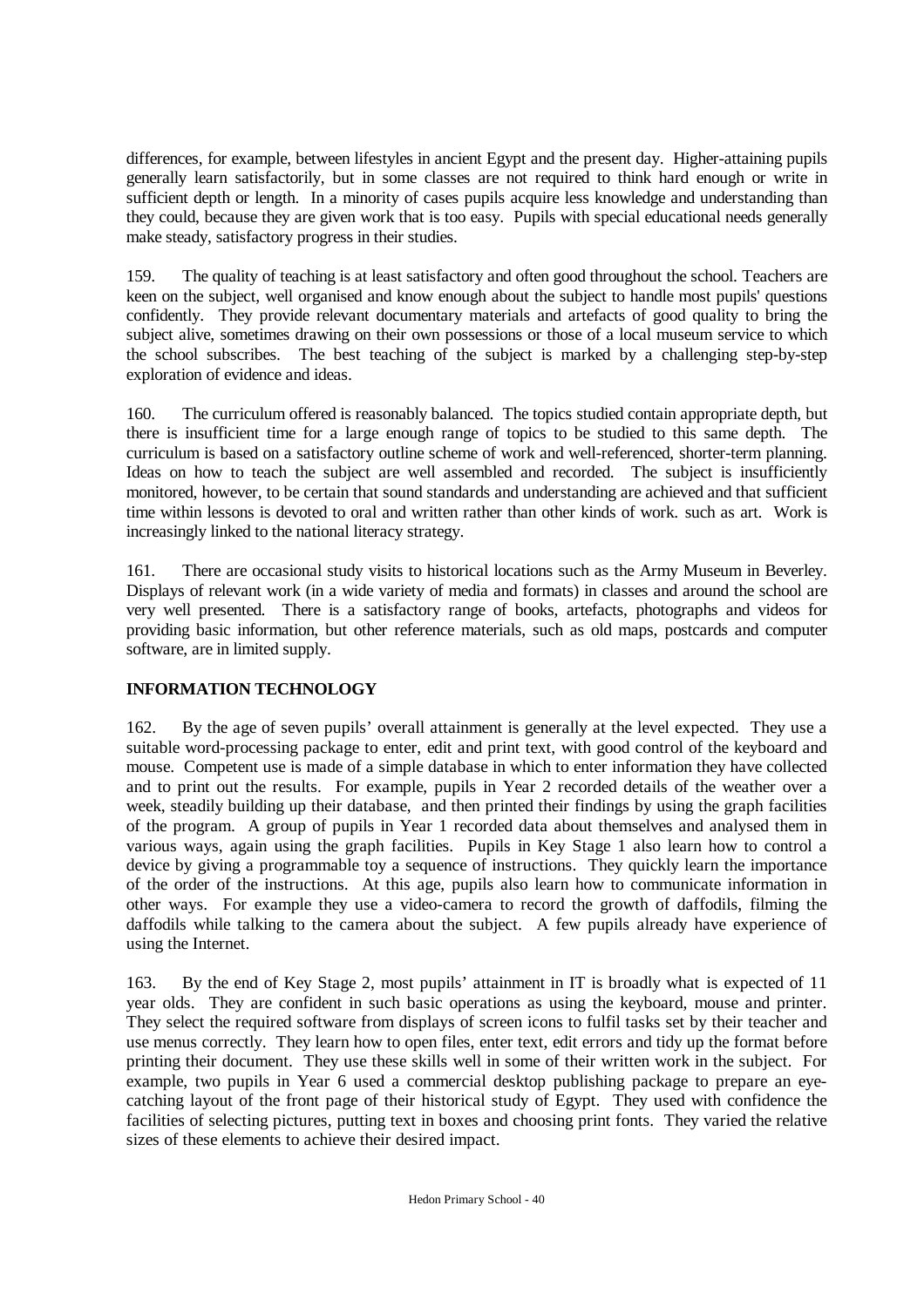differences, for example, between lifestyles in ancient Egypt and the present day. Higher-attaining pupils generally learn satisfactorily, but in some classes are not required to think hard enough or write in sufficient depth or length. In a minority of cases pupils acquire less knowledge and understanding than they could, because they are given work that is too easy. Pupils with special educational needs generally make steady, satisfactory progress in their studies.

159. The quality of teaching is at least satisfactory and often good throughout the school. Teachers are keen on the subject, well organised and know enough about the subject to handle most pupils' questions confidently. They provide relevant documentary materials and artefacts of good quality to bring the subject alive, sometimes drawing on their own possessions or those of a local museum service to which the school subscribes. The best teaching of the subject is marked by a challenging step-by-step exploration of evidence and ideas.

160. The curriculum offered is reasonably balanced. The topics studied contain appropriate depth, but there is insufficient time for a large enough range of topics to be studied to this same depth. The curriculum is based on a satisfactory outline scheme of work and well-referenced, shorter-term planning. Ideas on how to teach the subject are well assembled and recorded. The subject is insufficiently monitored, however, to be certain that sound standards and understanding are achieved and that sufficient time within lessons is devoted to oral and written rather than other kinds of work. such as art. Work is increasingly linked to the national literacy strategy.

161. There are occasional study visits to historical locations such as the Army Museum in Beverley. Displays of relevant work (in a wide variety of media and formats) in classes and around the school are very well presented. There is a satisfactory range of books, artefacts, photographs and videos for providing basic information, but other reference materials, such as old maps, postcards and computer software, are in limited supply.

## INFORMATION TECHNOLOGY

162. By the age of seven pupils' overall attainment is generally at the level expected. They use a suitable word-processing package to enter, edit and print text, with good control of the keyboard and mouse. Competent use is made of a simple database in which to enter information they have collected and to print out the results. For example, pupils in Year 2 recorded details of the weather over a week, steadily building up their database, and then printed their findings by using the graph facilities of the program. A group of pupils in Year 1 recorded data about themselves and analysed them in various ways, again using the graph facilities. Pupils in Key Stage 1 also learn how to control a device by giving a programmable toy a sequence of instructions. They quickly learn the importance of the order of the instructions. At this age, pupils also learn how to communicate information in other ways. For example they use a video-camera to record the growth of daffodils, filming the daffodils while talking to the camera about the subject. A few pupils already have experience of using the Internet.

163. By the end of Key Stage 2, most pupils' attainment in IT is broadly what is expected of 11 year olds. They are confident in such basic operations as using the keyboard, mouse and printer. They select the required software from displays of screen icons to fulfil tasks set by their teacher and use menus correctly. They learn how to open files, enter text, edit errors and tidy up the format before printing their document. They use these skills well in some of their written work in the subject. For example, two pupils in Year 6 used a commercial desktop publishing package to prepare an eye-catching layout of the front page of their historical study of Egypt. They used with confidence the facilities of selecting pictures, putting text in boxes and choosing print fonts. They varied the relative sizes of these elements to achieve their desired impact.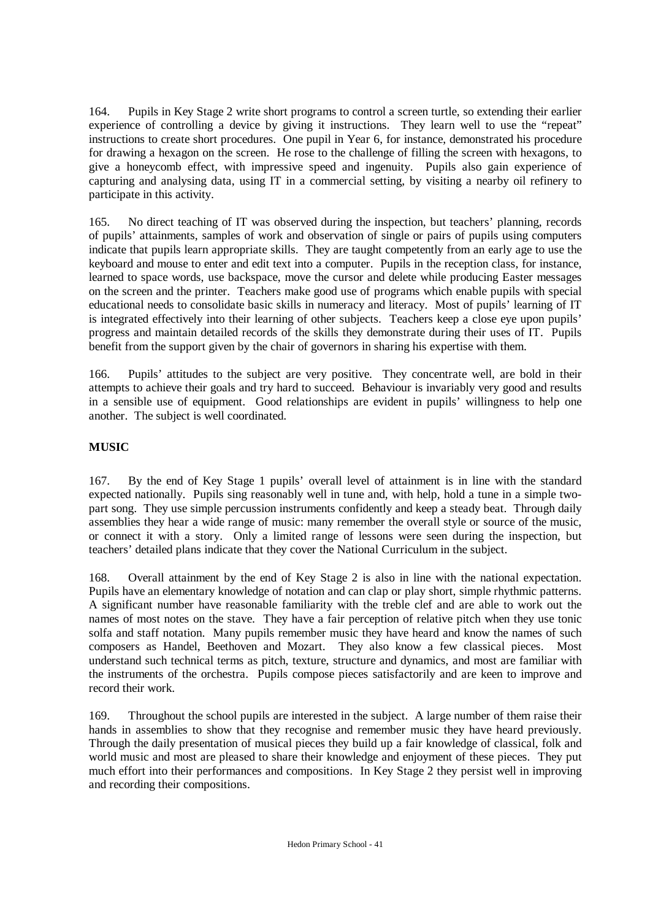164. Pupils in Key Stage 2 write short programs to control a screen turtle, so extending their earlier experience of controlling a device by giving it instructions. They learn well to use the "repeat" instructions to create short procedures. One pupil in Year 6, for instance, demonstrated his procedure for drawing a hexagon on the screen. He rose to the challenge of filling the screen with hexagons, to give a honeycomb effect, with impressive speed and ingenuity. Pupils also gain experience of capturing and analysing data, using IT in a commercial setting, by visiting a nearby oil refinery to participate in this activity.

165. No direct teaching of IT was observed during the inspection, but teachers' planning, records of pupils' attainments, samples of work and observation of single or pairs of pupils using computers indicate that pupils learn appropriate skills. They are taught competently from an early age to use the keyboard and mouse to enter and edit text into a computer. Pupils in the reception class, for instance, learned to space words, use backspace, move the cursor and delete while producing Easter messages on the screen and the printer. Teachers make good use of programs which enable pupils with special educational needs to consolidate basic skills in numeracy and literacy. Most of pupils' learning of IT is integrated effectively into their learning of other subjects. Teachers keep a close eye upon pupils' progress and maintain detailed records of the skills they demonstrate during their uses of IT. Pupils benefit from the support given by the chair of governors in sharing his expertise with them.

166. Pupils' attitudes to the subject are very positive. They concentrate well, are bold in their attempts to achieve their goals and try hard to succeed. Behaviour is invariably very good and results in a sensible use of equipment. Good relationships are evident in pupils' willingness to help one another. The subject is well coordinated.

## MUSIC

167. By the end of Key Stage 1 pupils' overall level of attainment is in line with the standard expected nationally. Pupils sing reasonably well in tune and, with help, hold a tune in a simple two-part song. They use simple percussion instruments confidently and keep a steady beat. Through daily assemblies they hear a wide range of music: many remember the overall style or source of the music, or connect it with a story. Only a limited range of lessons were seen during the inspection, but teachers' detailed plans indicate that they cover the National Curriculum in the subject.

168. Overall attainment by the end of Key Stage 2 is also in line with the national expectation. Pupils have an elementary knowledge of notation and can clap or play short, simple rhythmic patterns. A significant number have reasonable familiarity with the treble clef and are able to work out the names of most notes on the stave. They have a fair perception of relative pitch when they use tonic solfa and staff notation. Many pupils remember music they have heard and know the names of such composers as Handel, Beethoven and Mozart. They also know a few classical pieces. Most understand such technical terms as pitch, texture, structure and dynamics, and most are familiar with the instruments of the orchestra. Pupils compose pieces satisfactorily and are keen to improve and record their work.

169. Throughout the school pupils are interested in the subject. A large number of them raise their hands in assemblies to show that they recognise and remember music they have heard previously. Through the daily presentation of musical pieces they build up a fair knowledge of classical, folk and world music and most are pleased to share their knowledge and enjoyment of these pieces. They put much effort into their performances and compositions. In Key Stage 2 they persist well in improving and recording their compositions.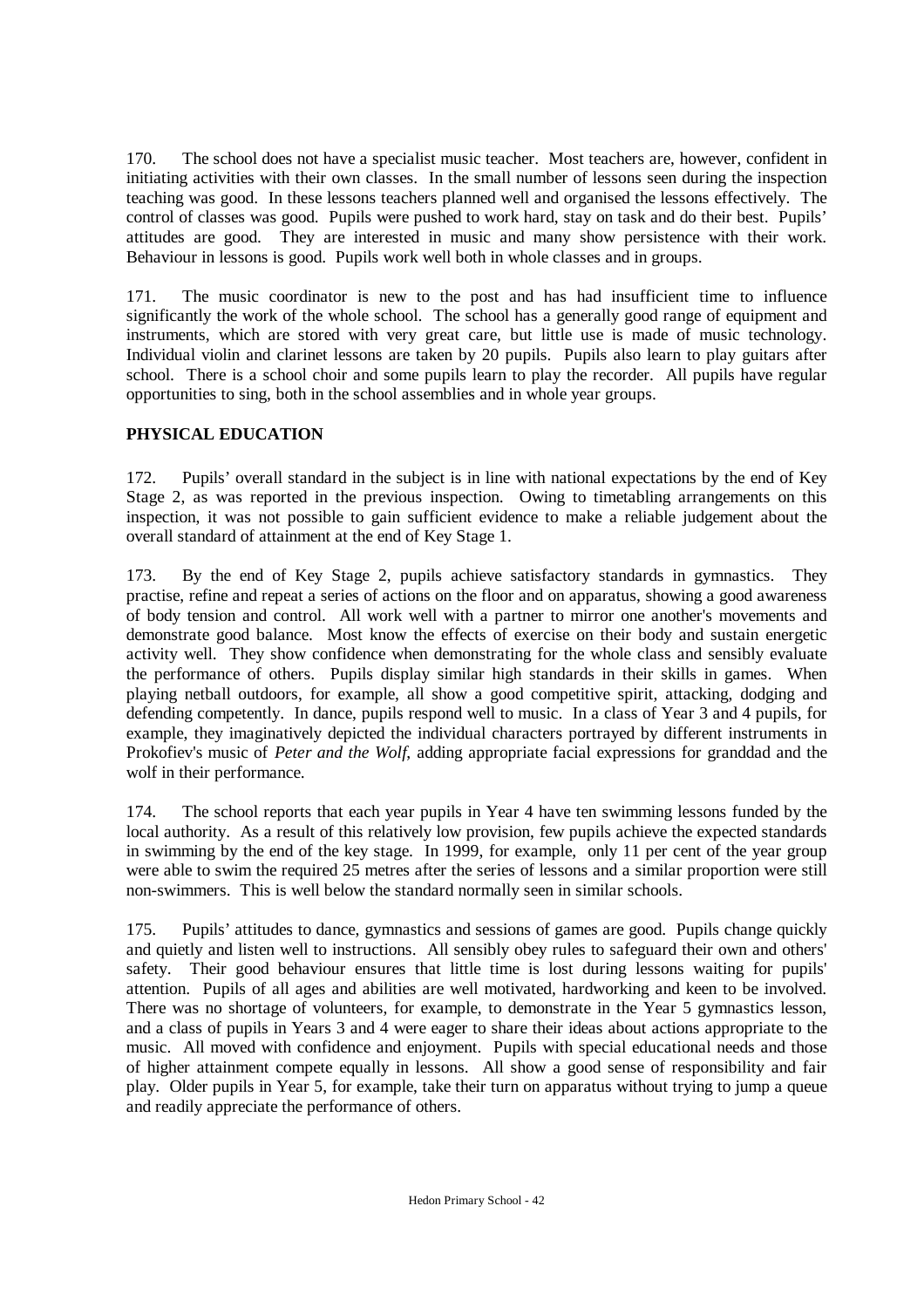170. The school does not have a specialist music teacher. Most teachers are, however, confident in initiating activities with their own classes. In the small number of lessons seen during the inspection teaching was good. In these lessons teachers planned well and organised the lessons effectively. The control of classes was good. Pupils were pushed to work hard, stay on task and do their best. Pupils' attitudes are good. They are interested in music and many show persistence with their work. Behaviour in lessons is good. Pupils work well both in whole classes and in groups.

171. The music coordinator is new to the post and has had insufficient time to influence significantly the work of the whole school. The school has a generally good range of equipment and instruments, which are stored with very great care, but little use is made of music technology. Individual violin and clarinet lessons are taken by 20 pupils. Pupils also learn to play guitars after school. There is a school choir and some pupils learn to play the recorder. All pupils have regular opportunities to sing, both in the school assemblies and in whole year groups.

## PHYSICAL EDUCATION

172. Pupils' overall standard in the subject is in line with national expectations by the end of Key Stage 2, as was reported in the previous inspection. Owing to timetabling arrangements on this inspection, it was not possible to gain sufficient evidence to make a reliable judgement about the overall standard of attainment at the end of Key Stage 1.

173. By the end of Key Stage 2, pupils achieve satisfactory standards in gymnastics. They practise, refine and repeat a series of actions on the floor and on apparatus, showing a good awareness of body tension and control. All work well with a partner to mirror one another's movements and demonstrate good balance. Most know the effects of exercise on their body and sustain energetic activity well. They show confidence when demonstrating for the whole class and sensibly evaluate the performance of others. Pupils display similar high standards in their skills in games. When playing netball outdoors, for example, all show a good competitive spirit, attacking, dodging and defending competently. In dance, pupils respond well to music. In a class of Year 3 and 4 pupils, for example, they imaginatively depicted the individual characters portrayed by different instruments in Prokofiev's music of *Peter and the Wolf*, adding appropriate facial expressions for granddad and the wolf in their performance.

174. The school reports that each year pupils in Year 4 have ten swimming lessons funded by the local authority. As a result of this relatively low provision, few pupils achieve the expected standards in swimming by the end of the key stage. In 1999, for example, only 11 per cent of the year group were able to swim the required 25 metres after the series of lessons and a similar proportion were still non-swimmers. This is well below the standard normally seen in similar schools.

175. Pupils' attitudes to dance, gymnastics and sessions of games are good. Pupils change quickly and quietly and listen well to instructions. All sensibly obey rules to safeguard their own and others' safety. Their good behaviour ensures that little time is lost during lessons waiting for pupils' attention. Pupils of all ages and abilities are well motivated, hardworking and keen to be involved. There was no shortage of volunteers, for example, to demonstrate in the Year 5 gymnastics lesson, and a class of pupils in Years 3 and 4 were eager to share their ideas about actions appropriate to the music. All moved with confidence and enjoyment. Pupils with special educational needs and those of higher attainment compete equally in lessons. All show a good sense of responsibility and fair play. Older pupils in Year 5, for example, take their turn on apparatus without trying to jump a queue and readily appreciate the performance of others.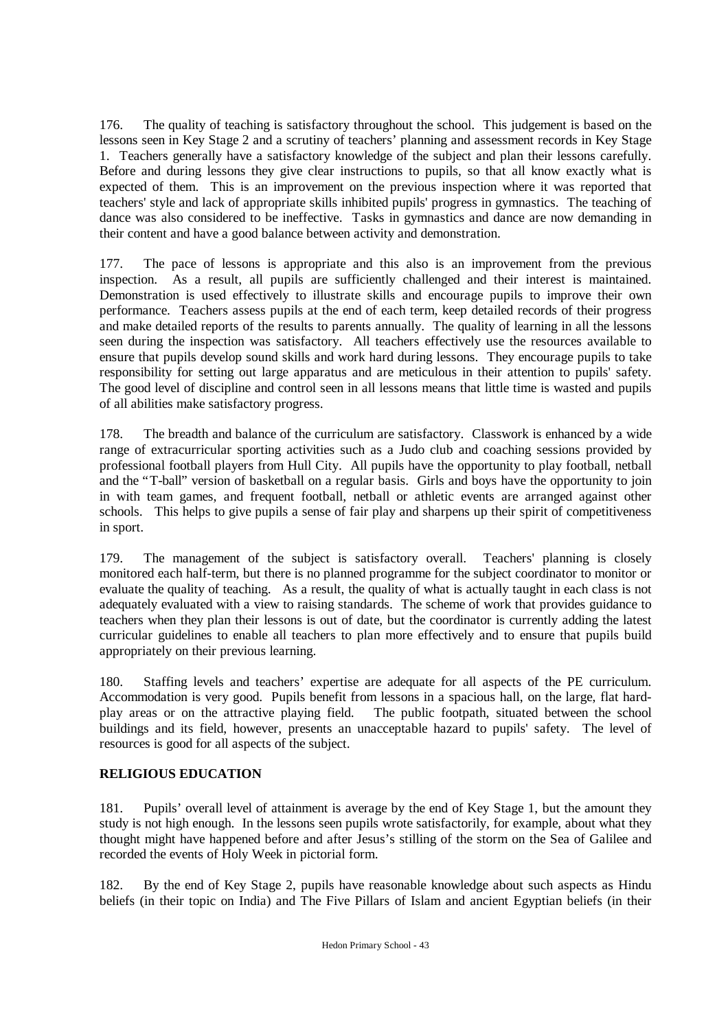176. The quality of teaching is satisfactory throughout the school. This judgement is based on the lessons seen in Key Stage 2 and a scrutiny of teachers' planning and assessment records in Key Stage 1. Teachers generally have a satisfactory knowledge of the subject and plan their lessons carefully. Before and during lessons they give clear instructions to pupils, so that all know exactly what is expected of them. This is an improvement on the previous inspection where it was reported that teachers' style and lack of appropriate skills inhibited pupils' progress in gymnastics. The teaching of dance was also considered to be ineffective. Tasks in gymnastics and dance are now demanding in their content and have a good balance between activity and demonstration.

177. The pace of lessons is appropriate and this also is an improvement from the previous inspection. As a result, all pupils are sufficiently challenged and their interest is maintained. Demonstration is used effectively to illustrate skills and encourage pupils to improve their own performance. Teachers assess pupils at the end of each term, keep detailed records of their progress and make detailed reports of the results to parents annually. The quality of learning in all the lessons seen during the inspection was satisfactory. All teachers effectively use the resources available to ensure that pupils develop sound skills and work hard during lessons. They encourage pupils to take responsibility for setting out large apparatus and are meticulous in their attention to pupils' safety. The good level of discipline and control seen in all lessons means that little time is wasted and pupils of all abilities make satisfactory progress.

178. The breadth and balance of the curriculum are satisfactory. Classwork is enhanced by a wide range of extracurricular sporting activities such as a Judo club and coaching sessions provided by professional football players from Hull City. All pupils have the opportunity to play football, netball and the "T-ball" version of basketball on a regular basis. Girls and boys have the opportunity to join in with team games, and frequent football, netball or athletic events are arranged against other schools. This helps to give pupils a sense of fair play and sharpens up their spirit of competitiveness in sport.

179. The management of the subject is satisfactory overall. Teachers' planning is closely monitored each half-term, but there is no planned programme for the subject coordinator to monitor or evaluate the quality of teaching. As a result, the quality of what is actually taught in each class is not adequately evaluated with a view to raising standards. The scheme of work that provides guidance to teachers when they plan their lessons is out of date, but the coordinator is currently adding the latest curricular guidelines to enable all teachers to plan more effectively and to ensure that pupils build appropriately on their previous learning.

180. Staffing levels and teachers' expertise are adequate for all aspects of the PE curriculum. Accommodation is very good. Pupils benefit from lessons in a spacious hall, on the large, flat hard-play areas or on the attractive playing field. The public footpath, situated between the school buildings and its field, however, presents an unacceptable hazard to pupils' safety. The level of resources is good for all aspects of the subject.

## RELIGIOUS EDUCATION

181. Pupils' overall level of attainment is average by the end of Key Stage 1, but the amount they study is not high enough. In the lessons seen pupils wrote satisfactorily, for example, about what they thought might have happened before and after Jesus's stilling of the storm on the Sea of Galilee and recorded the events of Holy Week in pictorial form.

182. By the end of Key Stage 2, pupils have reasonable knowledge about such aspects as Hindu beliefs (in their topic on India) and The Five Pillars of Islam and ancient Egyptian beliefs (in their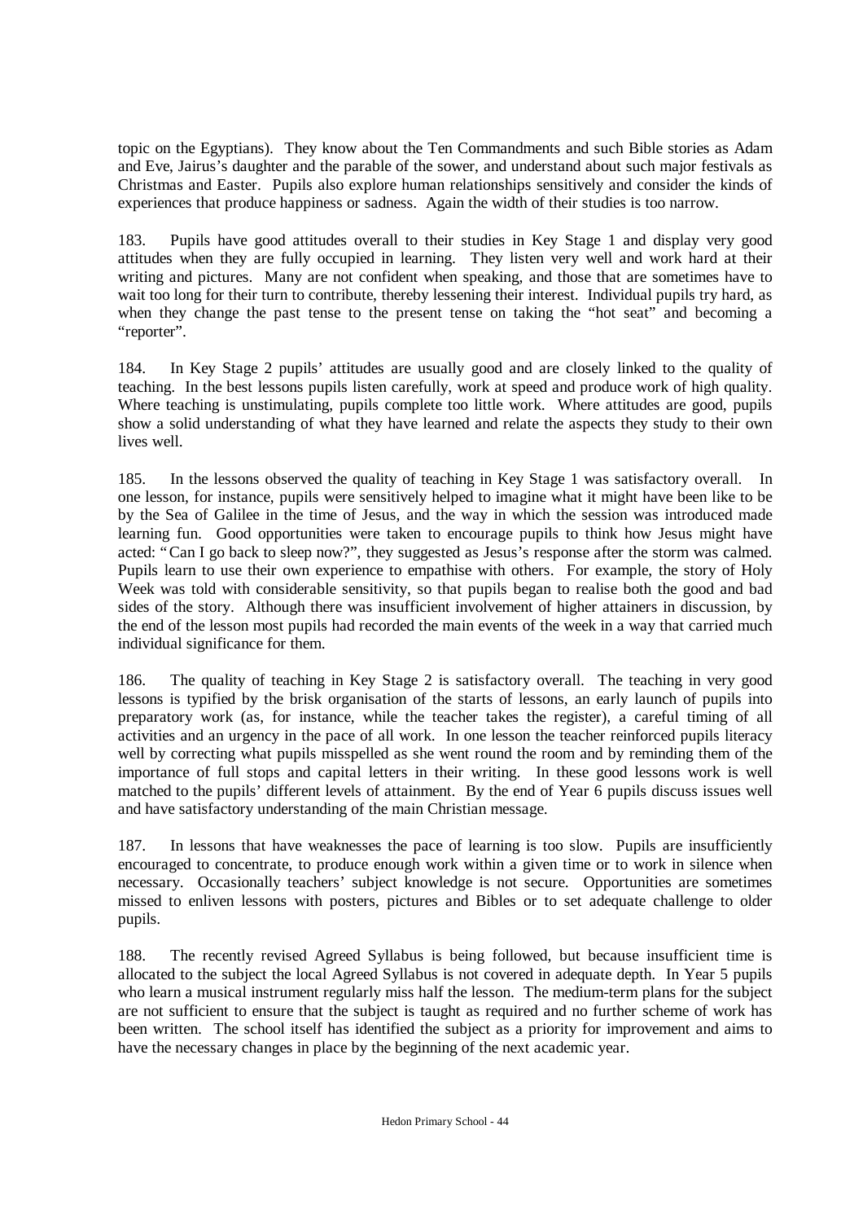topic on the Egyptians). They know about the Ten Commandments and such Bible stories as Adam and Eve, Jairus's daughter and the parable of the sower, and understand about such major festivals as Christmas and Easter. Pupils also explore human relationships sensitively and consider the kinds of experiences that produce happiness or sadness. Again the width of their studies is too narrow.

183. Pupils have good attitudes overall to their studies in Key Stage 1 and display very good attitudes when they are fully occupied in learning. They listen very well and work hard at their writing and pictures. Many are not confident when speaking, and those that are sometimes have to wait too long for their turn to contribute, thereby lessening their interest. Individual pupils try hard, as when they change the past tense to the present tense on taking the "hot seat" and becoming a "reporter".

184. In Key Stage 2 pupils' attitudes are usually good and are closely linked to the quality of teaching. In the best lessons pupils listen carefully, work at speed and produce work of high quality. Where teaching is unstimulating, pupils complete too little work. Where attitudes are good, pupils show a solid understanding of what they have learned and relate the aspects they study to their own lives well.

185. In the lessons observed the quality of teaching in Key Stage 1 was satisfactory overall. In one lesson, for instance, pupils were sensitively helped to imagine what it might have been like to be by the Sea of Galilee in the time of Jesus, and the way in which the session was introduced made learning fun. Good opportunities were taken to encourage pupils to think how Jesus might have acted: "Can I go back to sleep now?", they suggested as Jesus's response after the storm was calmed. Pupils learn to use their own experience to empathise with others. For example, the story of Holy Week was told with considerable sensitivity, so that pupils began to realise both the good and bad sides of the story. Although there was insufficient involvement of higher attainers in discussion, by the end of the lesson most pupils had recorded the main events of the week in a way that carried much individual significance for them.

186. The quality of teaching in Key Stage 2 is satisfactory overall. The teaching in very good lessons is typified by the brisk organisation of the starts of lessons, an early launch of pupils into preparatory work (as, for instance, while the teacher takes the register), a careful timing of all activities and an urgency in the pace of all work. In one lesson the teacher reinforced pupils literacy well by correcting what pupils misspelled as she went round the room and by reminding them of the importance of full stops and capital letters in their writing. In these good lessons work is well matched to the pupils' different levels of attainment. By the end of Year 6 pupils discuss issues well and have satisfactory understanding of the main Christian message.

187. In lessons that have weaknesses the pace of learning is too slow. Pupils are insufficiently encouraged to concentrate, to produce enough work within a given time or to work in silence when necessary. Occasionally teachers' subject knowledge is not secure. Opportunities are sometimes missed to enliven lessons with posters, pictures and Bibles or to set adequate challenge to older pupils.

188. The recently revised Agreed Syllabus is being followed, but because insufficient time is allocated to the subject the local Agreed Syllabus is not covered in adequate depth. In Year 5 pupils who learn a musical instrument regularly miss half the lesson. The medium-term plans for the subject are not sufficient to ensure that the subject is taught as required and no further scheme of work has been written. The school itself has identified the subject as a priority for improvement and aims to have the necessary changes in place by the beginning of the next academic year.